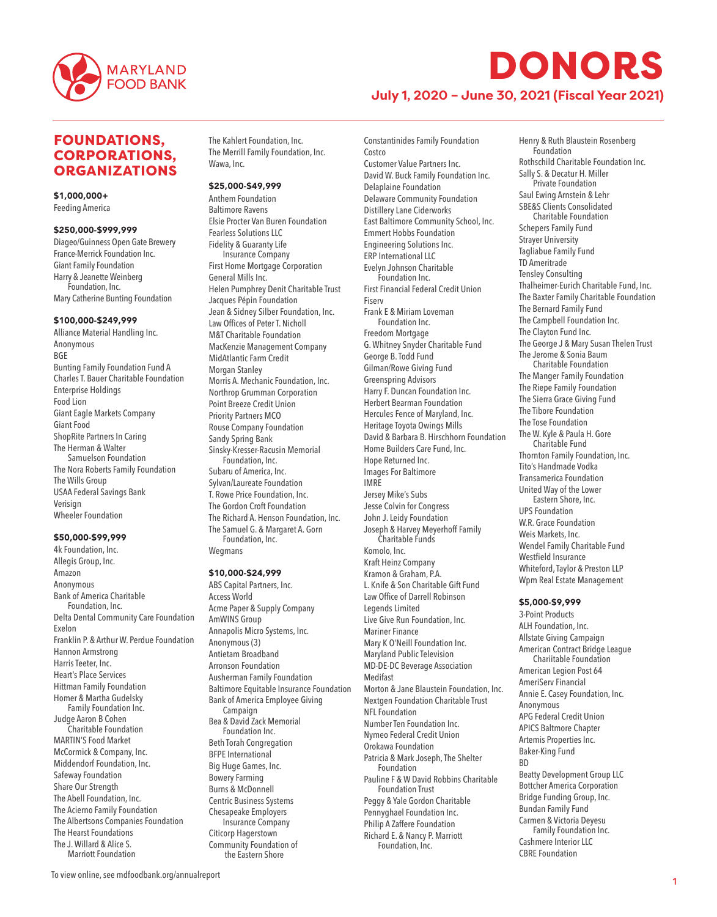# DONORS

## July 1, 2020 – June 30, 2021 (Fiscal Year 2021)

## FOUNDATIONS, CORPORATIONS, ORGANIZATIONS

### $1,000,000+

Feeding America

### $250,000-$999,999

Diageo/Guinness Open Gate Brewery
France-Merrick Foundation Inc.
Giant Family Foundation
Harry & Jeanette Weinberg Foundation, Inc.
Mary Catherine Bunting Foundation

### $100,000-$249,999

Alliance Material Handling Inc.
Anonymous
BGE
Bunting Family Foundation Fund A
Charles T. Bauer Charitable Foundation
Enterprise Holdings
Food Lion
Giant Eagle Markets Company
Giant Food
ShopRite Partners In Caring
The Herman & Walter Samuelson Foundation
The Nora Roberts Family Foundation
The Wills Group
USAA Federal Savings Bank
Verisign
Wheeler Foundation

### $50,000-$99,999

4k Foundation, Inc.
Allegis Group, Inc.
Amazon
Anonymous
Bank of America Charitable Foundation, Inc.
Delta Dental Community Care Foundation
Exelon
Franklin P. & Arthur W. Perdue Foundation
Hannon Armstrong
Harris Teeter, Inc.
Heart's Place Services
Hittman Family Foundation
Homer & Martha Gudelsky Family Foundation Inc.
Judge Aaron B Cohen Charitable Foundation
MARTIN'S Food Market
McCormick & Company, Inc.
Middendorf Foundation, Inc.
Safeway Foundation
Share Our Strength
The Abell Foundation, Inc.
The Acierno Family Foundation
The Albertsons Companies Foundation
The Hearst Foundations
The J. Willard & Alice S. Marriott Foundation
The Kahlert Foundation, Inc.
The Merrill Family Foundation, Inc.
Wawa, Inc.

### $25,000-$49,999

Anthem Foundation
Baltimore Ravens
Elsie Procter Van Buren Foundation
Fearless Solutions LLC
Fidelity & Guaranty Life Insurance Company
First Home Mortgage Corporation
General Mills Inc.
Helen Pumphrey Denit Charitable Trust
Jacques Pépin Foundation
Jean & Sidney Silber Foundation, Inc.
Law Offices of Peter T. Nicholl
M&T Charitable Foundation
MacKenzie Management Company
MidAtlantic Farm Credit
Morgan Stanley
Morris A. Mechanic Foundation, Inc.
Northrop Grumman Corporation
Point Breeze Credit Union
Priority Partners MCO
Rouse Company Foundation
Sandy Spring Bank
Sinsky-Kresser-Racusin Memorial Foundation, Inc.
Subaru of America, Inc.
Sylvan/Laureate Foundation
T. Rowe Price Foundation, Inc.
The Gordon Croft Foundation
The Richard A. Henson Foundation, Inc.
The Samuel G. & Margaret A. Gorn Foundation, Inc.
Wegmans

### $10,000-$24,999

ABS Capital Partners, Inc.
Access World
Acme Paper & Supply Company
AmWINS Group
Annapolis Micro Systems, Inc.
Anonymous (3)
Antietam Broadband
Arronson Foundation
Ausherman Family Foundation
Baltimore Equitable Insurance Foundation
Bank of America Employee Giving Campaign
Bea & David Zack Memorial Foundation Inc.
Beth Torah Congregation
BFPE International
Big Huge Games, Inc.
Bowery Farming
Burns & McDonnell
Centric Business Systems
Chesapeake Employers Insurance Company
Citicorp Hagerstown
Community Foundation of the Eastern Shore
Constantinides Family Foundation
Costco
Customer Value Partners Inc.
David W. Buck Family Foundation Inc.
Delaplaine Foundation
Delaware Community Foundation
Distillery Lane Ciderworks
East Baltimore Community School, Inc.
Emmert Hobbs Foundation
Engineering Solutions Inc.
ERP International LLC
Evelyn Johnson Charitable Foundation Inc.
First Financial Federal Credit Union
Fiserv
Frank E & Miriam Loveman Foundation Inc.
Freedom Mortgage
G. Whitney Snyder Charitable Fund
George B. Todd Fund
Gilman/Rowe Giving Fund
Greenspring Advisors
Harry F. Duncan Foundation Inc.
Herbert Bearman Foundation
Hercules Fence of Maryland, Inc.
Heritage Toyota Owings Mills
David & Barbara B. Hirschhorn Foundation
Home Builders Care Fund, Inc.
Hope Returned Inc.
Images For Baltimore
IMRE
Jersey Mike's Subs
Jesse Colvin for Congress
John J. Leidy Foundation
Joseph & Harvey Meyerhoff Family Charitable Funds
Komolo, Inc.
Kraft Heinz Company
Kramon & Graham, P.A.
L. Knife & Son Charitable Gift Fund
Law Office of Darrell Robinson
Legends Limited
Live Give Run Foundation, Inc.
Mariner Finance
Mary K O'Neill Foundation Inc.
Maryland Public Television
MD-DE-DC Beverage Association
Medifast
Morton & Jane Blaustein Foundation, Inc.
Nextgen Foundation Charitable Trust
NFL Foundation
Number Ten Foundation Inc.
Nymeo Federal Credit Union
Orokawa Foundation
Patricia & Mark Joseph, The Shelter Foundation
Pauline F & W David Robbins Charitable Foundation Trust
Peggy & Yale Gordon Charitable
Pennyghael Foundation Inc.
Philip A Zaffere Foundation
Richard E. & Nancy P. Marriott Foundation, Inc.
Henry & Ruth Blaustein Rosenberg Foundation
Rothschild Charitable Foundation Inc.
Sally S. & Decatur H. Miller Private Foundation
Saul Ewing Arnstein & Lehr
SBE&S Clients Consolidated Charitable Foundation
Schepers Family Fund
Strayer University
Tagliabue Family Fund
TD Ameritrade
Tensley Consulting
Thalheimer-Eurich Charitable Fund, Inc.
The Baxter Family Charitable Foundation
The Bernard Family Fund
The Campbell Foundation Inc.
The Clayton Fund Inc.
The George J & Mary Susan Thelen Trust
The Jerome & Sonia Baum Charitable Foundation
The Manger Family Foundation
The Riepe Family Foundation
The Sierra Grace Giving Fund
The Tibore Foundation
The Tose Foundation
The W. Kyle & Paula H. Gore Charitable Fund
Thornton Family Foundation, Inc.
Tito's Handmade Vodka
Transamerica Foundation
United Way of the Lower Eastern Shore, Inc.
UPS Foundation
W.R. Grace Foundation
Weis Markets, Inc.
Wendel Family Charitable Fund
Westfield Insurance
Whiteford, Taylor & Preston LLP
Wpm Real Estate Management

### $5,000-$9,999

3-Point Products
ALH Foundation, Inc.
Allstate Giving Campaign
American Contract Bridge League Chariitable Foundation
American Legion Post 64
AmeriServ Financial
Annie E. Casey Foundation, Inc.
Anonymous
APG Federal Credit Union
APICS Baltmore Chapter
Artemis Properties Inc.
Baker-King Fund
BD
Beatty Development Group LLC
Bottcher America Corporation
Bridge Funding Group, Inc.
Bundan Family Fund
Carmen & Victoria Deyesu Family Foundation Inc.
Cashmere Interior LLC
CBRE Foundation

To view online, see mdfoodbank.org/annualreport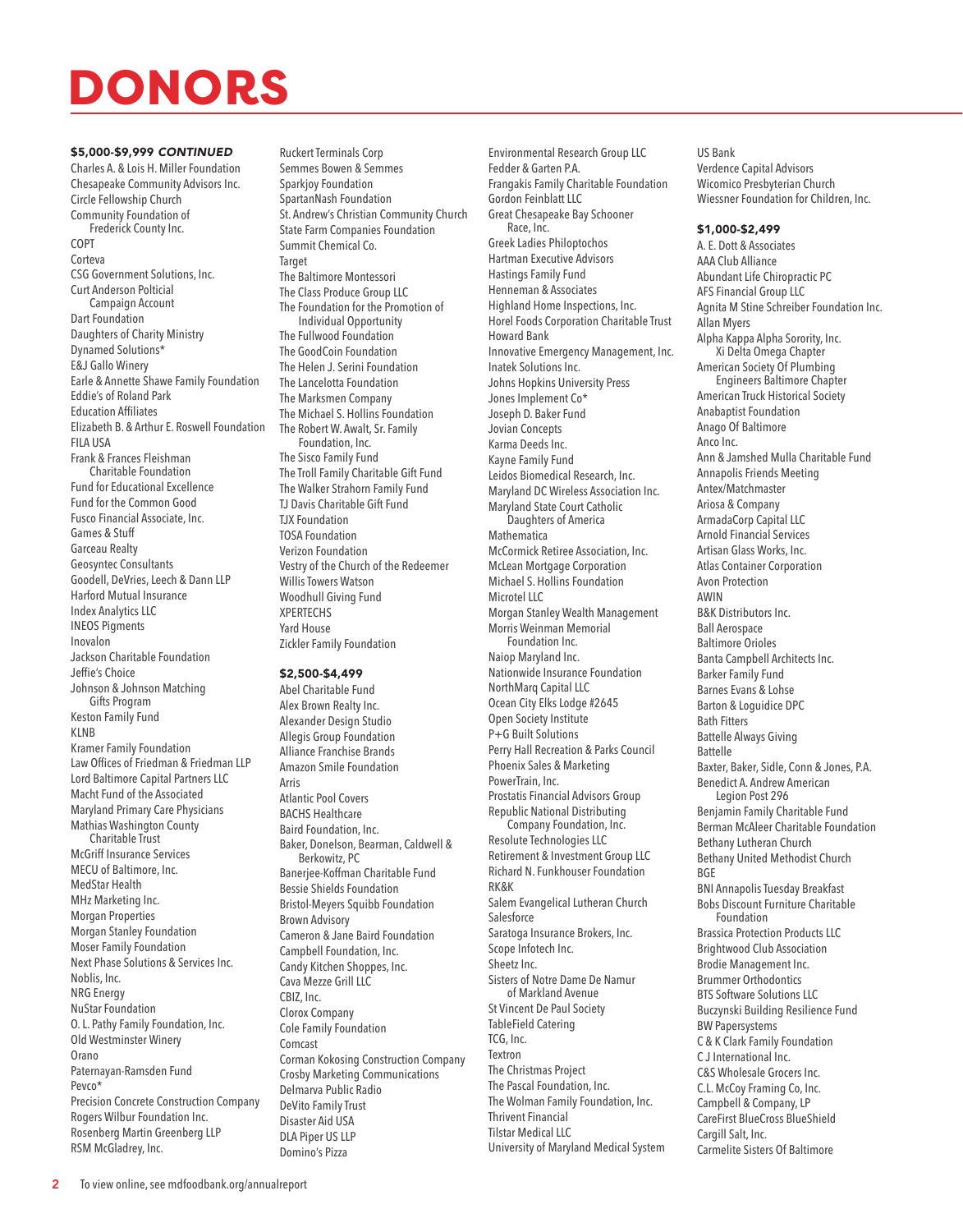# DONORS

### $5,000-$9,999 *CONTINUED*

Charles A. & Lois H. Miller Foundation
Chesapeake Community Advisors Inc.
Circle Fellowship Church
Community Foundation of Frederick County Inc.
COPT
Corteva
CSG Government Solutions, Inc.
Curt Anderson Polticial Campaign Account
Dart Foundation
Daughters of Charity Ministry
Dynamed Solutions*
E&J Gallo Winery
Earle & Annette Shawe Family Foundation
Eddie's of Roland Park
Education Affiliates
Elizabeth B. & Arthur E. Roswell Foundation
FILA USA
Frank & Frances Fleishman Charitable Foundation
Fund for Educational Excellence
Fund for the Common Good
Fusco Financial Associate, Inc.
Games & Stuff
Garceau Realty
Geosyntec Consultants
Goodell, DeVries, Leech & Dann LLP
Harford Mutual Insurance
Index Analytics LLC
INEOS Pigments
Inovalon
Jackson Charitable Foundation
Jeffie's Choice
Johnson & Johnson Matching Gifts Program
Keston Family Fund
KLNB
Kramer Family Foundation
Law Offices of Friedman & Friedman LLP
Lord Baltimore Capital Partners LLC
Macht Fund of the Associated
Maryland Primary Care Physicians
Mathias Washington County Charitable Trust
McGriff Insurance Services
MECU of Baltimore, Inc.
MedStar Health
MHz Marketing Inc.
Morgan Properties
Morgan Stanley Foundation
Moser Family Foundation
Next Phase Solutions & Services Inc.
Noblis, Inc.
NRG Energy
NuStar Foundation
O. L. Pathy Family Foundation, Inc.
Old Westminster Winery
Orano
Paternayan-Ramsden Fund
Pevco*
Precision Concrete Construction Company
Rogers Wilbur Foundation Inc.
Rosenberg Martin Greenberg LLP
RSM McGladrey, Inc.
Ruckert Terminals Corp
Semmes Bowen & Semmes
Sparkjoy Foundation
SpartanNash Foundation
St. Andrew's Christian Community Church
State Farm Companies Foundation
Summit Chemical Co.
Target
The Baltimore Montessori
The Class Produce Group LLC
The Foundation for the Promotion of Individual Opportunity
The Fullwood Foundation
The GoodCoin Foundation
The Helen J. Serini Foundation
The Lancelotta Foundation
The Marksmen Company
The Michael S. Hollins Foundation
The Robert W. Awalt, Sr. Family Foundation, Inc.
The Sisco Family Fund
The Troll Family Charitable Gift Fund
The Walker Strahorn Family Fund
TJ Davis Charitable Gift Fund
TJX Foundation
TOSA Foundation
Verizon Foundation
Vestry of the Church of the Redeemer
Willis Towers Watson
Woodhull Giving Fund
XPERTECHS
Yard House
Zickler Family Foundation

### $2,500-$4,499

Abel Charitable Fund
Alex Brown Realty Inc.
Alexander Design Studio
Allegis Group Foundation
Alliance Franchise Brands
Amazon Smile Foundation
Arris
Atlantic Pool Covers
BACHS Healthcare
Baird Foundation, Inc.
Baker, Donelson, Bearman, Caldwell & Berkowitz, PC
Banerjee-Koffman Charitable Fund
Bessie Shields Foundation
Bristol-Meyers Squibb Foundation
Brown Advisory
Cameron & Jane Baird Foundation
Campbell Foundation, Inc.
Candy Kitchen Shoppes, Inc.
Cava Mezze Grill LLC
CBIZ, Inc.
Clorox Company
Cole Family Foundation
Comcast
Corman Kokosing Construction Company
Crosby Marketing Communications
Delmarva Public Radio
DeVito Family Trust
Disaster Aid USA
DLA Piper US LLP
Domino's Pizza
Environmental Research Group LLC
Fedder & Garten P.A.
Frangakis Family Charitable Foundation
Gordon Feinblatt LLC
Great Chesapeake Bay Schooner Race, Inc.
Greek Ladies Philoptochos
Hartman Executive Advisors
Hastings Family Fund
Henneman & Associates
Highland Home Inspections, Inc.
Horel Foods Corporation Charitable Trust
Howard Bank
Innovative Emergency Management, Inc.
Inatek Solutions Inc.
Johns Hopkins University Press
Jones Implement Co*
Joseph D. Baker Fund
Jovian Concepts
Karma Deeds Inc.
Kayne Family Fund
Leidos Biomedical Research, Inc.
Maryland DC Wireless Association Inc.
Maryland State Court Catholic Daughters of America
Mathematica
McCormick Retiree Association, Inc.
McLean Mortgage Corporation
Michael S. Hollins Foundation
Microtel LLC
Morgan Stanley Wealth Management
Morris Weinman Memorial Foundation Inc.
Naiop Maryland Inc.
Nationwide Insurance Foundation
NorthMarq Capital LLC
Ocean City Elks Lodge #2645
Open Society Institute
P+G Built Solutions
Perry Hall Recreation & Parks Council
Phoenix Sales & Marketing
PowerTrain, Inc.
Prostatis Financial Advisors Group
Republic National Distributing Company Foundation, Inc.
Resolute Technologies LLC
Retirement & Investment Group LLC
Richard N. Funkhouser Foundation
RK&K
Salem Evangelical Lutheran Church
Salesforce
Saratoga Insurance Brokers, Inc.
Scope Infotech Inc.
Sheetz Inc.
Sisters of Notre Dame De Namur of Markland Avenue
St Vincent De Paul Society
TableField Catering
TCG, Inc.
Textron
The Christmas Project
The Pascal Foundation, Inc.
The Wolman Family Foundation, Inc.
Thrivent Financial
Tilstar Medical LLC
University of Maryland Medical System
US Bank
Verdence Capital Advisors
Wicomico Presbyterian Church
Wiessner Foundation for Children, Inc.

### $1,000-$2,499

A. E. Dott & Associates
AAA Club Alliance
Abundant Life Chiropractic PC
AFS Financial Group LLC
Agnita M Stine Schreiber Foundation Inc.
Allan Myers
Alpha Kappa Alpha Sorority, Inc. Xi Delta Omega Chapter
American Society Of Plumbing Engineers Baltimore Chapter
American Truck Historical Society
Anabaptist Foundation
Anago Of Baltimore
Anco Inc.
Ann & Jamshed Mulla Charitable Fund
Annapolis Friends Meeting
Antex/Matchmaster
Ariosa & Company
ArmadaCorp Capital LLC
Arnold Financial Services
Artisan Glass Works, Inc.
Atlas Container Corporation
Avon Protection
AWIN
B&K Distributors Inc.
Ball Aerospace
Baltimore Orioles
Banta Campbell Architects Inc.
Barker Family Fund
Barnes Evans & Lohse
Barton & Loguidice DPC
Bath Fitters
Battelle Always Giving
Battelle
Baxter, Baker, Sidle, Conn & Jones, P.A.
Benedict A. Andrew American Legion Post 296
Benjamin Family Charitable Fund
Berman McAleer Charitable Foundation
Bethany Lutheran Church
Bethany United Methodist Church
BGE
BNI Annapolis Tuesday Breakfast
Bobs Discount Furniture Charitable Foundation
Brassica Protection Products LLC
Brightwood Club Association
Brodie Management Inc.
Brummer Orthodontics
BTS Software Solutions LLC
Buczynski Building Resilience Fund
BW Papersystems
C & K Clark Family Foundation
C J International Inc.
C&S Wholesale Grocers Inc.
C.L. McCoy Framing Co, Inc.
Campbell & Company, LP
CareFirst BlueCross BlueShield
Cargill Salt, Inc.
Carmelite Sisters Of Baltimore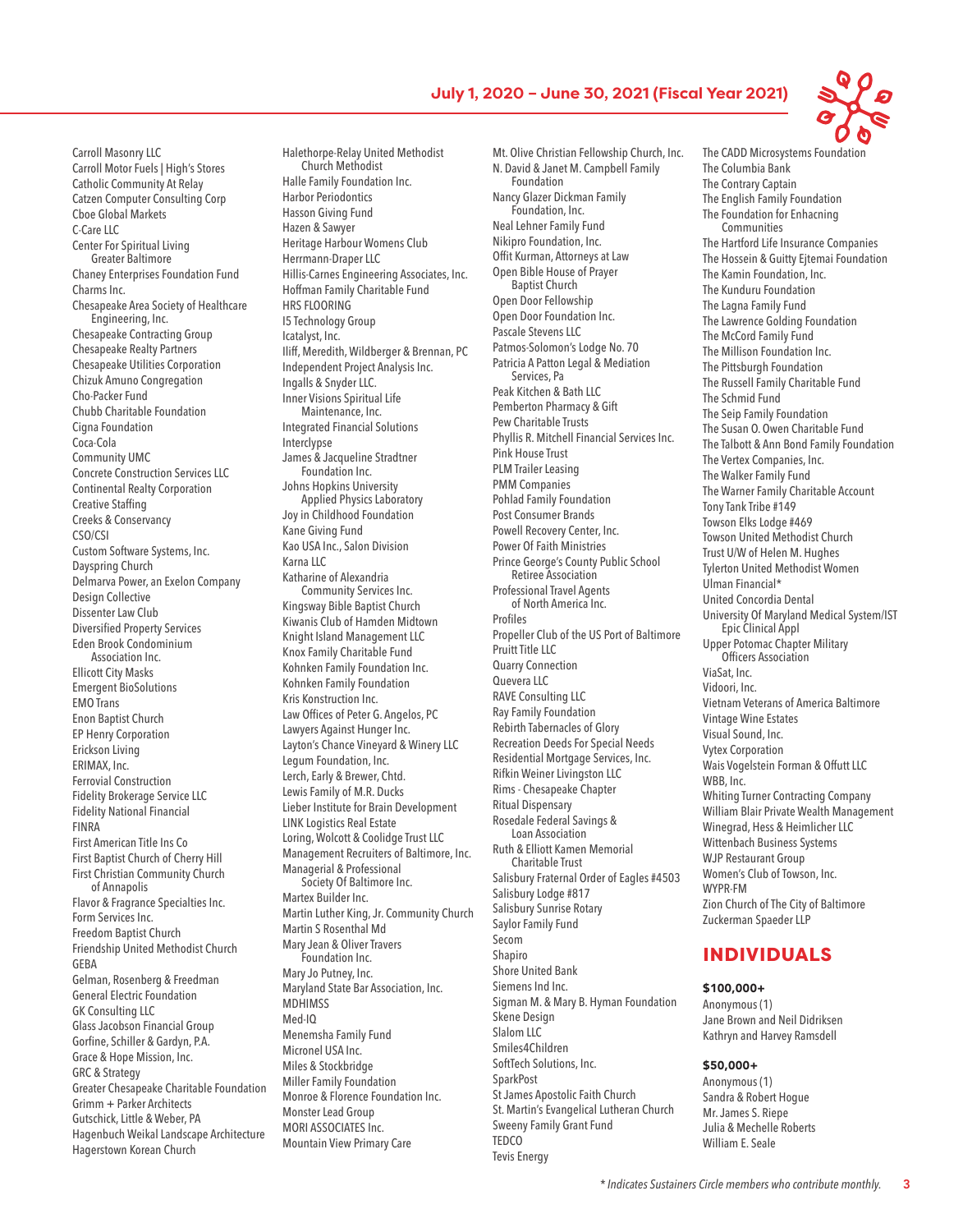Carroll Masonry LLC
Carroll Motor Fuels | High's Stores
Catholic Community At Relay
Catzen Computer Consulting Corp
Cboe Global Markets
C-Care LLC
Center For Spiritual Living Greater Baltimore
Chaney Enterprises Foundation Fund
Charms Inc.
Chesapeake Area Society of Healthcare Engineering, Inc.
Chesapeake Contracting Group
Chesapeake Realty Partners
Chesapeake Utilities Corporation
Chizuk Amuno Congregation
Cho-Packer Fund
Chubb Charitable Foundation
Cigna Foundation
Coca-Cola
Community UMC
Concrete Construction Services LLC
Continental Realty Corporation
Creative Staffing
Creeks & Conservancy
CSO/CSI
Custom Software Systems, Inc.
Dayspring Church
Delmarva Power, an Exelon Company
Design Collective
Dissenter Law Club
Diversified Property Services
Eden Brook Condominium Association Inc.
Ellicott City Masks
Emergent BioSolutions
EMO Trans
Enon Baptist Church
EP Henry Corporation
Erickson Living
ERIMAX, Inc.
Ferrovial Construction
Fidelity Brokerage Service LLC
Fidelity National Financial
FINRA
First American Title Ins Co
First Baptist Church of Cherry Hill
First Christian Community Church of Annapolis
Flavor & Fragrance Specialties Inc.
Form Services Inc.
Freedom Baptist Church
Friendship United Methodist Church
GEBA
Gelman, Rosenberg & Freedman
General Electric Foundation
GK Consulting LLC
Glass Jacobson Financial Group
Gorfine, Schiller & Gardyn, P.A.
Grace & Hope Mission, Inc.
GRC & Strategy
Greater Chesapeake Charitable Foundation
Grimm + Parker Architects
Gutschick, Little & Weber, PA
Hagenbuch Weikal Landscape Architecture
Hagerstown Korean Church
Halethorpe-Relay United Methodist Church Methodist
Halle Family Foundation Inc.
Harbor Periodontics
Hasson Giving Fund
Hazen & Sawyer
Heritage Harbour Womens Club
Herrmann-Draper LLC
Hillis-Carnes Engineering Associates, Inc.
Hoffman Family Charitable Fund
HRS FLOORING
I5 Technology Group
Icatalyst, Inc.
Iliff, Meredith, Wildberger & Brennan, PC
Independent Project Analysis Inc.
Ingalls & Snyder LLC.
Inner Visions Spiritual Life Maintenance, Inc.
Integrated Financial Solutions
Interclypse
James & Jacqueline Stradtner Foundation Inc.
Johns Hopkins University Applied Physics Laboratory
Joy in Childhood Foundation
Kane Giving Fund
Kao USA Inc., Salon Division
Karna LLC
Katharine of Alexandria Community Services Inc.
Kingsway Bible Baptist Church
Kiwanis Club of Hamden Midtown
Knight Island Management LLC
Knox Family Charitable Fund
Kohnken Family Foundation Inc.
Kohnken Family Foundation
Kris Konstruction Inc.
Law Offices of Peter G. Angelos, PC
Lawyers Against Hunger Inc.
Layton's Chance Vineyard & Winery LLC
Legum Foundation, Inc.
Lerch, Early & Brewer, Chtd.
Lewis Family of M.R. Ducks
Lieber Institute for Brain Development
LINK Logistics Real Estate
Loring, Wolcott & Coolidge Trust LLC
Management Recruiters of Baltimore, Inc.
Managerial & Professional Society Of Baltimore Inc.
Martex Builder Inc.
Martin Luther King, Jr. Community Church
Martin S Rosenthal Md
Mary Jean & Oliver Travers Foundation Inc.
Mary Jo Putney, Inc.
Maryland State Bar Association, Inc.
MDHIMSS
Med-IQ
Menemsha Family Fund
Micronel USA Inc.
Miles & Stockbridge
Miller Family Foundation
Monroe & Florence Foundation Inc.
Monster Lead Group
MORI ASSOCIATES Inc.
Mountain View Primary Care
Mt. Olive Christian Fellowship Church, Inc.
N. David & Janet M. Campbell Family Foundation
Nancy Glazer Dickman Family Foundation, Inc.
Neal Lehner Family Fund
Nikipro Foundation, Inc.
Offit Kurman, Attorneys at Law
Open Bible House of Prayer Baptist Church
Open Door Fellowship
Open Door Foundation Inc.
Pascale Stevens LLC
Patmos-Solomon's Lodge No. 70
Patricia A Patton Legal & Mediation Services, Pa
Peak Kitchen & Bath LLC
Pemberton Pharmacy & Gift
Pew Charitable Trusts
Phyllis R. Mitchell Financial Services Inc.
Pink House Trust
PLM Trailer Leasing
PMM Companies
Pohlad Family Foundation
Post Consumer Brands
Powell Recovery Center, Inc.
Power Of Faith Ministries
Prince George's County Public School Retiree Association
Professional Travel Agents of North America Inc.
Profiles
Propeller Club of the US Port of Baltimore
Pruitt Title LLC
Quarry Connection
Quevera LLC
RAVE Consulting LLC
Ray Family Foundation
Rebirth Tabernacles of Glory
Recreation Deeds For Special Needs
Residential Mortgage Services, Inc.
Rifkin Weiner Livingston LLC
Rims - Chesapeake Chapter
Ritual Dispensary
Rosedale Federal Savings & Loan Association
Ruth & Elliott Kamen Memorial Charitable Trust
Salisbury Fraternal Order of Eagles #4503
Salisbury Lodge #817
Salisbury Sunrise Rotary
Saylor Family Fund
Secom
Shapiro
Shore United Bank
Siemens Ind Inc.
Sigman M. & Mary B. Hyman Foundation
Skene Design
Slalom LLC
Smiles4Children
SoftTech Solutions, Inc.
SparkPost
St James Apostolic Faith Church
St. Martin's Evangelical Lutheran Church
Sweeny Family Grant Fund
TEDCO
Tevis Energy
The CADD Microsystems Foundation
The Columbia Bank
The Contrary Captain
The English Family Foundation
The Foundation for Enhacning Communities
The Hartford Life Insurance Companies
The Hossein & Guitty Ejtemai Foundation
The Kamin Foundation, Inc.
The Kunduru Foundation
The Lagna Family Fund
The Lawrence Golding Foundation
The McCord Family Fund
The Millison Foundation Inc.
The Pittsburgh Foundation
The Russell Family Charitable Fund
The Schmid Fund
The Seip Family Foundation
The Susan O. Owen Charitable Fund
The Talbott & Ann Bond Family Foundation
The Vertex Companies, Inc.
The Walker Family Fund
The Warner Family Charitable Account
Tony Tank Tribe #149
Towson Elks Lodge #469
Towson United Methodist Church
Trust U/W of Helen M. Hughes
Tylerton United Methodist Women
Ulman Financial*
United Concordia Dental
University Of Maryland Medical System/IST Epic Clinical Appl
Upper Potomac Chapter Military Officers Association
ViaSat, Inc.
Vidoori, Inc.
Vietnam Veterans of America Baltimore
Vintage Wine Estates
Visual Sound, Inc.
Vytex Corporation
Wais Vogelstein Forman & Offutt LLC
WBB, Inc.
Whiting Turner Contracting Company
William Blair Private Wealth Management
Winegrad, Hess & Heimlicher LLC
Wittenbach Business Systems
WJP Restaurant Group
Women's Club of Towson, Inc.
WYPR-FM
Zion Church of The City of Baltimore
Zuckerman Spaeder LLP

## INDIVIDUALS

**$100,000+**

Anonymous (1)
Jane Brown and Neil Didriksen
Kathryn and Harvey Ramsdell

**$50,000+**

Anonymous (1)
Sandra & Robert Hogue
Mr. James S. Riepe
Julia & Mechelle Roberts
William E. Seale

*\* Indicates Sustainers Circle members who contribute monthly.*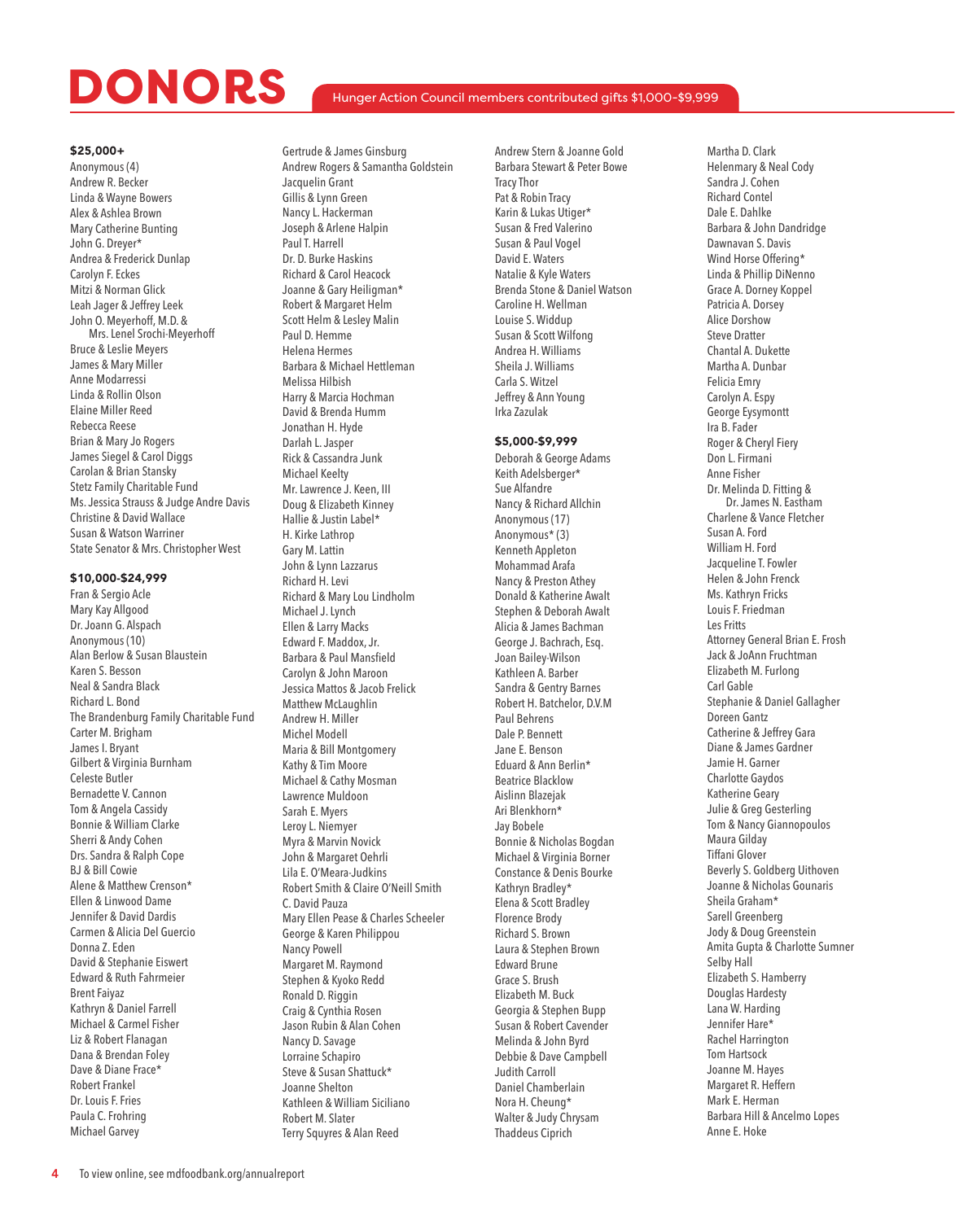# DONORS

Hunger Action Council members contributed gifts $1,000-$9,999

**$25,000+**

Anonymous (4)
Andrew R. Becker
Linda & Wayne Bowers
Alex & Ashlea Brown
Mary Catherine Bunting
John G. Dreyer*
Andrea & Frederick Dunlap
Carolyn F. Eckes
Mitzi & Norman Glick
Leah Jager & Jeffrey Leek
John O. Meyerhoff, M.D. & Mrs. Lenel Srochi-Meyerhoff
Bruce & Leslie Meyers
James & Mary Miller
Anne Modarressi
Linda & Rollin Olson
Elaine Miller Reed
Rebecca Reese
Brian & Mary Jo Rogers
James Siegel & Carol Diggs
Carolan & Brian Stansky
Stetz Family Charitable Fund
Ms. Jessica Strauss & Judge Andre Davis
Christine & David Wallace
Susan & Watson Warriner
State Senator & Mrs. Christopher West

**$10,000-$24,999**

Fran & Sergio Acle
Mary Kay Allgood
Dr. Joann G. Alspach
Anonymous (10)
Alan Berlow & Susan Blaustein
Karen S. Besson
Neal & Sandra Black
Richard L. Bond
The Brandenburg Family Charitable Fund
Carter M. Brigham
James I. Bryant
Gilbert & Virginia Burnham
Celeste Butler
Bernadette V. Cannon
Tom & Angela Cassidy
Bonnie & William Clarke
Sherri & Andy Cohen
Drs. Sandra & Ralph Cope
BJ & Bill Cowie
Alene & Matthew Crenson*
Ellen & Linwood Dame
Jennifer & David Dardis
Carmen & Alicia Del Guercio
Donna Z. Eden
David & Stephanie Eiswert
Edward & Ruth Fahrmeier
Brent Faiyaz
Kathryn & Daniel Farrell
Michael & Carmel Fisher
Liz & Robert Flanagan
Dana & Brendan Foley
Dave & Diane Frace*
Robert Frankel
Dr. Louis F. Fries
Paula C. Frohring
Michael Garvey
Gertrude & James Ginsburg
Andrew Rogers & Samantha Goldstein
Jacquelin Grant
Gillis & Lynn Green
Nancy L. Hackerman
Joseph & Arlene Halpin
Paul T. Harrell
Dr. D. Burke Haskins
Richard & Carol Heacock
Joanne & Gary Heiligman*
Robert & Margaret Helm
Scott Helm & Lesley Malin
Paul D. Hemme
Helena Hermes
Barbara & Michael Hettleman
Melissa Hilbish
Harry & Marcia Hochman
David & Brenda Humm
Jonathan H. Hyde
Darlah L. Jasper
Rick & Cassandra Junk
Michael Keelty
Mr. Lawrence J. Keen, III
Doug & Elizabeth Kinney
Hallie & Justin Label*
H. Kirke Lathrop
Gary M. Lattin
John & Lynn Lazzarus
Richard H. Levi
Richard & Mary Lou Lindholm
Michael J. Lynch
Ellen & Larry Macks
Edward F. Maddox, Jr.
Barbara & Paul Mansfield
Carolyn & John Maroon
Jessica Mattos & Jacob Frelick
Matthew McLaughlin
Andrew H. Miller
Michel Modell
Maria & Bill Montgomery
Kathy & Tim Moore
Michael & Cathy Mosman
Lawrence Muldoon
Sarah E. Myers
Leroy L. Niemyer
Myra & Marvin Novick
John & Margaret Oehrli
Lila E. O'Meara-Judkins
Robert Smith & Claire O'Neill Smith
C. David Pauza
Mary Ellen Pease & Charles Scheeler
George & Karen Philippou
Nancy Powell
Margaret M. Raymond
Stephen & Kyoko Redd
Ronald D. Riggin
Craig & Cynthia Rosen
Jason Rubin & Alan Cohen
Nancy D. Savage
Lorraine Schapiro
Steve & Susan Shattuck*
Joanne Shelton
Kathleen & William Siciliano
Robert M. Slater
Terry Squyres & Alan Reed
Andrew Stern & Joanne Gold
Barbara Stewart & Peter Bowe
Tracy Thor
Pat & Robin Tracy
Karin & Lukas Utiger*
Susan & Fred Valerino
Susan & Paul Vogel
David E. Waters
Natalie & Kyle Waters
Brenda Stone & Daniel Watson
Caroline H. Wellman
Louise S. Widdup
Susan & Scott Wilfong
Andrea H. Williams
Sheila J. Williams
Carla S. Witzel
Jeffrey & Ann Young
Irka Zazulak

**$5,000-$9,999**

Deborah & George Adams
Keith Adelsberger*
Sue Alfandre
Nancy & Richard Allchin
Anonymous (17)
Anonymous* (3)
Kenneth Appleton
Mohammad Arafa
Nancy & Preston Athey
Donald & Katherine Awalt
Stephen & Deborah Awalt
Alicia & James Bachman
George J. Bachrach, Esq.
Joan Bailey-Wilson
Kathleen A. Barber
Sandra & Gentry Barnes
Robert H. Batchelor, D.V.M
Paul Behrens
Dale P. Bennett
Jane E. Benson
Eduard & Ann Berlin*
Beatrice Blacklow
Aislinn Blazejak
Ari Blenkhorn*
Jay Bobele
Bonnie & Nicholas Bogdan
Michael & Virginia Borner
Constance & Denis Bourke
Kathryn Bradley*
Elena & Scott Bradley
Florence Brody
Richard S. Brown
Laura & Stephen Brown
Edward Brune
Grace S. Brush
Elizabeth M. Buck
Georgia & Stephen Bupp
Susan & Robert Cavender
Melinda & John Byrd
Debbie & Dave Campbell
Judith Carroll
Daniel Chamberlain
Nora H. Cheung*
Walter & Judy Chrysam
Thaddeus Ciprich
Martha D. Clark
Helenmary & Neal Cody
Sandra J. Cohen
Richard Contel
Dale E. Dahlke
Barbara & John Dandridge
Dawnavan S. Davis
Wind Horse Offering*
Linda & Phillip DiNenno
Grace A. Dorney Koppel
Patricia A. Dorsey
Alice Dorshow
Steve Dratter
Chantal A. Dukette
Martha A. Dunbar
Felicia Emry
Carolyn A. Espy
George Eysymontt
Ira B. Fader
Roger & Cheryl Fiery
Don L. Firmani
Anne Fisher
Dr. Melinda D. Fitting & Dr. James N. Eastham
Charlene & Vance Fletcher
Susan A. Ford
William H. Ford
Jacqueline T. Fowler
Helen & John Frenck
Ms. Kathryn Fricks
Louis F. Friedman
Les Fritts
Attorney General Brian E. Frosh
Jack & JoAnn Fruchtman
Elizabeth M. Furlong
Carl Gable
Stephanie & Daniel Gallagher
Doreen Gantz
Catherine & Jeffrey Gara
Diane & James Gardner
Jamie H. Garner
Charlotte Gaydos
Katherine Geary
Julie & Greg Gesterling
Tom & Nancy Giannopoulos
Maura Gilday
Tiffani Glover
Beverly S. Goldberg Uithoven
Joanne & Nicholas Gounaris
Sheila Graham*
Sarell Greenberg
Jody & Doug Greenstein
Amita Gupta & Charlotte Sumner
Selby Hall
Elizabeth S. Hamberry
Douglas Hardesty
Lana W. Harding
Jennifer Hare*
Rachel Harrington
Tom Hartsock
Joanne M. Hayes
Margaret R. Heffern
Mark E. Herman
Barbara Hill & Ancelmo Lopes
Anne E. Hoke

To view online, see mdfoodbank.org/annualreport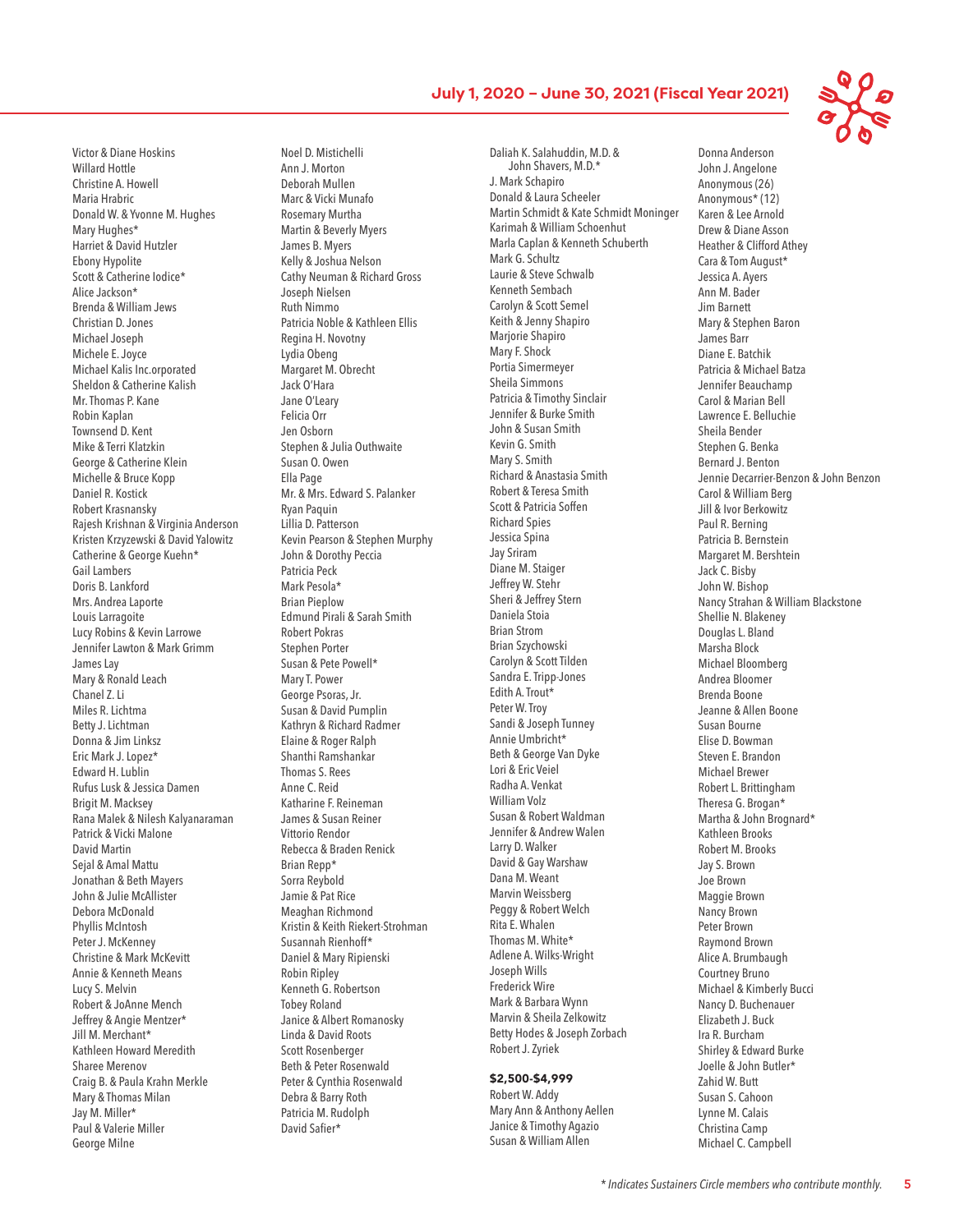Victor & Diane Hoskins
Willard Hottle
Christine A. Howell
Maria Hrabric
Donald W. & Yvonne M. Hughes
Mary Hughes*
Harriet & David Hutzler
Ebony Hypolite
Scott & Catherine Iodice*
Alice Jackson*
Brenda & William Jews
Christian D. Jones
Michael Joseph
Michele E. Joyce
Michael Kalis Inc.orporated
Sheldon & Catherine Kalish
Mr. Thomas P. Kane
Robin Kaplan
Townsend D. Kent
Mike & Terri Klatzkin
George & Catherine Klein
Michelle & Bruce Kopp
Daniel R. Kostick
Robert Krasnansky
Rajesh Krishnan & Virginia Anderson
Kristen Krzyzewski & David Yalowitz
Catherine & George Kuehn*
Gail Lambers
Doris B. Lankford
Mrs. Andrea Laporte
Louis Larragoite
Lucy Robins & Kevin Larrowe
Jennifer Lawton & Mark Grimm
James Lay
Mary & Ronald Leach
Chanel Z. Li
Miles R. Lichtma
Betty J. Lichtman
Donna & Jim Linksz
Eric Mark J. Lopez*
Edward H. Lublin
Rufus Lusk & Jessica Damen
Brigit M. Macksey
Rana Malek & Nilesh Kalyanaraman
Patrick & Vicki Malone
David Martin
Sejal & Amal Mattu
Jonathan & Beth Mayers
John & Julie McAllister
Debora McDonald
Phyllis McIntosh
Peter J. McKenney
Christine & Mark McKevitt
Annie & Kenneth Means
Lucy S. Melvin
Robert & JoAnne Mench
Jeffrey & Angie Mentzer*
Jill M. Merchant*
Kathleen Howard Meredith
Sharee Merenov
Craig B. & Paula Krahn Merkle
Mary & Thomas Milan
Jay M. Miller*
Paul & Valerie Miller
George Milne
Noel D. Mistichelli
Ann J. Morton
Deborah Mullen
Marc & Vicki Munafo
Rosemary Murtha
Martin & Beverly Myers
James B. Myers
Kelly & Joshua Nelson
Cathy Neuman & Richard Gross
Joseph Nielsen
Ruth Nimmo
Patricia Noble & Kathleen Ellis
Regina H. Novotny
Lydia Obeng
Margaret M. Obrecht
Jack O'Hara
Jane O'Leary
Felicia Orr
Jen Osborn
Stephen & Julia Outhwaite
Susan O. Owen
Ella Page
Mr. & Mrs. Edward S. Palanker
Ryan Paquin
Lillia D. Patterson
Kevin Pearson & Stephen Murphy
John & Dorothy Peccia
Patricia Peck
Mark Pesola*
Brian Pieplow
Edmund Pirali & Sarah Smith
Robert Pokras
Stephen Porter
Susan & Pete Powell*
Mary T. Power
George Psoras, Jr.
Susan & David Pumplin
Kathryn & Richard Radmer
Elaine & Roger Ralph
Shanthi Ramshankar
Thomas S. Rees
Anne C. Reid
Katharine F. Reineman
James & Susan Reiner
Vittorio Rendor
Rebecca & Braden Renick
Brian Repp*
Sorra Reybold
Jamie & Pat Rice
Meaghan Richmond
Kristin & Keith Riekert-Strohman
Susannah Rienhoff*
Daniel & Mary Ripienski
Robin Ripley
Kenneth G. Robertson
Tobey Roland
Janice & Albert Romanosky
Linda & David Roots
Scott Rosenberger
Beth & Peter Rosenwald
Peter & Cynthia Rosenwald
Debra & Barry Roth
Patricia M. Rudolph
David Safier*
Daliah K. Salahuddin, M.D. & John Shavers, M.D.*
J. Mark Schapiro
Donald & Laura Scheeler
Martin Schmidt & Kate Schmidt Moninger
Karimah & William Schoenhut
Marla Caplan & Kenneth Schuberth
Mark G. Schultz
Laurie & Steve Schwalb
Kenneth Sembach
Carolyn & Scott Semel
Keith & Jenny Shapiro
Marjorie Shapiro
Mary F. Shock
Portia Simermeyer
Sheila Simmons
Patricia & Timothy Sinclair
Jennifer & Burke Smith
John & Susan Smith
Kevin G. Smith
Mary S. Smith
Richard & Anastasia Smith
Robert & Teresa Smith
Scott & Patricia Soffen
Richard Spies
Jessica Spina
Jay Sriram
Diane M. Staiger
Jeffrey W. Stehr
Sheri & Jeffrey Stern
Daniela Stoia
Brian Strom
Brian Szychowski
Carolyn & Scott Tilden
Sandra E. Tripp-Jones
Edith A. Trout*
Peter W. Troy
Sandi & Joseph Tunney
Annie Umbricht*
Beth & George Van Dyke
Lori & Eric Veiel
Radha A. Venkat
William Volz
Susan & Robert Waldman
Jennifer & Andrew Walen
Larry D. Walker
David & Gay Warshaw
Dana M. Weant
Marvin Weissberg
Peggy & Robert Welch
Rita E. Whalen
Thomas M. White*
Adlene A. Wilks-Wright
Joseph Wills
Frederick Wire
Mark & Barbara Wynn
Marvin & Sheila Zelkowitz
Betty Hodes & Joseph Zorbach
Robert J. Zyriek

**$2,500-$4,999**

Robert W. Addy
Mary Ann & Anthony Aellen
Janice & Timothy Agazio
Susan & William Allen
Donna Anderson
John J. Angelone
Anonymous (26)
Anonymous* (12)
Karen & Lee Arnold
Drew & Diane Asson
Heather & Clifford Athey
Cara & Tom August*
Jessica A. Ayers
Ann M. Bader
Jim Barnett
Mary & Stephen Baron
James Barr
Diane E. Batchik
Patricia & Michael Batza
Jennifer Beauchamp
Carol & Marian Bell
Lawrence E. Belluchie
Sheila Bender
Stephen G. Benka
Bernard J. Benton
Jennie Decarrier-Benzon & John Benzon
Carol & William Berg
Jill & Ivor Berkowitz
Paul R. Berning
Patricia B. Bernstein
Margaret M. Bershtein
Jack C. Bisby
John W. Bishop
Nancy Strahan & William Blackstone
Shellie N. Blakeney
Douglas L. Bland
Marsha Block
Michael Bloomberg
Andrea Bloomer
Brenda Boone
Jeanne & Allen Boone
Susan Bourne
Elise D. Bowman
Steven E. Brandon
Michael Brewer
Robert L. Brittingham
Theresa G. Brogan*
Martha & John Brognard*
Kathleen Brooks
Robert M. Brooks
Jay S. Brown
Joe Brown
Maggie Brown
Nancy Brown
Peter Brown
Raymond Brown
Alice A. Brumbaugh
Courtney Bruno
Michael & Kimberly Bucci
Nancy D. Buchenauer
Elizabeth J. Buck
Ira R. Burcham
Shirley & Edward Burke
Joelle & John Butler*
Zahid W. Butt
Susan S. Cahoon
Lynne M. Calais
Christina Camp
Michael C. Campbell

*\* Indicates Sustainers Circle members who contribute monthly.*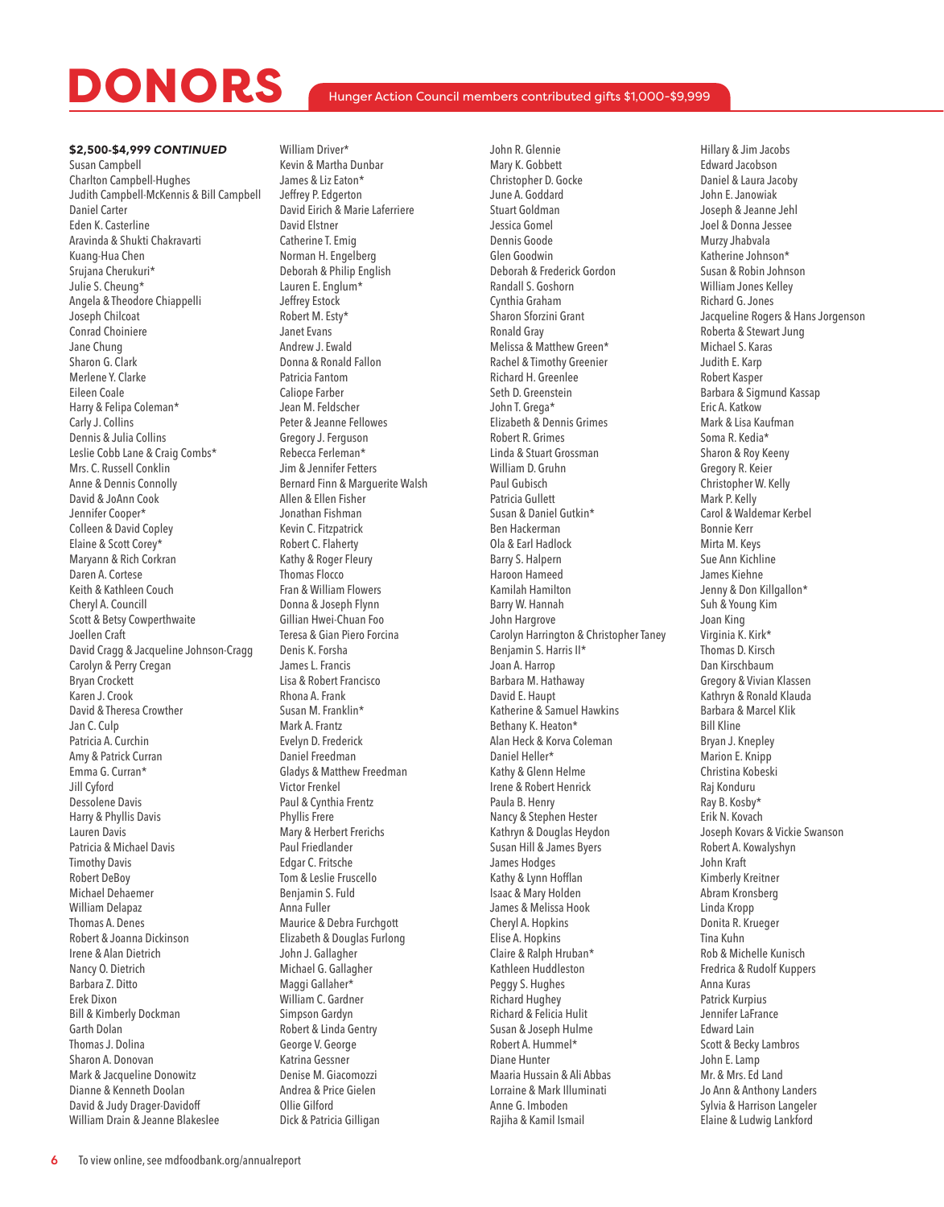# DONORS

Hunger Action Council members contributed gifts $1,000-$9,999

**$2,500-$4,999 *CONTINUED***

Susan Campbell
Charlton Campbell-Hughes
Judith Campbell-McKennis & Bill Campbell
Daniel Carter
Eden K. Casterline
Aravinda & Shukti Chakravarti
Kuang-Hua Chen
Srujana Cherukuri*
Julie S. Cheung*
Angela & Theodore Chiappelli
Joseph Chilcoat
Conrad Choiniere
Jane Chung
Sharon G. Clark
Merlene Y. Clarke
Eileen Coale
Harry & Felipa Coleman*
Carly J. Collins
Dennis & Julia Collins
Leslie Cobb Lane & Craig Combs*
Mrs. C. Russell Conklin
Anne & Dennis Connolly
David & JoAnn Cook
Jennifer Cooper*
Colleen & David Copley
Elaine & Scott Corey*
Maryann & Rich Corkran
Daren A. Cortese
Keith & Kathleen Couch
Cheryl A. Councill
Scott & Betsy Cowperthwaite
Joellen Craft
David Cragg & Jacqueline Johnson-Cragg
Carolyn & Perry Cregan
Bryan Crockett
Karen J. Crook
David & Theresa Crowther
Jan C. Culp
Patricia A. Curchin
Amy & Patrick Curran
Emma G. Curran*
Jill Cyford
Dessolene Davis
Harry & Phyllis Davis
Lauren Davis
Patricia & Michael Davis
Timothy Davis
Robert DeBoy
Michael Dehaemer
William Delapaz
Thomas A. Denes
Robert & Joanna Dickinson
Irene & Alan Dietrich
Nancy O. Dietrich
Barbara Z. Ditto
Erek Dixon
Bill & Kimberly Dockman
Garth Dolan
Thomas J. Dolina
Sharon A. Donovan
Mark & Jacqueline Donowitz
Dianne & Kenneth Doolan
David & Judy Drager-Davidoff
William Drain & Jeanne Blakeslee
William Driver*
Kevin & Martha Dunbar
James & Liz Eaton*
Jeffrey P. Edgerton
David Eirich & Marie Laferriere
David Elstner
Catherine T. Emig
Norman H. Engelberg
Deborah & Philip English
Lauren E. Englum*
Jeffrey Estock
Robert M. Esty*
Janet Evans
Andrew J. Ewald
Donna & Ronald Fallon
Patricia Fantom
Caliope Farber
Jean M. Feldscher
Peter & Jeanne Fellowes
Gregory J. Ferguson
Rebecca Ferleman*
Jim & Jennifer Fetters
Bernard Finn & Marguerite Walsh
Allen & Ellen Fisher
Jonathan Fishman
Kevin C. Fitzpatrick
Robert C. Flaherty
Kathy & Roger Fleury
Thomas Flocco
Fran & William Flowers
Donna & Joseph Flynn
Gillian Hwei-Chuan Foo
Teresa & Gian Piero Forcina
Denis K. Forsha
James L. Francis
Lisa & Robert Francisco
Rhona A. Frank
Susan M. Franklin*
Mark A. Frantz
Evelyn D. Frederick
Daniel Freedman
Gladys & Matthew Freedman
Victor Frenkel
Paul & Cynthia Frentz
Phyllis Frere
Mary & Herbert Frerichs
Paul Friedlander
Edgar C. Fritsche
Tom & Leslie Fruscello
Benjamin S. Fuld
Anna Fuller
Maurice & Debra Furchgott
Elizabeth & Douglas Furlong
John J. Gallagher
Michael G. Gallagher
Maggi Gallaher*
William C. Gardner
Simpson Gardyn
Robert & Linda Gentry
George V. George
Katrina Gessner
Denise M. Giacomozzi
Andrea & Price Gielen
Ollie Gilford
Dick & Patricia Gilligan
John R. Glennie
Mary K. Gobbett
Christopher D. Gocke
June A. Goddard
Stuart Goldman
Jessica Gomel
Dennis Goode
Glen Goodwin
Deborah & Frederick Gordon
Randall S. Goshorn
Cynthia Graham
Sharon Sforzini Grant
Ronald Gray
Melissa & Matthew Green*
Rachel & Timothy Greenier
Richard H. Greenlee
Seth D. Greenstein
John T. Grega*
Elizabeth & Dennis Grimes
Robert R. Grimes
Linda & Stuart Grossman
William D. Gruhn
Paul Gubisch
Patricia Gullett
Susan & Daniel Gutkin*
Ben Hackerman
Ola & Earl Hadlock
Barry S. Halpern
Haroon Hameed
Kamilah Hamilton
Barry W. Hannah
John Hargrove
Carolyn Harrington & Christopher Taney
Benjamin S. Harris II*
Joan A. Harrop
Barbara M. Hathaway
David E. Haupt
Katherine & Samuel Hawkins
Bethany K. Heaton*
Alan Heck & Korva Coleman
Daniel Heller*
Kathy & Glenn Helme
Irene & Robert Henrick
Paula B. Henry
Nancy & Stephen Hester
Kathryn & Douglas Heydon
Susan Hill & James Byers
James Hodges
Kathy & Lynn Hofflan
Isaac & Mary Holden
James & Melissa Hook
Cheryl A. Hopkins
Elise A. Hopkins
Claire & Ralph Hruban*
Kathleen Huddleston
Peggy S. Hughes
Richard Hughey
Richard & Felicia Hulit
Susan & Joseph Hulme
Robert A. Hummel*
Diane Hunter
Maaria Hussain & Ali Abbas
Lorraine & Mark Illuminati
Anne G. Imboden
Rajiha & Kamil Ismail
Hillary & Jim Jacobs
Edward Jacobson
Daniel & Laura Jacoby
John E. Janowiak
Joseph & Jeanne Jehl
Joel & Donna Jessee
Murzy Jhabvala
Katherine Johnson*
Susan & Robin Johnson
William Jones Kelley
Richard G. Jones
Jacqueline Rogers & Hans Jorgenson
Roberta & Stewart Jung
Michael S. Karas
Judith E. Karp
Robert Kasper
Barbara & Sigmund Kassap
Eric A. Katkow
Mark & Lisa Kaufman
Soma R. Kedia*
Sharon & Roy Keeny
Gregory R. Keier
Christopher W. Kelly
Mark P. Kelly
Carol & Waldemar Kerbel
Bonnie Kerr
Mirta M. Keys
Sue Ann Kichline
James Kiehne
Jenny & Don Killgallon*
Suh & Young Kim
Joan King
Virginia K. Kirk*
Thomas D. Kirsch
Dan Kirschbaum
Gregory & Vivian Klassen
Kathryn & Ronald Klauda
Barbara & Marcel Klik
Bill Kline
Bryan J. Knepley
Marion E. Knipp
Christina Kobeski
Raj Konduru
Ray B. Kosby*
Erik N. Kovach
Joseph Kovars & Vickie Swanson
Robert A. Kowalyshyn
John Kraft
Kimberly Kreitner
Abram Kronsberg
Linda Kropp
Donita R. Krueger
Tina Kuhn
Rob & Michelle Kunisch
Fredrica & Rudolf Kuppers
Anna Kuras
Patrick Kurpius
Jennifer LaFrance
Edward Lain
Scott & Becky Lambros
John E. Lamp
Mr. & Mrs. Ed Land
Jo Ann & Anthony Landers
Sylvia & Harrison Langeler
Elaine & Ludwig Lankford

To view online, see mdfoodbank.org/annualreport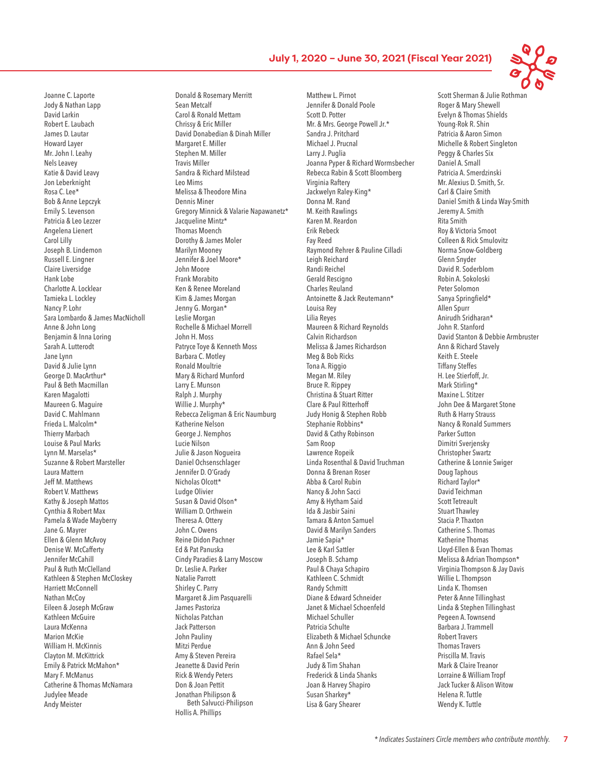Joanne C. Laporte
Jody & Nathan Lapp
David Larkin
Robert E. Laubach
James D. Lautar
Howard Layer
Mr. John I. Leahy
Nels Leavey
Katie & David Leavy
Jon Leberknight
Rosa C. Lee*
Bob & Anne Lepczyk
Emily S. Levenson
Patricia & Leo Lezzer
Angelena Lienert
Carol Lilly
Joseph B. Lindemon
Russell E. Lingner
Claire Liversidge
Hank Lobe
Charlotte A. Locklear
Tamieka L. Lockley
Nancy P. Lohr
Sara Lombardo & James MacNicholl
Anne & John Long
Benjamin & Inna Loring
Sarah A. Lutterodt
Jane Lynn
David & Julie Lynn
George D. MacArthur*
Paul & Beth Macmillan
Karen Magalotti
Maureen G. Maguire
David C. Mahlmann
Frieda L. Malcolm*
Thierry Marbach
Louise & Paul Marks
Lynn M. Marselas*
Suzanne & Robert Marsteller
Laura Mattern
Jeff M. Matthews
Robert V. Matthews
Kathy & Joseph Mattos
Cynthia & Robert Max
Pamela & Wade Mayberry
Jane G. Mayrer
Ellen & Glenn McAvoy
Denise W. McCafferty
Jennifer McCahill
Paul & Ruth McClelland
Kathleen & Stephen McCloskey
Harriett McConnell
Nathan McCoy
Eileen & Joseph McGraw
Kathleen McGuire
Laura McKenna
Marion McKie
William H. McKinnis
Clayton M. McKittrick
Emily & Patrick McMahon*
Mary F. McManus
Catherine & Thomas McNamara
Judylee Meade
Andy Meister

Donald & Rosemary Merritt
Sean Metcalf
Carol & Ronald Mettam
Chrissy & Eric Miller
David Donabedian & Dinah Miller
Margaret E. Miller
Stephen M. Miller
Travis Miller
Sandra & Richard Milstead
Leo Mims
Melissa & Theodore Mina
Dennis Miner
Gregory Minnick & Valarie Napawanetz*
Jacqueline Mintz*
Thomas Moench
Dorothy & James Moler
Marilyn Mooney
Jennifer & Joel Moore*
John Moore
Frank Morabito
Ken & Renee Moreland
Kim & James Morgan
Jenny G. Morgan*
Leslie Morgan
Rochelle & Michael Morrell
John H. Moss
Patryce Toye & Kenneth Moss
Barbara C. Motley
Ronald Moultrie
Mary & Richard Munford
Larry E. Munson
Ralph J. Murphy
Willie J. Murphy*
Rebecca Zeligman & Eric Naumburg
Katherine Nelson
George J. Nemphos
Lucie Nilson
Julie & Jason Nogueira
Daniel Ochsenschlager
Jennifer D. O'Grady
Nicholas Olcott*
Ludge Olivier
Susan & David Olson*
William D. Orthwein
Theresa A. Ottery
John C. Owens
Reine Didon Pachner
Ed & Pat Panuska
Cindy Paradies & Larry Moscow
Dr. Leslie A. Parker
Natalie Parrott
Shirley C. Parry
Margaret & Jim Pasquarelli
James Pastoriza
Nicholas Patchan
Jack Patterson
John Pauliny
Mitzi Perdue
Amy & Steven Pereira
Jeanette & David Perin
Rick & Wendy Peters
Don & Joan Pettit
Jonathan Philipson & Beth Salvucci-Philipson
Hollis A. Phillips

Matthew L. Pirnot
Jennifer & Donald Poole
Scott D. Potter
Mr. & Mrs. George Powell Jr.*
Sandra J. Pritchard
Michael J. Prucnal
Larry J. Puglia
Joanna Pyper & Richard Wormsbecher
Rebecca Rabin & Scott Bloomberg
Virginia Raftery
Jackwelyn Raley-King*
Donna M. Rand
M. Keith Rawlings
Karen M. Reardon
Erik Rebeck
Fay Reed
Raymond Rehrer & Pauline Cilladi
Leigh Reichard
Randi Reichel
Gerald Rescigno
Charles Reuland
Antoinette & Jack Reutemann*
Louisa Rey
Lilia Reyes
Maureen & Richard Reynolds
Calvin Richardson
Melissa & James Richardson
Meg & Bob Ricks
Tona A. Riggio
Megan M. Riley
Bruce R. Rippey
Christina & Stuart Ritter
Clare & Paul Ritterhoff
Judy Honig & Stephen Robb
Stephanie Robbins*
David & Cathy Robinson
Sam Roop
Lawrence Ropeik
Linda Rosenthal & David Truchman
Donna & Brenan Roser
Abba & Carol Rubin
Nancy & John Sacci
Amy & Hytham Said
Ida & Jasbir Saini
Tamara & Anton Samuel
David & Marilyn Sanders
Jamie Sapia*
Lee & Karl Sattler
Joseph B. Schamp
Paul & Chaya Schapiro
Kathleen C. Schmidt
Randy Schmitt
Diane & Edward Schneider
Janet & Michael Schoenfeld
Michael Schuller
Patricia Schulte
Elizabeth & Michael Schuncke
Ann & John Seed
Rafael Sela*
Judy & Tim Shahan
Frederick & Linda Shanks
Joan & Harvey Shapiro
Susan Sharkey*
Lisa & Gary Shearer

Scott Sherman & Julie Rothman
Roger & Mary Shewell
Evelyn & Thomas Shields
Young-Rok R. Shin
Patricia & Aaron Simon
Michelle & Robert Singleton
Peggy & Charles Six
Daniel A. Small
Patricia A. Smerdzinski
Mr. Alexius D. Smith, Sr.
Carl & Claire Smith
Daniel Smith & Linda Way-Smith
Jeremy A. Smith
Rita Smith
Roy & Victoria Smoot
Colleen & Rick Smulovitz
Norma Snow-Goldberg
Glenn Snyder
David R. Soderblom
Robin A. Sokoloski
Peter Solomon
Sanya Springfield*
Allen Spurr
Anirudh Sridharan*
John R. Stanford
David Stanton & Debbie Armbruster
Ann & Richard Stavely
Keith E. Steele
Tiffany Steffes
H. Lee Stierfoff, Jr.
Mark Stirling*
Maxine L. Stitzer
John Dee & Margaret Stone
Ruth & Harry Strauss
Nancy & Ronald Summers
Parker Sutton
Dimitri Sverjensky
Christopher Swartz
Catherine & Lonnie Swiger
Doug Taphous
Richard Taylor*
David Teichman
Scott Tetreault
Stuart Thawley
Stacia P. Thaxton
Catherine S. Thomas
Katherine Thomas
Lloyd-Ellen & Evan Thomas
Melissa & Adrian Thompson*
Virginia Thompson & Jay Davis
Willie L. Thompson
Linda K. Thomsen
Peter & Anne Tillinghast
Linda & Stephen Tillinghast
Pegeen A. Townsend
Barbara J. Trammell
Robert Travers
Thomas Travers
Priscilla M. Travis
Mark & Claire Treanor
Lorraine & William Tropf
Jack Tucker & Alison Witow
Helena R. Tuttle
Wendy K. Tuttle

*\* Indicates Sustainers Circle members who contribute monthly.*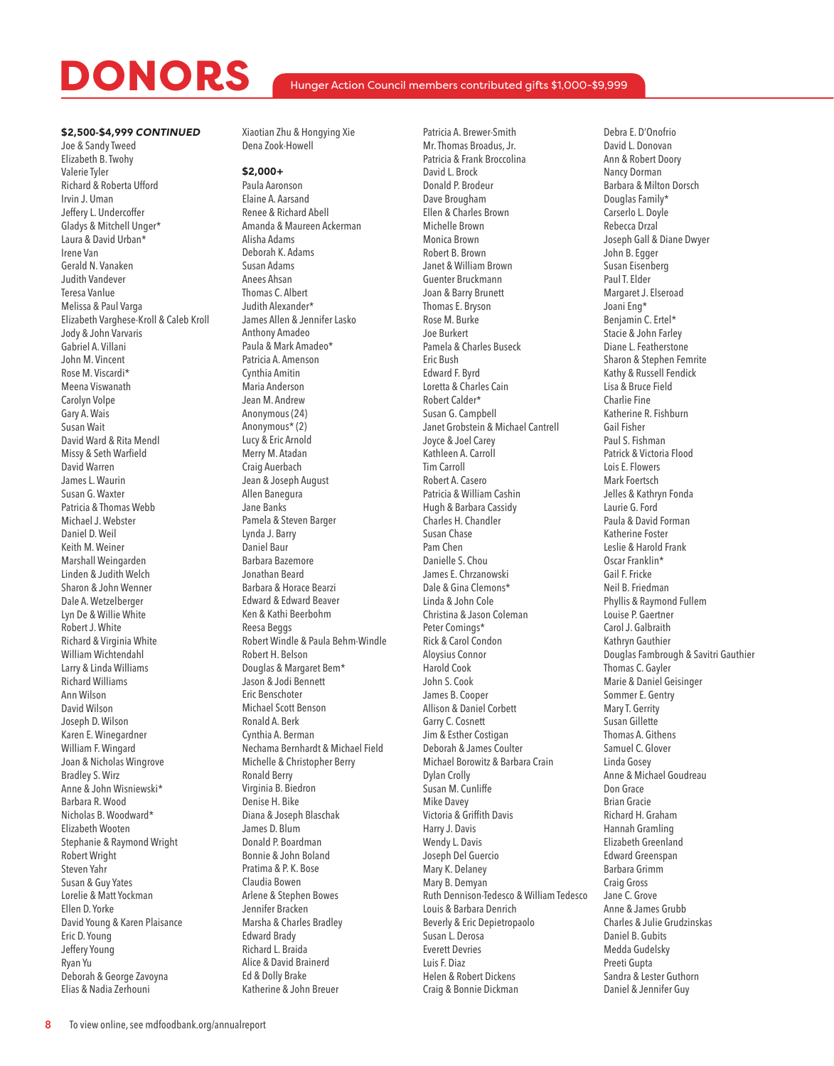# DONORS

Hunger Action Council members contributed gifts $1,000-$9,999

**$2,500-$4,999 *CONTINUED***

Joe & Sandy Tweed
Elizabeth B. Twohy
Valerie Tyler
Richard & Roberta Ufford
Irvin J. Uman
Jeffery L. Undercoffer
Gladys & Mitchell Unger*
Laura & David Urban*
Irene Van
Gerald N. Vanaken
Judith Vandever
Teresa Vanlue
Melissa & Paul Varga
Elizabeth Varghese-Kroll & Caleb Kroll
Jody & John Varvaris
Gabriel A. Villani
John M. Vincent
Rose M. Viscardi*
Meena Viswanath
Carolyn Volpe
Gary A. Wais
Susan Wait
David Ward & Rita Mendl
Missy & Seth Warfield
David Warren
James L. Waurin
Susan G. Waxter
Patricia & Thomas Webb
Michael J. Webster
Daniel D. Weil
Keith M. Weiner
Marshall Weingarden
Linden & Judith Welch
Sharon & John Wenner
Dale A. Wetzelberger
Lyn De & Willie White
Robert J. White
Richard & Virginia White
William Wichtendahl
Larry & Linda Williams
Richard Williams
Ann Wilson
David Wilson
Joseph D. Wilson
Karen E. Winegardner
William F. Wingard
Joan & Nicholas Wingrove
Bradley S. Wirz
Anne & John Wisniewski*
Barbara R. Wood
Nicholas B. Woodward*
Elizabeth Wooten
Stephanie & Raymond Wright
Robert Wright
Steven Yahr
Susan & Guy Yates
Lorelie & Matt Yockman
Ellen D. Yorke
David Young & Karen Plaisance
Eric D. Young
Jeffery Young
Ryan Yu
Deborah & George Zavoyna
Elias & Nadia Zerhouni
Xiaotian Zhu & Hongying Xie
Dena Zook-Howell

**$2,000+**

Paula Aaronson
Elaine A. Aarsand
Renee & Richard Abell
Amanda & Maureen Ackerman
Alisha Adams
Deborah K. Adams
Susan Adams
Anees Ahsan
Thomas C. Albert
Judith Alexander*
James Allen & Jennifer Lasko
Anthony Amadeo
Paula & Mark Amadeo*
Patricia A. Amenson
Cynthia Amitin
Maria Anderson
Jean M. Andrew
Anonymous (24)
Anonymous* (2)
Lucy & Eric Arnold
Merry M. Atadan
Craig Auerbach
Jean & Joseph August
Allen Banegura
Jane Banks
Pamela & Steven Barger
Lynda J. Barry
Daniel Baur
Barbara Bazemore
Jonathan Beard
Barbara & Horace Bearzi
Edward & Edward Beaver
Ken & Kathi Beerbohm
Reesa Beggs
Robert Windle & Paula Behm-Windle
Robert H. Belson
Douglas & Margaret Bem*
Jason & Jodi Bennett
Eric Benschoter
Michael Scott Benson
Ronald A. Berk
Cynthia A. Berman
Nechama Bernhardt & Michael Field
Michelle & Christopher Berry
Ronald Berry
Virginia B. Biedron
Denise H. Bike
Diana & Joseph Blaschak
James D. Blum
Donald P. Boardman
Bonnie & John Boland
Pratima & P. K. Bose
Claudia Bowen
Arlene & Stephen Bowes
Jennifer Bracken
Marsha & Charles Bradley
Edward Brady
Richard L. Braida
Alice & David Brainerd
Ed & Dolly Brake
Katherine & John Breuer
Patricia A. Brewer-Smith
Mr. Thomas Broadus, Jr.
Patricia & Frank Broccolina
David L. Brock
Donald P. Brodeur
Dave Brougham
Ellen & Charles Brown
Michelle Brown
Monica Brown
Robert B. Brown
Janet & William Brown
Guenter Bruckmann
Joan & Barry Brunett
Thomas E. Bryson
Rose M. Burke
Joe Burkert
Pamela & Charles Buseck
Eric Bush
Edward F. Byrd
Loretta & Charles Cain
Robert Calder*
Susan G. Campbell
Janet Grobstein & Michael Cantrell
Joyce & Joel Carey
Kathleen A. Carroll
Tim Carroll
Robert A. Casero
Patricia & William Cashin
Hugh & Barbara Cassidy
Charles H. Chandler
Susan Chase
Pam Chen
Danielle S. Chou
James E. Chrzanowski
Dale & Gina Clemons*
Linda & John Cole
Christina & Jason Coleman
Peter Comings*
Rick & Carol Condon
Aloysius Connor
Harold Cook
John S. Cook
James B. Cooper
Allison & Daniel Corbett
Garry C. Cosnett
Jim & Esther Costigan
Deborah & James Coulter
Michael Borowitz & Barbara Crain
Dylan Crolly
Susan M. Cunliffe
Mike Davey
Victoria & Griffith Davis
Harry J. Davis
Wendy L. Davis
Joseph Del Guercio
Mary K. Delaney
Mary B. Demyan
Ruth Dennison-Tedesco & William Tedesco
Louis & Barbara Denrich
Beverly & Eric Depietropaolo
Susan L. Derosa
Everett Devries
Luis F. Diaz
Helen & Robert Dickens
Craig & Bonnie Dickman
Debra E. D'Onofrio
David L. Donovan
Ann & Robert Doory
Nancy Dorman
Barbara & Milton Dorsch
Douglas Family*
Carserlo L. Doyle
Rebecca Drzal
Joseph Gall & Diane Dwyer
John B. Egger
Susan Eisenberg
Paul T. Elder
Margaret J. Elseroad
Joani Eng*
Benjamin C. Ertel*
Stacie & John Farley
Diane L. Featherstone
Sharon & Stephen Femrite
Kathy & Russell Fendick
Lisa & Bruce Field
Charlie Fine
Katherine R. Fishburn
Gail Fisher
Paul S. Fishman
Patrick & Victoria Flood
Lois E. Flowers
Mark Foertsch
Jelles & Kathryn Fonda
Laurie G. Ford
Paula & David Forman
Katherine Foster
Leslie & Harold Frank
Oscar Franklin*
Gail F. Fricke
Neil B. Friedman
Phyllis & Raymond Fullem
Louise P. Gaertner
Carol J. Galbraith
Kathryn Gauthier
Douglas Fambrough & Savitri Gauthier
Thomas C. Gayler
Marie & Daniel Geisinger
Sommer E. Gentry
Mary T. Gerrity
Susan Gillette
Thomas A. Githens
Samuel C. Glover
Linda Gosey
Anne & Michael Goudreau
Don Grace
Brian Gracie
Richard H. Graham
Hannah Gramling
Elizabeth Greenland
Edward Greenspan
Barbara Grimm
Craig Gross
Jane C. Grove
Anne & James Grubb
Charles & Julie Grudzinskas
Daniel B. Gubits
Medda Gudelsky
Preeti Gupta
Sandra & Lester Guthorn
Daniel & Jennifer Guy

To view online, see mdfoodbank.org/annualreport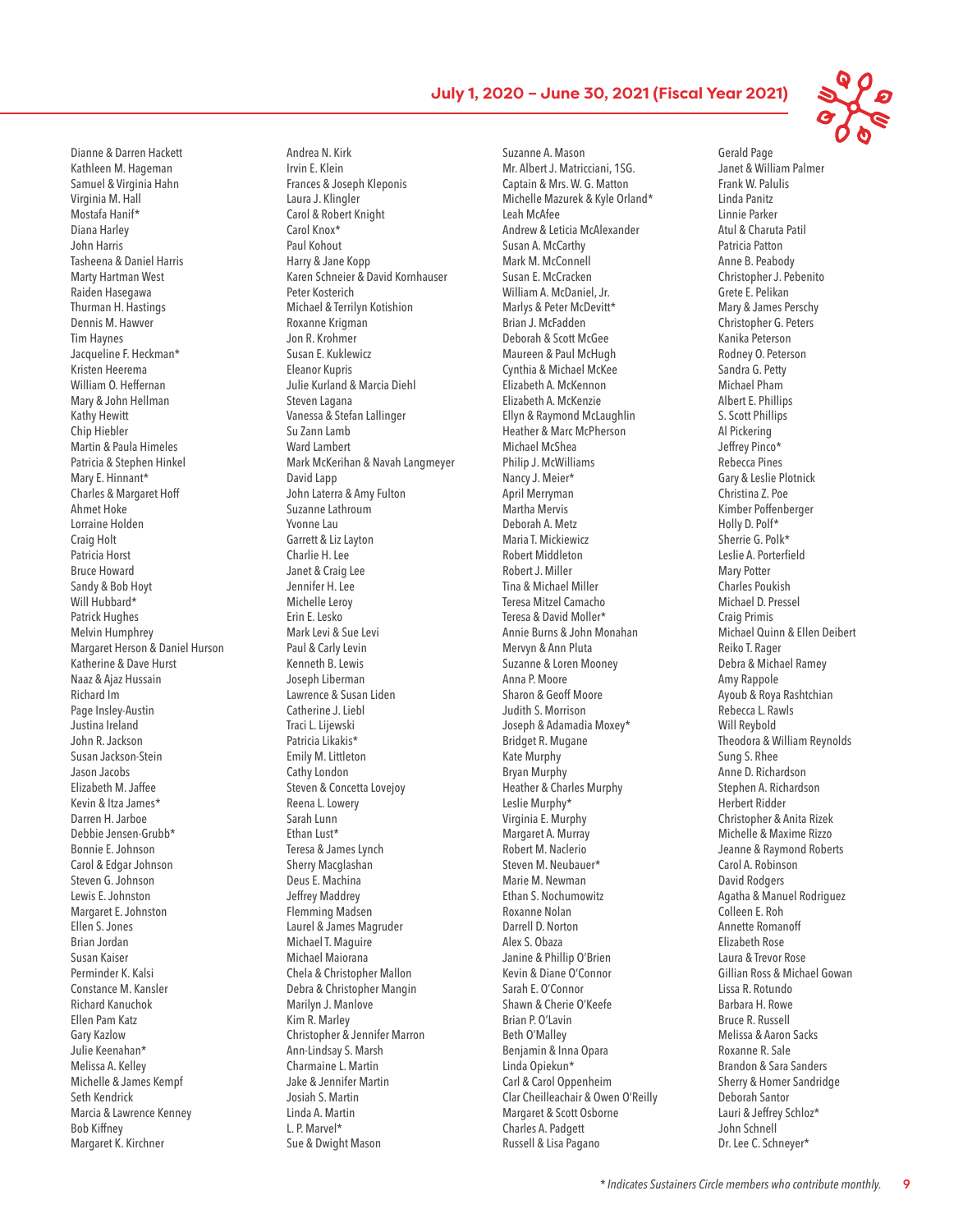Dianne & Darren Hackett
Kathleen M. Hageman
Samuel & Virginia Hahn
Virginia M. Hall
Mostafa Hanif*
Diana Harley
John Harris
Tasheena & Daniel Harris
Marty Hartman West
Raiden Hasegawa
Thurman H. Hastings
Dennis M. Hawver
Tim Haynes
Jacqueline F. Heckman*
Kristen Heerema
William O. Heffernan
Mary & John Hellman
Kathy Hewitt
Chip Hiebler
Martin & Paula Himeles
Patricia & Stephen Hinkel
Mary E. Hinnant*
Charles & Margaret Hoff
Ahmet Hoke
Lorraine Holden
Craig Holt
Patricia Horst
Bruce Howard
Sandy & Bob Hoyt
Will Hubbard*
Patrick Hughes
Melvin Humphrey
Margaret Herson & Daniel Hurson
Katherine & Dave Hurst
Naaz & Ajaz Hussain
Richard Im
Page Insley-Austin
Justina Ireland
John R. Jackson
Susan Jackson-Stein
Jason Jacobs
Elizabeth M. Jaffee
Kevin & Itza James*
Darren H. Jarboe
Debbie Jensen-Grubb*
Bonnie E. Johnson
Carol & Edgar Johnson
Steven G. Johnson
Lewis E. Johnston
Margaret E. Johnston
Ellen S. Jones
Brian Jordan
Susan Kaiser
Perminder K. Kalsi
Constance M. Kansler
Richard Kanuchok
Ellen Pam Katz
Gary Kazlow
Julie Keenahan*
Melissa A. Kelley
Michelle & James Kempf
Seth Kendrick
Marcia & Lawrence Kenney
Bob Kiffney
Margaret K. Kirchner

Andrea N. Kirk
Irvin E. Klein
Frances & Joseph Kleponis
Laura J. Klingler
Carol & Robert Knight
Carol Knox*
Paul Kohout
Harry & Jane Kopp
Karen Schneier & David Kornhauser
Peter Kosterich
Michael & Terrilyn Kotishion
Roxanne Krigman
Jon R. Krohmer
Susan E. Kuklewicz
Eleanor Kupris
Julie Kurland & Marcia Diehl
Steven Lagana
Vanessa & Stefan Lallinger
Su Zann Lamb
Ward Lambert
Mark McKerihan & Navah Langmeyer
David Lapp
John Laterra & Amy Fulton
Suzanne Lathroum
Yvonne Lau
Garrett & Liz Layton
Charlie H. Lee
Janet & Craig Lee
Jennifer H. Lee
Michelle Leroy
Erin E. Lesko
Mark Levi & Sue Levi
Paul & Carly Levin
Kenneth B. Lewis
Joseph Liberman
Lawrence & Susan Liden
Catherine J. Liebl
Traci L. Lijewski
Patricia Likakis*
Emily M. Littleton
Cathy London
Steven & Concetta Lovejoy
Reena L. Lowery
Sarah Lunn
Ethan Lust*
Teresa & James Lynch
Sherry Macglashan
Deus E. Machina
Jeffrey Maddrey
Flemming Madsen
Laurel & James Magruder
Michael T. Maguire
Michael Maiorana
Chela & Christopher Mallon
Debra & Christopher Mangin
Marilyn J. Manlove
Kim R. Marley
Christopher & Jennifer Marron
Ann-Lindsay S. Marsh
Charmaine L. Martin
Jake & Jennifer Martin
Josiah S. Martin
Linda A. Martin
L. P. Marvel*
Sue & Dwight Mason

Suzanne A. Mason
Mr. Albert J. Matricciani, 1SG.
Captain & Mrs. W. G. Matton
Michelle Mazurek & Kyle Orland*
Leah McAfee
Andrew & Leticia McAlexander
Susan A. McCarthy
Mark M. McConnell
Susan E. McCracken
William A. McDaniel, Jr.
Marlys & Peter McDevitt*
Brian J. McFadden
Deborah & Scott McGee
Maureen & Paul McHugh
Cynthia & Michael McKee
Elizabeth A. McKennon
Elizabeth A. McKenzie
Ellyn & Raymond McLaughlin
Heather & Marc McPherson
Michael McShea
Philip J. McWilliams
Nancy J. Meier*
April Merryman
Martha Mervis
Deborah A. Metz
Maria T. Mickiewicz
Robert Middleton
Robert J. Miller
Tina & Michael Miller
Teresa Mitzel Camacho
Teresa & David Moller*
Annie Burns & John Monahan
Mervyn & Ann Pluta
Suzanne & Loren Mooney
Anna P. Moore
Sharon & Geoff Moore
Judith S. Morrison
Joseph & Adamadia Moxey*
Bridget R. Mugane
Kate Murphy
Bryan Murphy
Heather & Charles Murphy
Leslie Murphy*
Virginia E. Murphy
Margaret A. Murray
Robert M. Naclerio
Steven M. Neubauer*
Marie M. Newman
Ethan S. Nochumowitz
Roxanne Nolan
Darrell D. Norton
Alex S. Obaza
Janine & Phillip O'Brien
Kevin & Diane O'Connor
Sarah E. O'Connor
Shawn & Cherie O'Keefe
Brian P. O'Lavin
Beth O'Malley
Benjamin & Inna Opara
Linda Opiekun*
Carl & Carol Oppenheim
Clar Cheilleachair & Owen O'Reilly
Margaret & Scott Osborne
Charles A. Padgett
Russell & Lisa Pagano

Gerald Page
Janet & William Palmer
Frank W. Palulis
Linda Panitz
Linnie Parker
Atul & Charuta Patil
Patricia Patton
Anne B. Peabody
Christopher J. Pebenito
Grete E. Pelikan
Mary & James Perschy
Christopher G. Peters
Kanika Peterson
Rodney O. Peterson
Sandra G. Petty
Michael Pham
Albert E. Phillips
S. Scott Phillips
Al Pickering
Jeffrey Pinco*
Rebecca Pines
Gary & Leslie Plotnick
Christina Z. Poe
Kimber Poffenberger
Holly D. Polf*
Sherrie G. Polk*
Leslie A. Porterfield
Mary Potter
Charles Poukish
Michael D. Pressel
Craig Primis
Michael Quinn & Ellen Deibert
Reiko T. Rager
Debra & Michael Ramey
Amy Rappole
Ayoub & Roya Rashtchian
Rebecca L. Rawls
Will Reybold
Theodora & William Reynolds
Sung S. Rhee
Anne D. Richardson
Stephen A. Richardson
Herbert Ridder
Christopher & Anita Rizek
Michelle & Maxime Rizzo
Jeanne & Raymond Roberts
Carol A. Robinson
David Rodgers
Agatha & Manuel Rodriguez
Colleen E. Roh
Annette Romanoff
Elizabeth Rose
Laura & Trevor Rose
Gillian Ross & Michael Gowan
Lissa R. Rotundo
Barbara H. Rowe
Bruce R. Russell
Melissa & Aaron Sacks
Roxanne R. Sale
Brandon & Sara Sanders
Sherry & Homer Sandridge
Deborah Santor
Lauri & Jeffrey Schloz*
John Schnell
Dr. Lee C. Schneyer*

*\* Indicates Sustainers Circle members who contribute monthly.*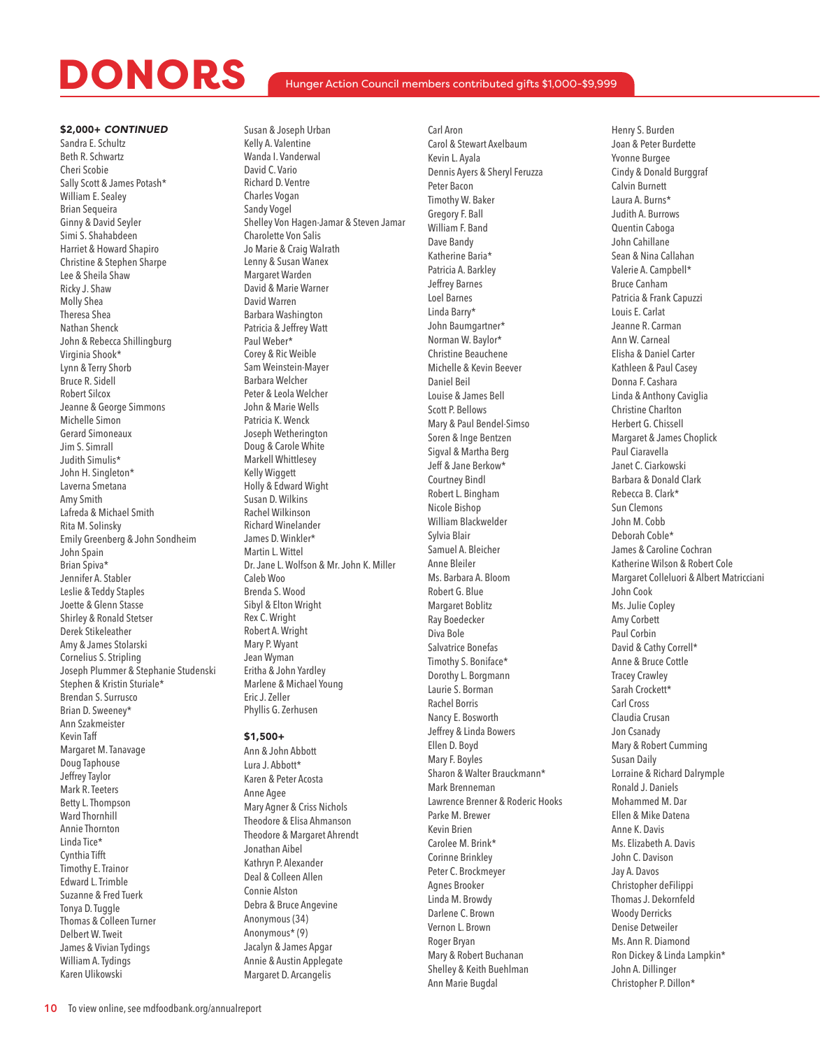# DONORS

Hunger Action Council members contributed gifts $1,000-$9,999

**$2,000+ *CONTINUED***

Sandra E. Schultz
Beth R. Schwartz
Cheri Scobie
Sally Scott & James Potash*
William E. Sealey
Brian Sequeira
Ginny & David Seyler
Simi S. Shahabdeen
Harriet & Howard Shapiro
Christine & Stephen Sharpe
Lee & Sheila Shaw
Ricky J. Shaw
Molly Shea
Theresa Shea
Nathan Shenck
John & Rebecca Shillingburg
Virginia Shook*
Lynn & Terry Shorb
Bruce R. Sidell
Robert Silcox
Jeanne & George Simmons
Michelle Simon
Gerard Simoneaux
Jim S. Simrall
Judith Simulis*
John H. Singleton*
Laverna Smetana
Amy Smith
Lafreda & Michael Smith
Rita M. Solinsky
Emily Greenberg & John Sondheim
John Spain
Brian Spiva*
Jennifer A. Stabler
Leslie & Teddy Staples
Joette & Glenn Stasse
Shirley & Ronald Stetser
Derek Stikeleather
Amy & James Stolarski
Cornelius S. Stripling
Joseph Plummer & Stephanie Studenski
Stephen & Kristin Sturiale*
Brendan S. Surrusco
Brian D. Sweeney*
Ann Szakmeister
Kevin Taff
Margaret M. Tanavage
Doug Taphouse
Jeffrey Taylor
Mark R. Teeters
Betty L. Thompson
Ward Thornhill
Annie Thornton
Linda Tice*
Cynthia Tifft
Timothy E. Trainor
Edward L. Trimble
Suzanne & Fred Tuerk
Tonya D. Tuggle
Thomas & Colleen Turner
Delbert W. Tweit
James & Vivian Tydings
William A. Tydings
Karen Ulikowski
Susan & Joseph Urban
Kelly A. Valentine
Wanda I. Vanderwal
David C. Vario
Richard D. Ventre
Charles Vogan
Sandy Vogel
Shelley Von Hagen-Jamar & Steven Jamar
Charolette Von Salis
Jo Marie & Craig Walrath
Lenny & Susan Wanex
Margaret Warden
David & Marie Warner
David Warren
Barbara Washington
Patricia & Jeffrey Watt
Paul Weber*
Corey & Ric Weible
Sam Weinstein-Mayer
Barbara Welcher
Peter & Leola Welcher
John & Marie Wells
Patricia K. Wenck
Joseph Wetherington
Doug & Carole White
Markell Whittlesey
Kelly Wiggett
Holly & Edward Wight
Susan D. Wilkins
Rachel Wilkinson
Richard Winelander
James D. Winkler*
Martin L. Wittel
Dr. Jane L. Wolfson & Mr. John K. Miller
Caleb Woo
Brenda S. Wood
Sibyl & Elton Wright
Rex C. Wright
Robert A. Wright
Mary P. Wyant
Jean Wyman
Eritha & John Yardley
Marlene & Michael Young
Eric J. Zeller
Phyllis G. Zerhusen

**$1,500+**

Ann & John Abbott
Lura J. Abbott*
Karen & Peter Acosta
Anne Agee
Mary Agner & Criss Nichols
Theodore & Elisa Ahmanson
Theodore & Margaret Ahrendt
Jonathan Aibel
Kathryn P. Alexander
Deal & Colleen Allen
Connie Alston
Debra & Bruce Angevine
Anonymous (34)
Anonymous* (9)
Jacalyn & James Apgar
Annie & Austin Applegate
Margaret D. Arcangelis
Carl Aron
Carol & Stewart Axelbaum
Kevin L. Ayala
Dennis Ayers & Sheryl Feruzza
Peter Bacon
Timothy W. Baker
Gregory F. Ball
William F. Band
Dave Bandy
Katherine Baria*
Patricia A. Barkley
Jeffrey Barnes
Loel Barnes
Linda Barry*
John Baumgartner*
Norman W. Baylor*
Christine Beauchene
Michelle & Kevin Beever
Daniel Beil
Louise & James Bell
Scott P. Bellows
Mary & Paul Bendel-Simso
Soren & Inge Bentzen
Sigval & Martha Berg
Jeff & Jane Berkow*
Courtney Bindl
Robert L. Bingham
Nicole Bishop
William Blackwelder
Sylvia Blair
Samuel A. Bleicher
Anne Bleiler
Ms. Barbara A. Bloom
Robert G. Blue
Margaret Boblitz
Ray Boedecker
Diva Bole
Salvatrice Bonefas
Timothy S. Boniface*
Dorothy L. Borgmann
Laurie S. Borman
Rachel Borris
Nancy E. Bosworth
Jeffrey & Linda Bowers
Ellen D. Boyd
Mary F. Boyles
Sharon & Walter Brauckmann*
Mark Brenneman
Lawrence Brenner & Roderic Hooks
Parke M. Brewer
Kevin Brien
Carolee M. Brink*
Corinne Brinkley
Peter C. Brockmeyer
Agnes Brooker
Linda M. Browdy
Darlene C. Brown
Vernon L. Brown
Roger Bryan
Mary & Robert Buchanan
Shelley & Keith Buehlman
Ann Marie Bugdal
Henry S. Burden
Joan & Peter Burdette
Yvonne Burgee
Cindy & Donald Burggraf
Calvin Burnett
Laura A. Burns*
Judith A. Burrows
Quentin Caboga
John Cahillane
Sean & Nina Callahan
Valerie A. Campbell*
Bruce Canham
Patricia & Frank Capuzzi
Louis E. Carlat
Jeanne R. Carman
Ann W. Carneal
Elisha & Daniel Carter
Kathleen & Paul Casey
Donna F. Cashara
Linda & Anthony Caviglia
Christine Charlton
Herbert G. Chissell
Margaret & James Choplick
Paul Ciaravella
Janet C. Ciarkowski
Barbara & Donald Clark
Rebecca B. Clark*
Sun Clemons
John M. Cobb
Deborah Coble*
James & Caroline Cochran
Katherine Wilson & Robert Cole
Margaret Colleluori & Albert Matricciani
John Cook
Ms. Julie Copley
Amy Corbett
Paul Corbin
David & Cathy Correll*
Anne & Bruce Cottle
Tracey Crawley
Sarah Crockett*
Carl Cross
Claudia Crusan
Jon Csanady
Mary & Robert Cumming
Susan Daily
Lorraine & Richard Dalrymple
Ronald J. Daniels
Mohammed M. Dar
Ellen & Mike Datena
Anne K. Davis
Ms. Elizabeth A. Davis
John C. Davison
Jay A. Davos
Christopher deFilippi
Thomas J. Dekornfeld
Woody Derricks
Denise Detweiler
Ms. Ann R. Diamond
Ron Dickey & Linda Lampkin*
John A. Dillinger
Christopher P. Dillon*

To view online, see mdfoodbank.org/annualreport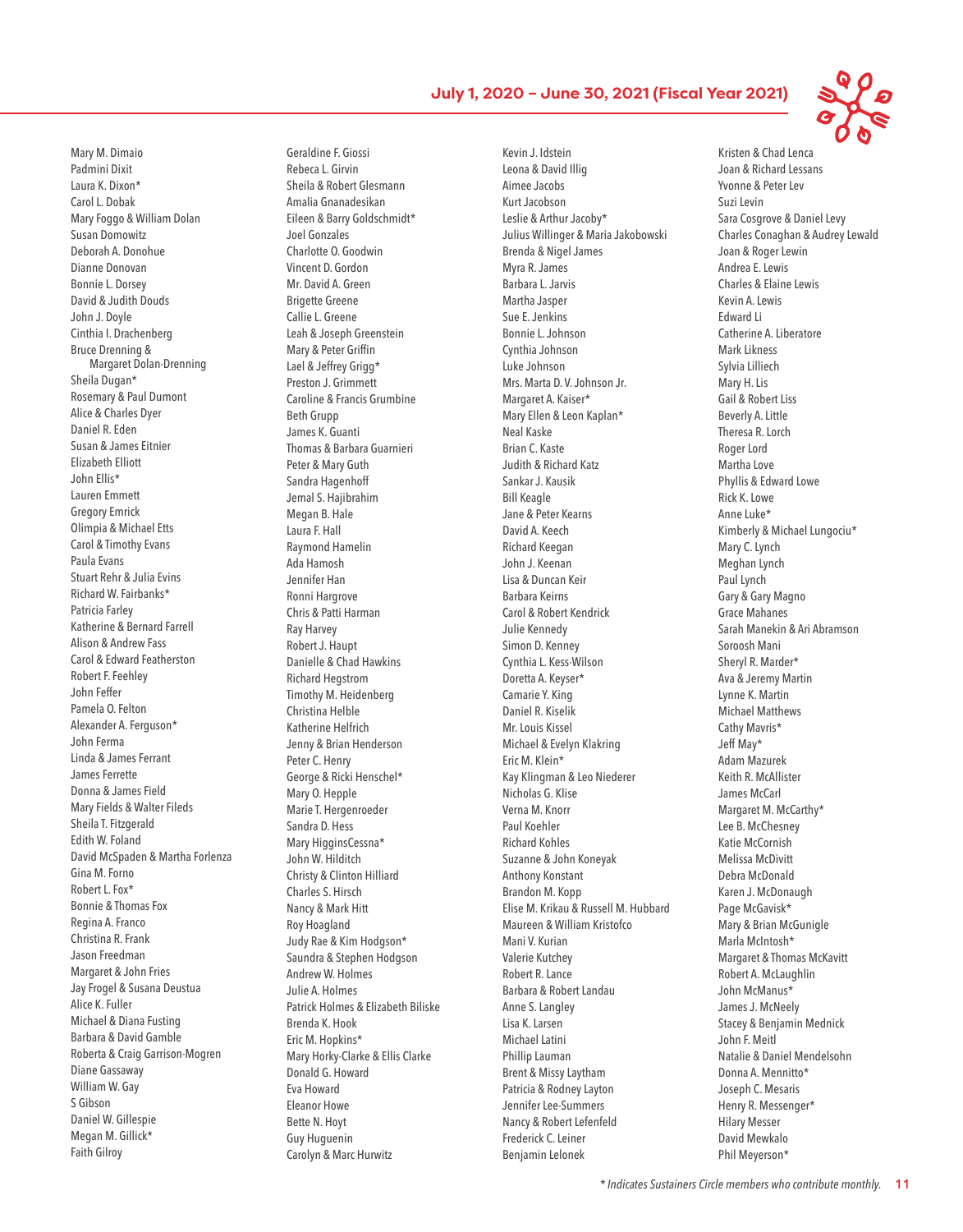Mary M. Dimaio
Padmini Dixit
Laura K. Dixon*
Carol L. Dobak
Mary Foggo & William Dolan
Susan Domowitz
Deborah A. Donohue
Dianne Donovan
Bonnie L. Dorsey
David & Judith Douds
John J. Doyle
Cinthia I. Drachenberg
Bruce Drenning & Margaret Dolan-Drenning
Sheila Dugan*
Rosemary & Paul Dumont
Alice & Charles Dyer
Daniel R. Eden
Susan & James Eitnier
Elizabeth Elliott
John Ellis*
Lauren Emmett
Gregory Emrick
Olimpia & Michael Etts
Carol & Timothy Evans
Paula Evans
Stuart Rehr & Julia Evins
Richard W. Fairbanks*
Patricia Farley
Katherine & Bernard Farrell
Alison & Andrew Fass
Carol & Edward Featherston
Robert F. Feehley
John Feffer
Pamela O. Felton
Alexander A. Ferguson*
John Ferma
Linda & James Ferrant
James Ferrette
Donna & James Field
Mary Fields & Walter Fileds
Sheila T. Fitzgerald
Edith W. Foland
David McSpaden & Martha Forlenza
Gina M. Forno
Robert L. Fox*
Bonnie & Thomas Fox
Regina A. Franco
Christina R. Frank
Jason Freedman
Margaret & John Fries
Jay Frogel & Susana Deustua
Alice K. Fuller
Michael & Diana Fusting
Barbara & David Gamble
Roberta & Craig Garrison-Mogren
Diane Gassaway
William W. Gay
S Gibson
Daniel W. Gillespie
Megan M. Gillick*
Faith Gilroy

Geraldine F. Giossi
Rebeca L. Girvin
Sheila & Robert Glesmann
Amalia Gnanadesikan
Eileen & Barry Goldschmidt*
Joel Gonzales
Charlotte O. Goodwin
Vincent D. Gordon
Mr. David A. Green
Brigette Greene
Callie L. Greene
Leah & Joseph Greenstein
Mary & Peter Griffin
Lael & Jeffrey Grigg*
Preston J. Grimmett
Caroline & Francis Grumbine
Beth Grupp
James K. Guanti
Thomas & Barbara Guarnieri
Peter & Mary Guth
Sandra Hagenhoff
Jemal S. Hajibrahim
Megan B. Hale
Laura F. Hall
Raymond Hamelin
Ada Hamosh
Jennifer Han
Ronni Hargrove
Chris & Patti Harman
Ray Harvey
Robert J. Haupt
Danielle & Chad Hawkins
Richard Hegstrom
Timothy M. Heidenberg
Christina Helble
Katherine Helfrich
Jenny & Brian Henderson
Peter C. Henry
George & Ricki Henschel*
Mary O. Hepple
Marie T. Hergenroeder
Sandra D. Hess
Mary HigginsCessna*
John W. Hilditch
Christy & Clinton Hilliard
Charles S. Hirsch
Nancy & Mark Hitt
Roy Hoagland
Judy Rae & Kim Hodgson*
Saundra & Stephen Hodgson
Andrew W. Holmes
Julie A. Holmes
Patrick Holmes & Elizabeth Biliske
Brenda K. Hook
Eric M. Hopkins*
Mary Horky-Clarke & Ellis Clarke
Donald G. Howard
Eva Howard
Eleanor Howe
Bette N. Hoyt
Guy Huguenin
Carolyn & Marc Hurwitz

Kevin J. Idstein
Leona & David Illig
Aimee Jacobs
Kurt Jacobson
Leslie & Arthur Jacoby*
Julius Willinger & Maria Jakobowski
Brenda & Nigel James
Myra R. James
Barbara L. Jarvis
Martha Jasper
Sue E. Jenkins
Bonnie L. Johnson
Cynthia Johnson
Luke Johnson
Mrs. Marta D. V. Johnson Jr.
Margaret A. Kaiser*
Mary Ellen & Leon Kaplan*
Neal Kaske
Brian C. Kaste
Judith & Richard Katz
Sankar J. Kausik
Bill Keagle
Jane & Peter Kearns
David A. Keech
Richard Keegan
John J. Keenan
Lisa & Duncan Keir
Barbara Keirns
Carol & Robert Kendrick
Julie Kennedy
Simon D. Kenney
Cynthia L. Kess-Wilson
Doretta A. Keyser*
Camarie Y. King
Daniel R. Kiselik
Mr. Louis Kissel
Michael & Evelyn Klakring
Eric M. Klein*
Kay Klingman & Leo Niederer
Nicholas G. Klise
Verna M. Knorr
Paul Koehler
Richard Kohles
Suzanne & John Koneyak
Anthony Konstant
Brandon M. Kopp
Elise M. Krikau & Russell M. Hubbard
Maureen & William Kristofco
Mani V. Kurian
Valerie Kutchey
Robert R. Lance
Barbara & Robert Landau
Anne S. Langley
Lisa K. Larsen
Michael Latini
Phillip Lauman
Brent & Missy Laytham
Patricia & Rodney Layton
Jennifer Lee-Summers
Nancy & Robert Lefenfeld
Frederick C. Leiner
Benjamin Lelonek

Kristen & Chad Lenca
Joan & Richard Lessans
Yvonne & Peter Lev
Suzi Levin
Sara Cosgrove & Daniel Levy
Charles Conaghan & Audrey Lewald
Joan & Roger Lewin
Andrea E. Lewis
Charles & Elaine Lewis
Kevin A. Lewis
Edward Li
Catherine A. Liberatore
Mark Likness
Sylvia Lilliech
Mary H. Lis
Gail & Robert Liss
Beverly A. Little
Theresa R. Lorch
Roger Lord
Martha Love
Phyllis & Edward Lowe
Rick K. Lowe
Anne Luke*
Kimberly & Michael Lungociu*
Mary C. Lynch
Meghan Lynch
Paul Lynch
Gary & Gary Magno
Grace Mahanes
Sarah Manekin & Ari Abramson
Soroosh Mani
Sheryl R. Marder*
Ava & Jeremy Martin
Lynne K. Martin
Michael Matthews
Cathy Mavris*
Jeff May*
Adam Mazurek
Keith R. McAllister
James McCarl
Margaret M. McCarthy*
Lee B. McChesney
Katie McCornish
Melissa McDivitt
Debra McDonald
Karen J. McDonaugh
Page McGavisk*
Mary & Brian McGunigle
Marla McIntosh*
Margaret & Thomas McKavitt
Robert A. McLaughlin
John McManus*
James J. McNeely
Stacey & Benjamin Mednick
John F. Meitl
Natalie & Daniel Mendelsohn
Donna A. Mennitto*
Joseph C. Mesaris
Henry R. Messenger*
Hilary Messer
David Mewkalo
Phil Meyerson*

*\* Indicates Sustainers Circle members who contribute monthly.*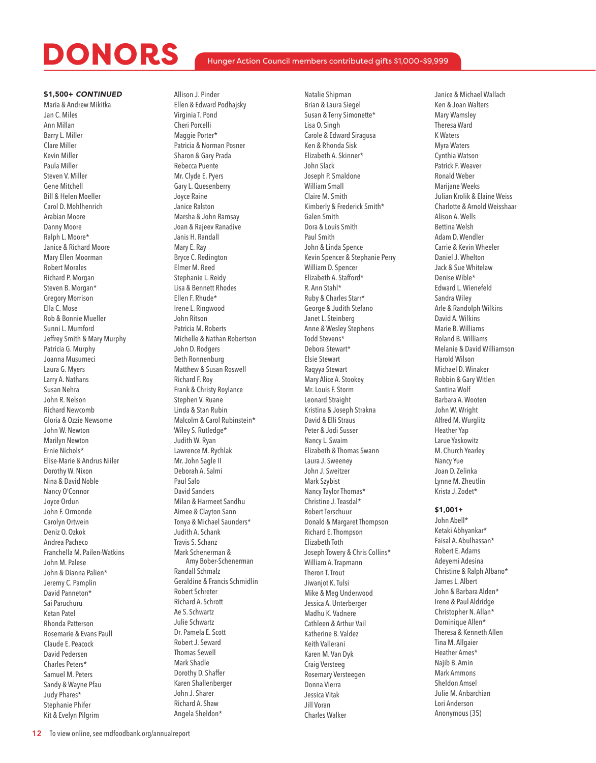# DONORS

Hunger Action Council members contributed gifts $1,000-$9,999

**$1,500+ *CONTINUED***

Maria & Andrew Mikitka
Jan C. Miles
Ann Millan
Barry L. Miller
Clare Miller
Kevin Miller
Paula Miller
Steven V. Miller
Gene Mitchell
Bill & Helen Moeller
Carol D. Mohlhenrich
Arabian Moore
Danny Moore
Ralph L. Moore*
Janice & Richard Moore
Mary Ellen Moorman
Robert Morales
Richard P. Morgan
Steven B. Morgan*
Gregory Morrison
Ella C. Mose
Rob & Bonnie Mueller
Sunni L. Mumford
Jeffrey Smith & Mary Murphy
Patricia G. Murphy
Joanna Musumeci
Laura G. Myers
Larry A. Nathans
Susan Nehra
John R. Nelson
Richard Newcomb
Gloria & Ozzie Newsome
John W. Newton
Marilyn Newton
Ernie Nichols*
Elise-Marie & Andrus Niiler
Dorothy W. Nixon
Nina & David Noble
Nancy O'Connor
Joyce Ordun
John F. Ormonde
Carolyn Ortwein
Deniz O. Ozkok
Andrea Pacheco
Franchella M. Pailen-Watkins
John M. Palese
John & Dianna Palien*
Jeremy C. Pamplin
David Panneton*
Sai Paruchuru
Ketan Patel
Rhonda Patterson
Rosemarie & Evans Paull
Claude E. Peacock
David Pedersen
Charles Peters*
Samuel M. Peters
Sandy & Wayne Pfau
Judy Phares*
Stephanie Phifer
Kit & Evelyn Pilgrim
Allison J. Pinder
Ellen & Edward Podhajsky
Virginia T. Pond
Cheri Porcelli
Maggie Porter*
Patricia & Norman Posner
Sharon & Gary Prada
Rebecca Puente
Mr. Clyde E. Pyers
Gary L. Quesenberry
Joyce Raine
Janice Ralston
Marsha & John Ramsay
Joan & Rajeev Ranadive
Janis H. Randall
Mary E. Ray
Bryce C. Redington
Elmer M. Reed
Stephanie L. Reidy
Lisa & Bennett Rhodes
Ellen F. Rhude*
Irene L. Ringwood
John Ritson
Patricia M. Roberts
Michelle & Nathan Robertson
John D. Rodgers
Beth Ronnenburg
Matthew & Susan Roswell
Richard F. Roy
Frank & Christy Roylance
Stephen V. Ruane
Linda & Stan Rubin
Malcolm & Carol Rubinstein*
Wiley S. Rutledge*
Judith W. Ryan
Lawrence M. Rychlak
Mr. John Sagle II
Deborah A. Salmi
Paul Salo
David Sanders
Milan & Harmeet Sandhu
Aimee & Clayton Sann
Tonya & Michael Saunders*
Judith A. Schank
Travis S. Schanz
Mark Schenerman & Amy Bober-Schenerman
Randall Schmalz
Geraldine & Francis Schmidlin
Robert Schreter
Richard A. Schrott
Ae S. Schwartz
Julie Schwartz
Dr. Pamela E. Scott
Robert J. Seward
Thomas Sewell
Mark Shadle
Dorothy D. Shaffer
Karen Shallenberger
John J. Sharer
Richard A. Shaw
Angela Sheldon*
Natalie Shipman
Brian & Laura Siegel
Susan & Terry Simonette*
Lisa O. Singh
Carole & Edward Siragusa
Ken & Rhonda Sisk
Elizabeth A. Skinner*
John Slack
Joseph P. Smaldone
William Small
Claire M. Smith
Kimberly & Frederick Smith*
Galen Smith
Dora & Louis Smith
Paul Smith
John & Linda Spence
Kevin Spencer & Stephanie Perry
William D. Spencer
Elizabeth A. Stafford*
R. Ann Stahl*
Ruby & Charles Starr*
George & Judith Stefano
Janet L. Steinberg
Anne & Wesley Stephens
Todd Stevens*
Debora Stewart*
Elsie Stewart
Raqyya Stewart
Mary Alice A. Stookey
Mr. Louis F. Storm
Leonard Straight
Kristina & Joseph Strakna
David & Elli Straus
Peter & Jodi Susser
Nancy L. Swaim
Elizabeth & Thomas Swann
Laura J. Sweeney
John J. Sweitzer
Mark Szybist
Nancy Taylor Thomas*
Christine J. Teasdal*
Robert Terschuur
Donald & Margaret Thompson
Richard E. Thompson
Elizabeth Toth
Joseph Towery & Chris Collins*
William A. Trapmann
Theron T. Trout
Jiwanjot K. Tulsi
Mike & Meg Underwood
Jessica A. Unterberger
Madhu K. Vadnere
Cathleen & Arthur Vail
Katherine B. Valdez
Keith Vallerani
Karen M. Van Dyk
Craig Versteeg
Rosemary Versteegen
Donna Vierra
Jessica Vitak
Jill Voran
Charles Walker
Janice & Michael Wallach
Ken & Joan Walters
Mary Wamsley
Theresa Ward
K Waters
Myra Waters
Cynthia Watson
Patrick F. Weaver
Ronald Weber
Marijane Weeks
Julian Krolik & Elaine Weiss
Charlotte & Arnold Weisshaar
Alison A. Wells
Bettina Welsh
Adam D. Wendler
Carrie & Kevin Wheeler
Daniel J. Whelton
Jack & Sue Whitelaw
Denise Wible*
Edward L. Wienefeld
Sandra Wiley
Arle & Randolph Wilkins
David A. Wilkins
Marie B. Williams
Roland B. Williams
Melanie & David Williamson
Harold Wilson
Michael D. Winaker
Robbin & Gary Witlen
Santina Wolf
Barbara A. Wooten
John W. Wright
Alfred M. Wurglitz
Heather Yap
Larue Yaskowitz
M. Church Yearley
Nancy Yue
Joan D. Zelinka
Lynne M. Zheutlin
Krista J. Zodet*

**$1,001+**

John Abell*
Ketaki Abhyankar*
Faisal A. Abulhassan*
Robert E. Adams
Adeyemi Adesina
Christine & Ralph Albano*
James L. Albert
John & Barbara Alden*
Irene & Paul Aldridge
Christopher N. Allan*
Dominique Allen*
Theresa & Kenneth Allen
Tina M. Allgaier
Heather Ames*
Najib B. Amin
Mark Ammons
Sheldon Amsel
Julie M. Anbarchian
Lori Anderson
Anonymous (35)

To view online, see mdfoodbank.org/annualreport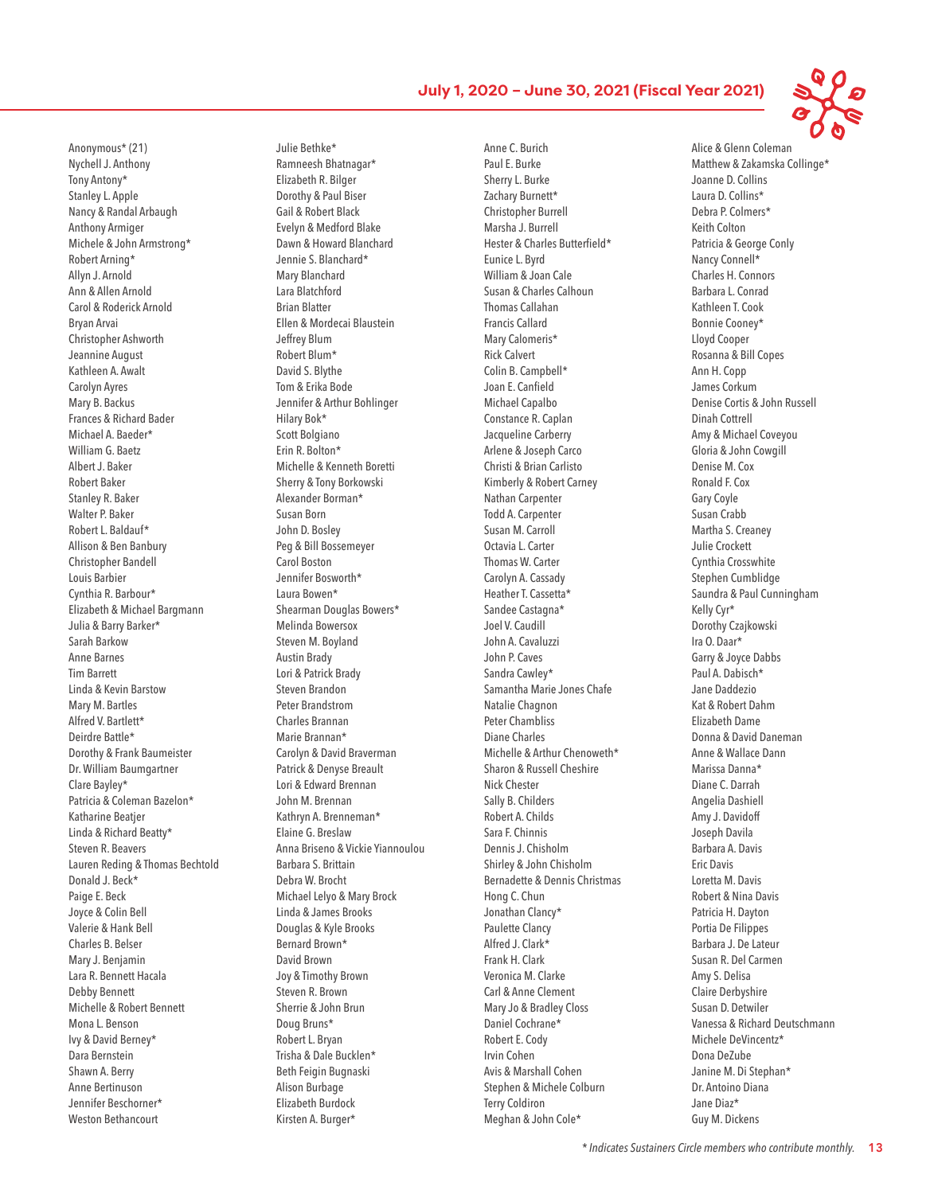## July 1, 2020 – June 30, 2021 (Fiscal Year 2021)

Anonymous* (21)
Nychell J. Anthony
Tony Antony*
Stanley L. Apple
Nancy & Randal Arbaugh
Anthony Armiger
Michele & John Armstrong*
Robert Arning*
Allyn J. Arnold
Ann & Allen Arnold
Carol & Roderick Arnold
Bryan Arvai
Christopher Ashworth
Jeannine August
Kathleen A. Awalt
Carolyn Ayres
Mary B. Backus
Frances & Richard Bader
Michael A. Baeder*
William G. Baetz
Albert J. Baker
Robert Baker
Stanley R. Baker
Walter P. Baker
Robert L. Baldauf*
Allison & Ben Banbury
Christopher Bandell
Louis Barbier
Cynthia R. Barbour*
Elizabeth & Michael Bargmann
Julia & Barry Barker*
Sarah Barkow
Anne Barnes
Tim Barrett
Linda & Kevin Barstow
Mary M. Bartles
Alfred V. Bartlett*
Deirdre Battle*
Dorothy & Frank Baumeister
Dr. William Baumgartner
Clare Bayley*
Patricia & Coleman Bazelon*
Katharine Beatjer
Linda & Richard Beatty*
Steven R. Beavers
Lauren Reding & Thomas Bechtold
Donald J. Beck*
Paige E. Beck
Joyce & Colin Bell
Valerie & Hank Bell
Charles B. Belser
Mary J. Benjamin
Lara R. Bennett Hacala
Debby Bennett
Michelle & Robert Bennett
Mona L. Benson
Ivy & David Berney*
Dara Bernstein
Shawn A. Berry
Anne Bertinuson
Jennifer Beschorner*
Weston Bethancourt
Julie Bethke*
Ramneesh Bhatnagar*
Elizabeth R. Bilger
Dorothy & Paul Biser
Gail & Robert Black
Evelyn & Medford Blake
Dawn & Howard Blanchard
Jennie S. Blanchard*
Mary Blanchard
Lara Blatchford
Brian Blatter
Ellen & Mordecai Blaustein
Jeffrey Blum
Robert Blum*
David S. Blythe
Tom & Erika Bode
Jennifer & Arthur Bohlinger
Hilary Bok*
Scott Bolgiano
Erin R. Bolton*
Michelle & Kenneth Boretti
Sherry & Tony Borkowski
Alexander Borman*
Susan Born
John D. Bosley
Peg & Bill Bossemeyer
Carol Boston
Jennifer Bosworth*
Laura Bowen*
Shearman Douglas Bowers*
Melinda Bowersox
Steven M. Boyland
Austin Brady
Lori & Patrick Brady
Steven Brandon
Peter Brandstrom
Charles Brannan
Marie Brannan*
Carolyn & David Braverman
Patrick & Denyse Breault
Lori & Edward Brennan
John M. Brennan
Kathryn A. Brenneman*
Elaine G. Breslaw
Anna Briseno & Vickie Yiannoulou
Barbara S. Brittain
Debra W. Brocht
Michael Lelyo & Mary Brock
Linda & James Brooks
Douglas & Kyle Brooks
Bernard Brown*
David Brown
Joy & Timothy Brown
Steven R. Brown
Sherrie & John Brun
Doug Bruns*
Robert L. Bryan
Trisha & Dale Bucklen*
Beth Feigin Bugnaski
Alison Burbage
Elizabeth Burdock
Kirsten A. Burger*
Anne C. Burich
Paul E. Burke
Sherry L. Burke
Zachary Burnett*
Christopher Burrell
Marsha J. Burrell
Hester & Charles Butterfield*
Eunice L. Byrd
William & Joan Cale
Susan & Charles Calhoun
Thomas Callahan
Francis Callard
Mary Calomeris*
Rick Calvert
Colin B. Campbell*
Joan E. Canfield
Michael Capalbo
Constance R. Caplan
Jacqueline Carberry
Arlene & Joseph Carco
Christi & Brian Carlisto
Kimberly & Robert Carney
Nathan Carpenter
Todd A. Carpenter
Susan M. Carroll
Octavia L. Carter
Thomas W. Carter
Carolyn A. Cassady
Heather T. Cassetta*
Sandee Castagna*
Joel V. Caudill
John A. Cavaluzzi
John P. Caves
Sandra Cawley*
Samantha Marie Jones Chafe
Natalie Chagnon
Peter Chambliss
Diane Charles
Michelle & Arthur Chenoweth*
Sharon & Russell Cheshire
Nick Chester
Sally B. Childers
Robert A. Childs
Sara F. Chinnis
Dennis J. Chisholm
Shirley & John Chisholm
Bernadette & Dennis Christmas
Hong C. Chun
Jonathan Clancy*
Paulette Clancy
Alfred J. Clark*
Frank H. Clark
Veronica M. Clarke
Carl & Anne Clement
Mary Jo & Bradley Closs
Daniel Cochrane*
Robert E. Cody
Irvin Cohen
Avis & Marshall Cohen
Stephen & Michele Colburn
Terry Coldiron
Meghan & John Cole*
Alice & Glenn Coleman
Matthew & Zakamska Collinge*
Joanne D. Collins
Laura D. Collins*
Debra P. Colmers*
Keith Colton
Patricia & George Conly
Nancy Connell*
Charles H. Connors
Barbara L. Conrad
Kathleen T. Cook
Bonnie Cooney*
Lloyd Cooper
Rosanna & Bill Copes
Ann H. Copp
James Corkum
Denise Cortis & John Russell
Dinah Cottrell
Amy & Michael Coveyou
Gloria & John Cowgill
Denise M. Cox
Ronald F. Cox
Gary Coyle
Susan Crabb
Martha S. Creaney
Julie Crockett
Cynthia Crosswhite
Stephen Cumblidge
Saundra & Paul Cunningham
Kelly Cyr*
Dorothy Czajkowski
Ira O. Daar*
Garry & Joyce Dabbs
Paul A. Dabisch*
Jane Daddezio
Kat & Robert Dahm
Elizabeth Dame
Donna & David Daneman
Anne & Wallace Dann
Marissa Danna*
Diane C. Darrah
Angelia Dashiell
Amy J. Davidoff
Joseph Davila
Barbara A. Davis
Eric Davis
Loretta M. Davis
Robert & Nina Davis
Patricia H. Dayton
Portia De Filippes
Barbara J. De Lateur
Susan R. Del Carmen
Amy S. Delisa
Claire Derbyshire
Susan D. Detwiler
Vanessa & Richard Deutschmann
Michele DeVincentz*
Dona DeZube
Janine M. Di Stephan*
Dr. Antoino Diana
Jane Diaz*
Guy M. Dickens

*\* Indicates Sustainers Circle members who contribute monthly.*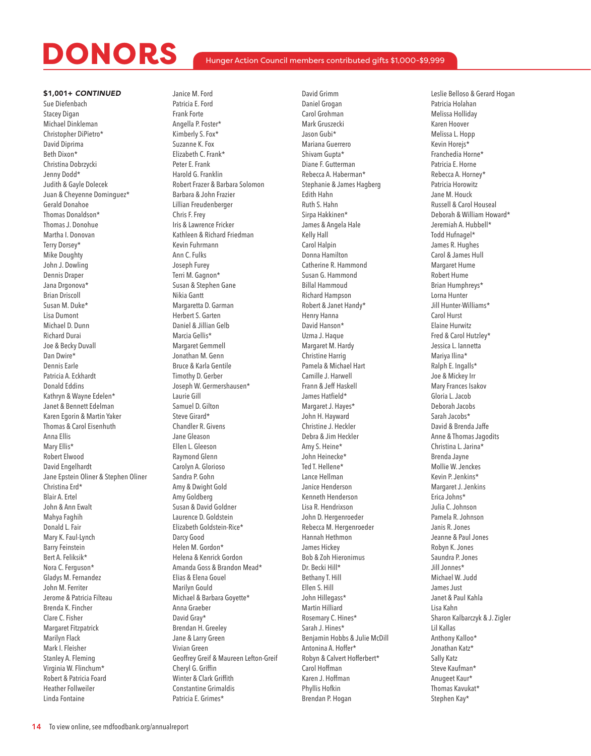# DONORS

Hunger Action Council members contributed gifts $1,000-$9,999

**$1,001+ *CONTINUED***

Sue Diefenbach
Stacey Digan
Michael Dinkleman
Christopher DiPietro*
David Diprima
Beth Dixon*
Christina Dobrzycki
Jenny Dodd*
Judith & Gayle Dolecek
Juan & Cheyenne Dominguez*
Gerald Donahoe
Thomas Donaldson*
Thomas J. Donohue
Martha I. Donovan
Terry Dorsey*
Mike Doughty
John J. Dowling
Dennis Draper
Jana Drgonova*
Brian Driscoll
Susan M. Duke*
Lisa Dumont
Michael D. Dunn
Richard Durai
Joe & Becky Duvall
Dan Dwire*
Dennis Earle
Patricia A. Eckhardt
Donald Eddins
Kathryn & Wayne Edelen*
Janet & Bennett Edelman
Karen Egorin & Martin Yaker
Thomas & Carol Eisenhuth
Anna Ellis
Mary Ellis*
Robert Elwood
David Engelhardt
Jane Epstein Oliner & Stephen Oliner
Christina Erd*
Blair A. Ertel
John & Ann Ewalt
Mahya Faghih
Donald L. Fair
Mary K. Faul-Lynch
Barry Feinstein
Bert A. Feliksik*
Nora C. Ferguson*
Gladys M. Fernandez
John M. Ferriter
Jerome & Patricia Filteau
Brenda K. Fincher
Clare C. Fisher
Margaret Fitzpatrick
Marilyn Flack
Mark I. Fleisher
Stanley A. Fleming
Virginia W. Flinchum*
Robert & Patricia Foard
Heather Followeiler
Linda Fontaine
Janice M. Ford
Patricia E. Ford
Frank Forte
Angella P. Foster*
Kimberly S. Fox*
Suzanne K. Fox
Elizabeth C. Frank*
Peter E. Frank
Harold G. Franklin
Robert Frazer & Barbara Solomon
Barbara & John Frazier
Lillian Freudenberger
Chris F. Frey
Iris & Lawrence Fricker
Kathleen & Richard Friedman
Kevin Fuhrmann
Ann C. Fulks
Joseph Furey
Terri M. Gagnon*
Susan & Stephen Gane
Nikia Gantt
Margaretta D. Garman
Herbert S. Garten
Daniel & Jillian Gelb
Marcia Gellis*
Margaret Gemmell
Jonathan M. Genn
Bruce & Karla Gentile
Timothy D. Gerber
Joseph W. Germershausen*
Laurie Gill
Samuel D. Gilton
Steve Girard*
Chandler R. Givens
Jane Gleason
Ellen L. Gleeson
Raymond Glenn
Carolyn A. Glorioso
Sandra P. Gohn
Amy & Dwight Gold
Amy Goldberg
Susan & David Goldner
Laurence D. Goldstein
Elizabeth Goldstein-Rice*
Darcy Good
Helen M. Gordon*
Helena & Kenrick Gordon
Amanda Goss & Brandon Mead*
Elias & Elena Gouel
Marilyn Gould
Michael & Barbara Goyette*
Anna Graeber
David Gray*
Brendan H. Greeley
Jane & Larry Green
Vivian Green
Geoffrey Greif & Maureen Lefton-Greif
Cheryl G. Griffin
Winter & Clark Griffith
Constantine Grimaldis
Patricia E. Grimes*
David Grimm
Daniel Grogan
Carol Grohman
Mark Gruszecki
Jason Gubi*
Mariana Guerrero
Shivam Gupta*
Diane F. Gutterman
Rebecca A. Haberman*
Stephanie & James Hagberg
Edith Hahn
Ruth S. Hahn
Sirpa Hakkinen*
James & Angela Hale
Kelly Hall
Carol Halpin
Donna Hamilton
Catherine R. Hammond
Susan G. Hammond
Billal Hammoud
Richard Hampson
Robert & Janet Handy*
Henry Hanna
David Hanson*
Uzma J. Haque
Margaret M. Hardy
Christine Harrig
Pamela & Michael Hart
Camille J. Harwell
Frann & Jeff Haskell
James Hatfield*
Margaret J. Hayes*
John H. Hayward
Christine J. Heckler
Debra & Jim Heckler
Amy S. Heine*
John Heinecke*
Ted T. Hellene*
Lance Hellman
Janice Henderson
Kenneth Henderson
Lisa R. Hendrixson
John D. Hergenroeder
Rebecca M. Hergenroeder
Hannah Hethmon
James Hickey
Bob & Zoh Hieronimus
Dr. Becki Hill*
Bethany T. Hill
Ellen S. Hill
John Hillegass*
Martin Hilliard
Rosemary C. Hines*
Sarah J. Hines*
Benjamin Hobbs & Julie McDill
Antonina A. Hoffer*
Robyn & Calvert Hofferbert*
Carol Hoffman
Karen J. Hoffman
Phyllis Hofkin
Brendan P. Hogan
Leslie Belloso & Gerard Hogan
Patricia Holahan
Melissa Holliday
Karen Hoover
Melissa L. Hopp
Kevin Horejs*
Franchedia Horne*
Patricia E. Horne
Rebecca A. Horney*
Patricia Horowitz
Jane M. Houck
Russell & Carol Houseal
Deborah & William Howard*
Jeremiah A. Hubbell*
Todd Hufnagel*
James R. Hughes
Carol & James Hull
Margaret Hume
Robert Hume
Brian Humphreys*
Lorna Hunter
Jill Hunter-Williams*
Carol Hurst
Elaine Hurwitz
Fred & Carol Hutzley*
Jessica L. Iannetta
Mariya Ilina*
Ralph E. Ingalls*
Joe & Mickey Irr
Mary Frances Isakov
Gloria L. Jacob
Deborah Jacobs
Sarah Jacobs*
David & Brenda Jaffe
Anne & Thomas Jagodits
Christina L. Jarina*
Brenda Jayne
Mollie W. Jenckes
Kevin P. Jenkins*
Margaret J. Jenkins
Erica Johns*
Julia C. Johnson
Pamela R. Johnson
Janis R. Jones
Jeanne & Paul Jones
Robyn K. Jones
Saundra P. Jones
Jill Jonnes*
Michael W. Judd
James Just
Janet & Paul Kahla
Lisa Kahn
Sharon Kalbarczyk & J. Zigler
Lil Kallas
Anthony Kalloo*
Jonathan Katz*
Sally Katz
Steve Kaufman*
Anugeet Kaur*
Thomas Kavukat*
Stephen Kay*

To view online, see mdfoodbank.org/annualreport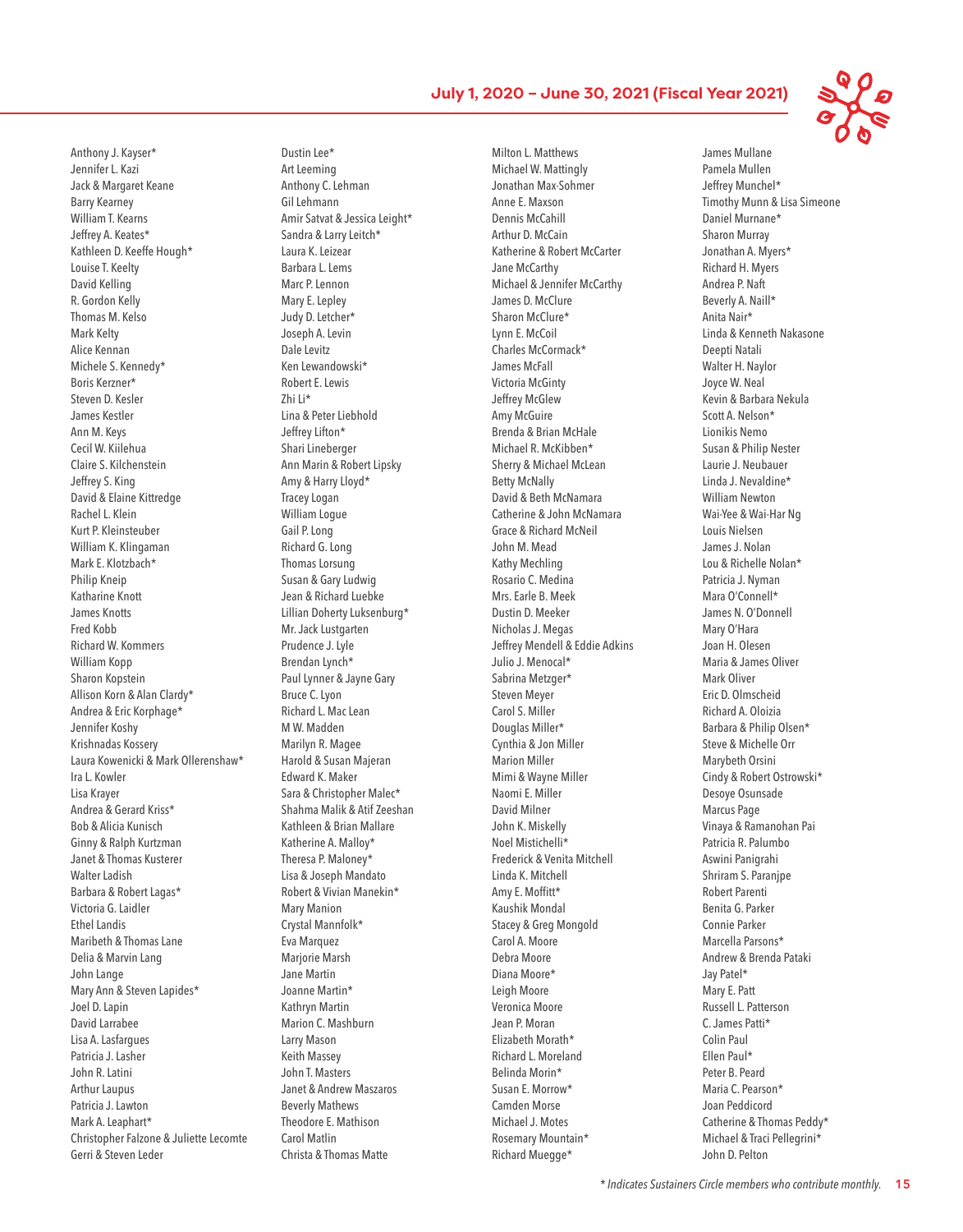Anthony J. Kayser*
Jennifer L. Kazi
Jack & Margaret Keane
Barry Kearney
William T. Kearns
Jeffrey A. Keates*
Kathleen D. Keeffe Hough*
Louise T. Keelty
David Kelling
R. Gordon Kelly
Thomas M. Kelso
Mark Kelty
Alice Kennan
Michele S. Kennedy*
Boris Kerzner*
Steven D. Kesler
James Kestler
Ann M. Keys
Cecil W. Kiilehua
Claire S. Kilchenstein
Jeffrey S. King
David & Elaine Kittredge
Rachel L. Klein
Kurt P. Kleinsteuber
William K. Klingaman
Mark E. Klotzbach*
Philip Kneip
Katharine Knott
James Knotts
Fred Kobb
Richard W. Kommers
William Kopp
Sharon Kopstein
Allison Korn & Alan Clardy*
Andrea & Eric Korphage*
Jennifer Koshy
Krishnadas Kossery
Laura Kowenicki & Mark Ollerenshaw*
Ira L. Kowler
Lisa Krayer
Andrea & Gerard Kriss*
Bob & Alicia Kunisch
Ginny & Ralph Kurtzman
Janet & Thomas Kusterer
Walter Ladish
Barbara & Robert Lagas*
Victoria G. Laidler
Ethel Landis
Maribeth & Thomas Lane
Delia & Marvin Lang
John Lange
Mary Ann & Steven Lapides*
Joel D. Lapin
David Larrabee
Lisa A. Lasfargues
Patricia J. Lasher
John R. Latini
Arthur Laupus
Patricia J. Lawton
Mark A. Leaphart*
Christopher Falzone & Juliette Lecomte
Gerri & Steven Leder
Dustin Lee*
Art Leeming
Anthony C. Lehman
Gil Lehmann
Amir Satvat & Jessica Leight*
Sandra & Larry Leitch*
Laura K. Leizear
Barbara L. Lems
Marc P. Lennon
Mary E. Lepley
Judy D. Letcher*
Joseph A. Levin
Dale Levitz
Ken Lewandowski*
Robert E. Lewis
Zhi Li*
Lina & Peter Liebhold
Jeffrey Lifton*
Shari Lineberger
Ann Marin & Robert Lipsky
Amy & Harry Lloyd*
Tracey Logan
William Logue
Gail P. Long
Richard G. Long
Thomas Lorsung
Susan & Gary Ludwig
Jean & Richard Luebke
Lillian Doherty Luksenburg*
Mr. Jack Lustgarten
Prudence J. Lyle
Brendan Lynch*
Paul Lynner & Jayne Gary
Bruce C. Lyon
Richard L. Mac Lean
M W. Madden
Marilyn R. Magee
Harold & Susan Majeran
Edward K. Maker
Sara & Christopher Malec*
Shahma Malik & Atif Zeeshan
Kathleen & Brian Mallare
Katherine A. Malloy*
Theresa P. Maloney*
Lisa & Joseph Mandato
Robert & Vivian Manekin*
Mary Manion
Crystal Mannfolk*
Eva Marquez
Marjorie Marsh
Jane Martin
Joanne Martin*
Kathryn Martin
Marion C. Mashburn
Larry Mason
Keith Massey
John T. Masters
Janet & Andrew Maszaros
Beverly Mathews
Theodore E. Mathison
Carol Matlin
Christa & Thomas Matte
Milton L. Matthews
Michael W. Mattingly
Jonathan Max-Sohmer
Anne E. Maxson
Dennis McCahill
Arthur D. McCain
Katherine & Robert McCarter
Jane McCarthy
Michael & Jennifer McCarthy
James D. McClure
Sharon McClure*
Lynn E. McCoil
Charles McCormack*
James McFall
Victoria McGinty
Jeffrey McGlew
Amy McGuire
Brenda & Brian McHale
Michael R. McKibben*
Sherry & Michael McLean
Betty McNally
David & Beth McNamara
Catherine & John McNamara
Grace & Richard McNeil
John M. Mead
Kathy Mechling
Rosario C. Medina
Mrs. Earle B. Meek
Dustin D. Meeker
Nicholas J. Megas
Jeffrey Mendell & Eddie Adkins
Julio J. Menocal*
Sabrina Metzger*
Steven Meyer
Carol S. Miller
Douglas Miller*
Cynthia & Jon Miller
Marion Miller
Mimi & Wayne Miller
Naomi E. Miller
David Milner
John K. Miskelly
Noel Mistichelli*
Frederick & Venita Mitchell
Linda K. Mitchell
Amy E. Moffitt*
Kaushik Mondal
Stacey & Greg Mongold
Carol A. Moore
Debra Moore
Diana Moore*
Leigh Moore
Veronica Moore
Jean P. Moran
Elizabeth Morath*
Richard L. Moreland
Belinda Morin*
Susan E. Morrow*
Camden Morse
Michael J. Motes
Rosemary Mountain*
Richard Muegge*
James Mullane
Pamela Mullen
Jeffrey Munchel*
Timothy Munn & Lisa Simeone
Daniel Murnane*
Sharon Murray
Jonathan A. Myers*
Richard H. Myers
Andrea P. Naft
Beverly A. Naill*
Anita Nair*
Linda & Kenneth Nakasone
Deepti Natali
Walter H. Naylor
Joyce W. Neal
Kevin & Barbara Nekula
Scott A. Nelson*
Lionikis Nemo
Susan & Philip Nester
Laurie J. Neubauer
Linda J. Nevaldine*
William Newton
Wai-Yee & Wai-Har Ng
Louis Nielsen
James J. Nolan
Lou & Richelle Nolan*
Patricia J. Nyman
Mara O'Connell*
James N. O'Donnell
Mary O'Hara
Joan H. Olesen
Maria & James Oliver
Mark Oliver
Eric D. Olmscheid
Richard A. Oloizia
Barbara & Philip Olsen*
Steve & Michelle Orr
Marybeth Orsini
Cindy & Robert Ostrowski*
Desoye Osunsade
Marcus Page
Vinaya & Ramanohan Pai
Patricia R. Palumbo
Aswini Panigrahi
Shriram S. Paranjpe
Robert Parenti
Benita G. Parker
Connie Parker
Marcella Parsons*
Andrew & Brenda Pataki
Jay Patel*
Mary E. Patt
Russell L. Patterson
C. James Patti*
Colin Paul
Ellen Paul*
Peter B. Peard
Maria C. Pearson*
Joan Peddicord
Catherine & Thomas Peddy*
Michael & Traci Pellegrini*
John D. Pelton

*\* Indicates Sustainers Circle members who contribute monthly.*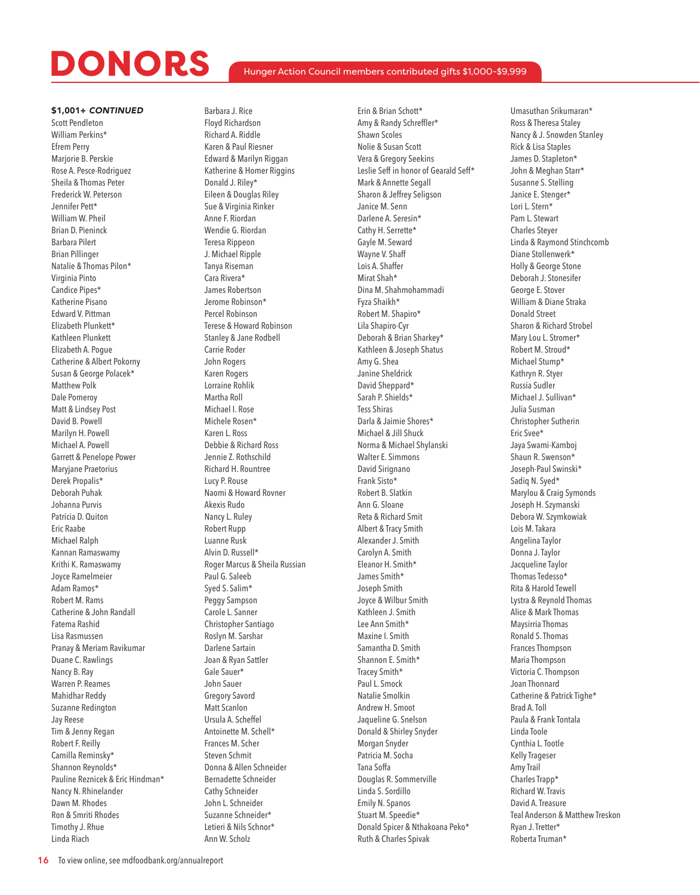# DONORS

Hunger Action Council members contributed gifts $1,000-$9,999

**$1,001+ *CONTINUED***

Scott Pendleton
William Perkins*
Efrem Perry
Marjorie B. Perskie
Rose A. Pesce-Rodriguez
Sheila & Thomas Peter
Frederick W. Peterson
Jennifer Pett*
William W. Pheil
Brian D. Pieninck
Barbara Pilert
Brian Pillinger
Natalie & Thomas Pilon*
Virginia Pinto
Candice Pipes*
Katherine Pisano
Edward V. Pittman
Elizabeth Plunkett*
Kathleen Plunkett
Elizabeth A. Pogue
Catherine & Albert Pokorny
Susan & George Polacek*
Matthew Polk
Dale Pomeroy
Matt & Lindsey Post
David B. Powell
Marilyn H. Powell
Michael A. Powell
Garrett & Penelope Power
Maryjane Praetorius
Derek Propalis*
Deborah Puhak
Johanna Purvis
Patricia D. Quiton
Eric Raabe
Michael Ralph
Kannan Ramaswamy
Krithi K. Ramaswamy
Joyce Ramelmeier
Adam Ramos*
Robert M. Rams
Catherine & John Randall
Fatema Rashid
Lisa Rasmussen
Pranay & Meriam Ravikumar
Duane C. Rawlings
Nancy B. Ray
Warren P. Reames
Mahidhar Reddy
Suzanne Redington
Jay Reese
Tim & Jenny Regan
Robert F. Reilly
Camilla Reminsky*
Shannon Reynolds*
Pauline Reznicek & Eric Hindman*
Nancy N. Rhinelander
Dawn M. Rhodes
Ron & Smriti Rhodes
Timothy J. Rhue
Linda Riach
Barbara J. Rice
Floyd Richardson
Richard A. Riddle
Karen & Paul Riesner
Edward & Marilyn Riggan
Katherine & Homer Riggins
Donald J. Riley*
Eileen & Douglas Riley
Sue & Virginia Rinker
Anne F. Riordan
Wendie G. Riordan
Teresa Rippeon
J. Michael Ripple
Tanya Riseman
Cara Rivera*
James Robertson
Jerome Robinson*
Percel Robinson
Terese & Howard Robinson
Stanley & Jane Rodbell
Carrie Roder
John Rogers
Karen Rogers
Lorraine Rohlik
Martha Roll
Michael I. Rose
Michele Rosen*
Karen L. Ross
Debbie & Richard Ross
Jennie Z. Rothschild
Richard H. Rountree
Lucy P. Rouse
Naomi & Howard Rovner
Akexis Rudo
Nancy L. Ruley
Robert Rupp
Luanne Rusk
Alvin D. Russell*
Roger Marcus & Sheila Russian
Paul G. Saleeb
Syed S. Salim*
Peggy Sampson
Carole L. Sanner
Christopher Santiago
Roslyn M. Sarshar
Darlene Sartain
Joan & Ryan Sattler
Gale Sauer*
John Sauer
Gregory Savord
Matt Scanlon
Ursula A. Scheffel
Antoinette M. Schell*
Frances M. Scher
Steven Schmit
Donna & Allen Schneider
Bernadette Schneider
Cathy Schneider
John L. Schneider
Suzanne Schneider*
Letieri & Nils Schnor*
Ann W. Scholz
Erin & Brian Schott*
Amy & Randy Schreffler*
Shawn Scoles
Nolie & Susan Scott
Vera & Gregory Seekins
Leslie Seff in honor of Gearald Seff*
Mark & Annette Segall
Sharon & Jeffrey Seligson
Janice M. Senn
Darlene A. Seresin*
Cathy H. Serrette*
Gayle M. Seward
Wayne V. Shaff
Lois A. Shaffer
Mirat Shah*
Dina M. Shahmohammadi
Fyza Shaikh*
Robert M. Shapiro*
Lila Shapiro-Cyr
Deborah & Brian Sharkey*
Kathleen & Joseph Shatus
Amy G. Shea
Janine Sheldrick
David Sheppard*
Sarah P. Shields*
Tess Shiras
Darla & Jaimie Shores*
Michael & Jill Shuck
Norma & Michael Shylanski
Walter E. Simmons
David Sirignano
Frank Sisto*
Robert B. Slatkin
Ann G. Sloane
Reta & Richard Smit
Albert & Tracy Smith
Alexander J. Smith
Carolyn A. Smith
Eleanor H. Smith*
James Smith*
Joseph Smith
Joyce & Wilbur Smith
Kathleen J. Smith
Lee Ann Smith*
Maxine I. Smith
Samantha D. Smith
Shannon E. Smith*
Tracey Smith*
Paul L. Smock
Natalie Smolkin
Andrew H. Smoot
Jaqueline G. Snelson
Donald & Shirley Snyder
Morgan Snyder
Patricia M. Socha
Tana Soffa
Douglas R. Sommerville
Linda S. Sordillo
Emily N. Spanos
Stuart M. Speedie*
Donald Spicer & Nthakoana Peko*
Ruth & Charles Spivak
Umasuthan Srikumaran*
Ross & Theresa Staley
Nancy & J. Snowden Stanley
Rick & Lisa Staples
James D. Stapleton*
John & Meghan Starr*
Susanne S. Stelling
Janice E. Stenger*
Lori L. Stern*
Pam L. Stewart
Charles Steyer
Linda & Raymond Stinchcomb
Diane Stollenwerk*
Holly & George Stone
Deborah J. Stonesifer
George E. Stover
William & Diane Straka
Donald Street
Sharon & Richard Strobel
Mary Lou L. Stromer*
Robert M. Stroud*
Michael Stump*
Kathryn R. Styer
Russia Sudler
Michael J. Sullivan*
Julia Susman
Christopher Sutherin
Eric Svee*
Jaya Swami-Kamboj
Shaun R. Swenson*
Joseph-Paul Swinski*
Sadiq N. Syed*
Marylou & Craig Symonds
Joseph H. Szymanski
Debora W. Szymkowiak
Lois M. Takara
Angelina Taylor
Donna J. Taylor
Jacqueline Taylor
Thomas Tedesso*
Rita & Harold Tewell
Lystra & Reynold Thomas
Alice & Mark Thomas
Maysirria Thomas
Ronald S. Thomas
Frances Thompson
Maria Thompson
Victoria C. Thompson
Joan Thonnard
Catherine & Patrick Tighe*
Brad A. Toll
Paula & Frank Tontala
Linda Toole
Cynthia L. Tootle
Kelly Trageser
Amy Trail
Charles Trapp*
Richard W. Travis
David A. Treasure
Teal Anderson & Matthew Treskon
Ryan J. Tretter*
Roberta Truman*

To view online, see mdfoodbank.org/annualreport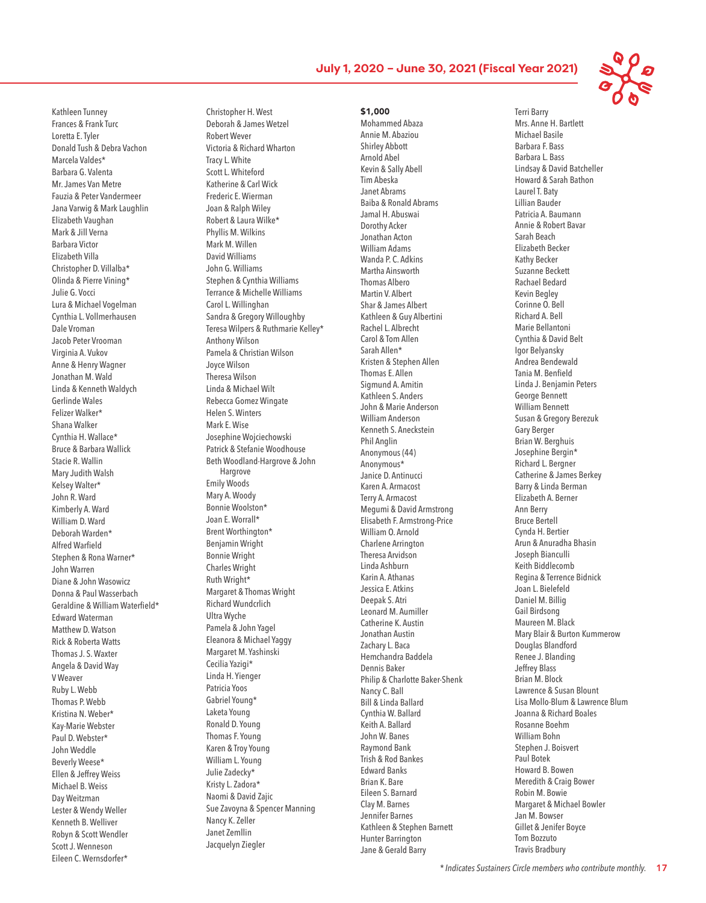Kathleen Tunney
Frances & Frank Turc
Loretta E. Tyler
Donald Tush & Debra Vachon
Marcela Valdes*
Barbara G. Valenta
Mr. James Van Metre
Fauzia & Peter Vandermeer
Jana Varwig & Mark Laughlin
Elizabeth Vaughan
Mark & Jill Verna
Barbara Victor
Elizabeth Villa
Christopher D. Villalba*
Olinda & Pierre Vining*
Julie G. Vocci
Lura & Michael Vogelman
Cynthia L. Vollmerhausen
Dale Vroman
Jacob Peter Vrooman
Virginia A. Vukov
Anne & Henry Wagner
Jonathan M. Wald
Linda & Kenneth Waldych
Gerlinde Wales
Felizer Walker*
Shana Walker
Cynthia H. Wallace*
Bruce & Barbara Wallick
Stacie R. Wallin
Mary Judith Walsh
Kelsey Walter*
John R. Ward
Kimberly A. Ward
William D. Ward
Deborah Warden*
Alfred Warfield
Stephen & Rona Warner*
John Warren
Diane & John Wasowicz
Donna & Paul Wasserbach
Geraldine & William Waterfield*
Edward Waterman
Matthew D. Watson
Rick & Roberta Watts
Thomas J. S. Waxter
Angela & David Way
V Weaver
Ruby L. Webb
Thomas P. Webb
Kristina N. Weber*
Kay-Marie Webster
Paul D. Webster*
John Weddle
Beverly Weese*
Ellen & Jeffrey Weiss
Michael B. Weiss
Day Weitzman
Lester & Wendy Weller
Kenneth B. Welliver
Robyn & Scott Wendler
Scott J. Wenneson
Eileen C. Wernsdorfer*

Christopher H. West
Deborah & James Wetzel
Robert Wever
Victoria & Richard Wharton
Tracy L. White
Scott L. Whiteford
Katherine & Carl Wick
Frederic E. Wierman
Joan & Ralph Wiley
Robert & Laura Wilke*
Phyllis M. Wilkins
Mark M. Willen
David Williams
John G. Williams
Stephen & Cynthia Williams
Terrance & Michelle Williams
Carol L. Willinghan
Sandra & Gregory Willoughby
Teresa Wilpers & Ruthmarie Kelley*
Anthony Wilson
Pamela & Christian Wilson
Joyce Wilson
Theresa Wilson
Linda & Michael Wilt
Rebecca Gomez Wingate
Helen S. Winters
Mark E. Wise
Josephine Wojciechowski
Patrick & Stefanie Woodhouse
Beth Woodland-Hargrove & John Hargrove
Emily Woods
Mary A. Woody
Bonnie Woolston*
Joan E. Worrall*
Brent Worthington*
Benjamin Wright
Bonnie Wright
Charles Wright
Ruth Wright*
Margaret & Thomas Wright
Richard Wundcrlich
Ultra Wyche
Pamela & John Yagel
Eleanora & Michael Yaggy
Margaret M. Yashinski
Cecilia Yazigi*
Linda H. Yienger
Patricia Yoos
Gabriel Young*
Laketa Young
Ronald D. Young
Thomas F. Young
Karen & Troy Young
William L. Young
Julie Zadecky*
Kristy L. Zadora*
Naomi & David Zajic
Sue Zavoyna & Spencer Manning
Nancy K. Zeller
Janet Zemllin
Jacquelyn Ziegler

**$1,000**

Mohammed Abaza
Annie M. Abaziou
Shirley Abbott
Arnold Abel
Kevin & Sally Abell
Tim Abeska
Janet Abrams
Baiba & Ronald Abrams
Jamal H. Abuswai
Dorothy Acker
Jonathan Acton
William Adams
Wanda P. C. Adkins
Martha Ainsworth
Thomas Albero
Martin V. Albert
Shar & James Albert
Kathleen & Guy Albertini
Rachel L. Albrecht
Carol & Tom Allen
Sarah Allen*
Kristen & Stephen Allen
Thomas E. Allen
Sigmund A. Amitin
Kathleen S. Anders
John & Marie Anderson
William Anderson
Kenneth S. Aneckstein
Phil Anglin
Anonymous (44)
Anonymous*
Janice D. Antinucci
Karen A. Armacost
Terry A. Armacost
Megumi & David Armstrong
Elisabeth F. Armstrong-Price
William O. Arnold
Charlene Arrington
Theresa Arvidson
Linda Ashburn
Karin A. Athanas
Jessica E. Atkins
Deepak S. Atri
Leonard M. Aumiller
Catherine K. Austin
Jonathan Austin
Zachary L. Baca
Hemchandra Baddela
Dennis Baker
Philip & Charlotte Baker-Shenk
Nancy C. Ball
Bill & Linda Ballard
Cynthia W. Ballard
Keith A. Ballard
John W. Banes
Raymond Bank
Trish & Rod Bankes
Edward Banks
Brian K. Bare
Eileen S. Barnard
Clay M. Barnes
Jennifer Barnes
Kathleen & Stephen Barnett
Hunter Barrington
Jane & Gerald Barry

Terri Barry
Mrs. Anne H. Bartlett
Michael Basile
Barbara F. Bass
Barbara L. Bass
Lindsay & David Batcheller
Howard & Sarah Bathon
Laurel T. Baty
Lillian Bauder
Patricia A. Baumann
Annie & Robert Bavar
Sarah Beach
Elizabeth Becker
Kathy Becker
Suzanne Beckett
Rachael Bedard
Kevin Begley
Corinne O. Bell
Richard A. Bell
Marie Bellantoni
Cynthia & David Belt
Igor Belyansky
Andrea Bendewald
Tania M. Benfield
Linda J. Benjamin Peters
George Bennett
William Bennett
Susan & Gregory Berezuk
Gary Berger
Brian W. Berghuis
Josephine Bergin*
Richard L. Bergner
Catherine & James Berkey
Barry & Linda Berman
Elizabeth A. Berner
Ann Berry
Bruce Bertell
Cynda H. Bertier
Arun & Anuradha Bhasin
Joseph Bianculli
Keith Biddlecomb
Regina & Terrence Bidnick
Joan L. Bielefeld
Daniel M. Billig
Gail Birdsong
Maureen M. Black
Mary Blair & Burton Kummerow
Douglas Blandford
Renee J. Blanding
Jeffrey Blass
Brian M. Block
Lawrence & Susan Blount
Lisa Mollo-Blum & Lawrence Blum
Joanna & Richard Boales
Rosanne Boehm
William Bohn
Stephen J. Boisvert
Paul Botek
Howard B. Bowen
Meredith & Craig Bower
Robin M. Bowie
Margaret & Michael Bowler
Jan M. Bowser
Gillet & Jenifer Boyce
Tom Bozzuto
Travis Bradbury

*\* Indicates Sustainers Circle members who contribute monthly.*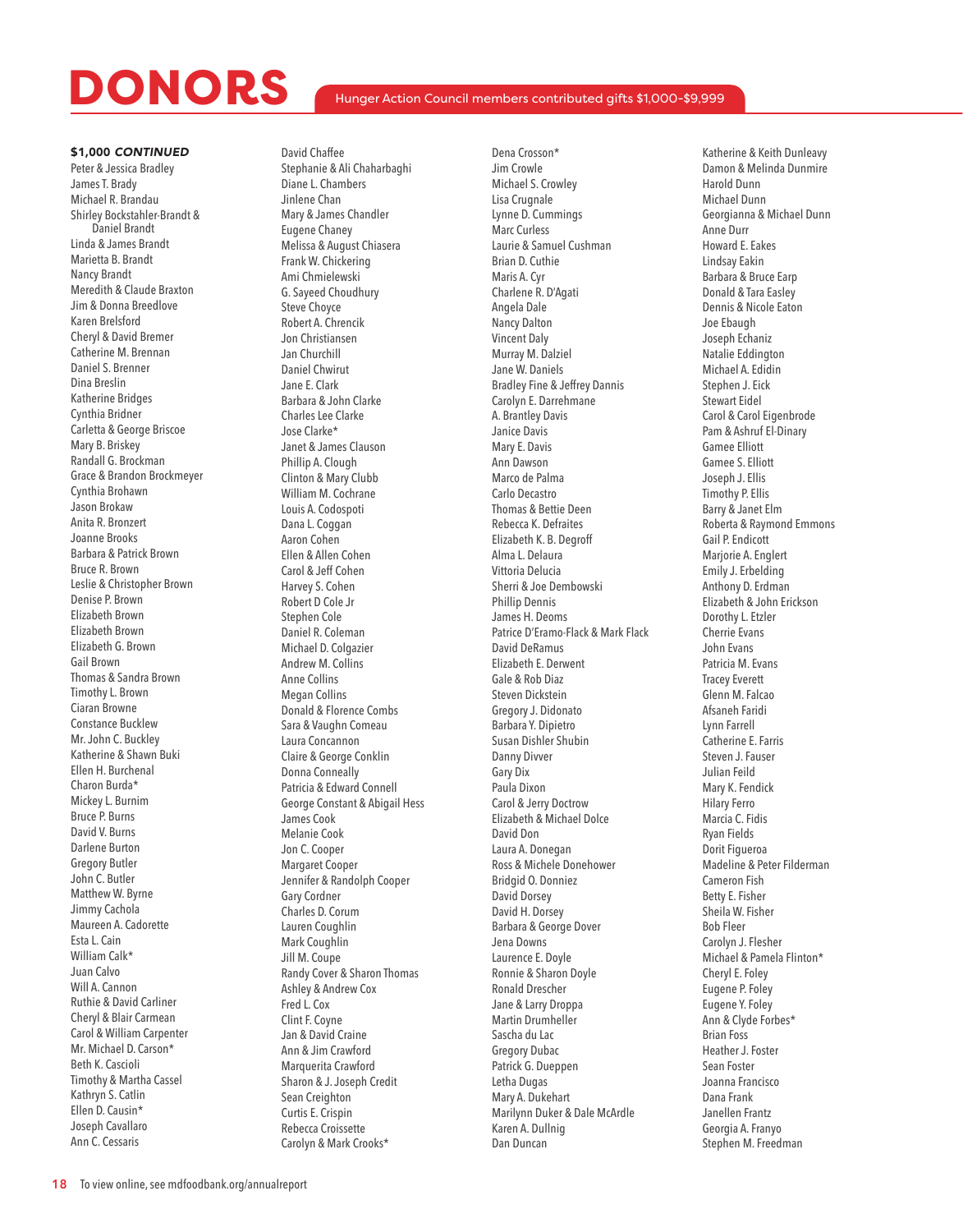# DONORS

Hunger Action Council members contributed gifts $1,000-$9,999

**$1,000 *CONTINUED***

Peter & Jessica Bradley
James T. Brady
Michael R. Brandau
Shirley Bockstahler-Brandt & Daniel Brandt
Linda & James Brandt
Marietta B. Brandt
Nancy Brandt
Meredith & Claude Braxton
Jim & Donna Breedlove
Karen Brelsford
Cheryl & David Bremer
Catherine M. Brennan
Daniel S. Brenner
Dina Breslin
Katherine Bridges
Cynthia Bridner
Carletta & George Briscoe
Mary B. Briskey
Randall G. Brockman
Grace & Brandon Brockmeyer
Cynthia Brohawn
Jason Brokaw
Anita R. Bronzert
Joanne Brooks
Barbara & Patrick Brown
Bruce R. Brown
Leslie & Christopher Brown
Denise P. Brown
Elizabeth Brown
Elizabeth Brown
Elizabeth G. Brown
Gail Brown
Thomas & Sandra Brown
Timothy L. Brown
Ciaran Browne
Constance Bucklew
Mr. John C. Buckley
Katherine & Shawn Buki
Ellen H. Burchenal
Charon Burda*
Mickey L. Burnim
Bruce P. Burns
David V. Burns
Darlene Burton
Gregory Butler
John C. Butler
Matthew W. Byrne
Jimmy Cachola
Maureen A. Cadorette
Esta L. Cain
William Calk*
Juan Calvo
Will A. Cannon
Ruthie & David Carliner
Cheryl & Blair Carmean
Carol & William Carpenter
Mr. Michael D. Carson*
Beth K. Cascioli
Timothy & Martha Cassel
Kathryn S. Catlin
Ellen D. Causin*
Joseph Cavallaro
Ann C. Cessaris
David Chaffee
Stephanie & Ali Chaharbaghi
Diane L. Chambers
Jinlene Chan
Mary & James Chandler
Eugene Chaney
Melissa & August Chiasera
Frank W. Chickering
Ami Chmielewski
G. Sayeed Choudhury
Steve Choyce
Robert A. Chrencik
Jon Christiansen
Jan Churchill
Daniel Chwirut
Jane E. Clark
Barbara & John Clarke
Charles Lee Clarke
Jose Clarke*
Janet & James Clauson
Phillip A. Clough
Clinton & Mary Clubb
William M. Cochrane
Louis A. Codospoti
Dana L. Coggan
Aaron Cohen
Ellen & Allen Cohen
Carol & Jeff Cohen
Harvey S. Cohen
Robert D Cole Jr
Stephen Cole
Daniel R. Coleman
Michael D. Colgazier
Andrew M. Collins
Anne Collins
Megan Collins
Donald & Florence Combs
Sara & Vaughn Comeau
Laura Concannon
Claire & George Conklin
Donna Conneally
Patricia & Edward Connell
George Constant & Abigail Hess
James Cook
Melanie Cook
Jon C. Cooper
Margaret Cooper
Jennifer & Randolph Cooper
Gary Cordner
Charles D. Corum
Lauren Coughlin
Mark Coughlin
Jill M. Coupe
Randy Cover & Sharon Thomas
Ashley & Andrew Cox
Fred L. Cox
Clint F. Coyne
Jan & David Craine
Ann & Jim Crawford
Marquerita Crawford
Sharon & J. Joseph Credit
Sean Creighton
Curtis E. Crispin
Rebecca Croissette
Carolyn & Mark Crooks*
Dena Crosson*
Jim Crowle
Michael S. Crowley
Lisa Crugnale
Lynne D. Cummings
Marc Curless
Laurie & Samuel Cushman
Brian D. Cuthie
Maris A. Cyr
Charlene R. D'Agati
Angela Dale
Nancy Dalton
Vincent Daly
Murray M. Dalziel
Jane W. Daniels
Bradley Fine & Jeffrey Dannis
Carolyn E. Darrehmane
A. Brantley Davis
Janice Davis
Mary E. Davis
Ann Dawson
Marco de Palma
Carlo Decastro
Thomas & Bettie Deen
Rebecca K. Defraites
Elizabeth K. B. Degroff
Alma L. Delaura
Vittoria Delucia
Sherri & Joe Dembowski
Phillip Dennis
James H. Deoms
Patrice D'Eramo-Flack & Mark Flack
David DeRamus
Elizabeth E. Derwent
Gale & Rob Diaz
Steven Dickstein
Gregory J. Didonato
Barbara Y. Dipietro
Susan Dishler Shubin
Danny Divver
Gary Dix
Paula Dixon
Carol & Jerry Doctrow
Elizabeth & Michael Dolce
David Don
Laura A. Donegan
Ross & Michele Donehower
Bridgid O. Donniez
David Dorsey
David H. Dorsey
Barbara & George Dover
Jena Downs
Laurence E. Doyle
Ronnie & Sharon Doyle
Ronald Drescher
Jane & Larry Droppa
Martin Drumheller
Sascha du Lac
Gregory Dubac
Patrick G. Dueppen
Letha Dugas
Mary A. Dukehart
Marilynn Duker & Dale McArdle
Karen A. Dullnig
Dan Duncan
Katherine & Keith Dunleavy
Damon & Melinda Dunmire
Harold Dunn
Michael Dunn
Georgianna & Michael Dunn
Anne Durr
Howard E. Eakes
Lindsay Eakin
Barbara & Bruce Earp
Donald & Tara Easley
Dennis & Nicole Eaton
Joe Ebaugh
Joseph Echaniz
Natalie Eddington
Michael A. Edidin
Stephen J. Eick
Stewart Eidel
Carol & Carol Eigenbrode
Pam & Ashruf El-Dinary
Gamee Elliott
Gamee S. Elliott
Joseph J. Ellis
Timothy P. Ellis
Barry & Janet Elm
Roberta & Raymond Emmons
Gail P. Endicott
Marjorie A. Englert
Emily J. Erbelding
Anthony D. Erdman
Elizabeth & John Erickson
Dorothy L. Etzler
Cherrie Evans
John Evans
Patricia M. Evans
Tracey Everett
Glenn M. Falcao
Afsaneh Faridi
Lynn Farrell
Catherine E. Farris
Steven J. Fauser
Julian Feild
Mary K. Fendick
Hilary Ferro
Marcia C. Fidis
Ryan Fields
Dorit Figueroa
Madeline & Peter Filderman
Cameron Fish
Betty E. Fisher
Sheila W. Fisher
Bob Fleer
Carolyn J. Flesher
Michael & Pamela Flinton*
Cheryl E. Foley
Eugene P. Foley
Eugene Y. Foley
Ann & Clyde Forbes*
Brian Foss
Heather J. Foster
Sean Foster
Joanna Francisco
Dana Frank
Janellen Frantz
Georgia A. Franyo
Stephen M. Freedman

To view online, see mdfoodbank.org/annualreport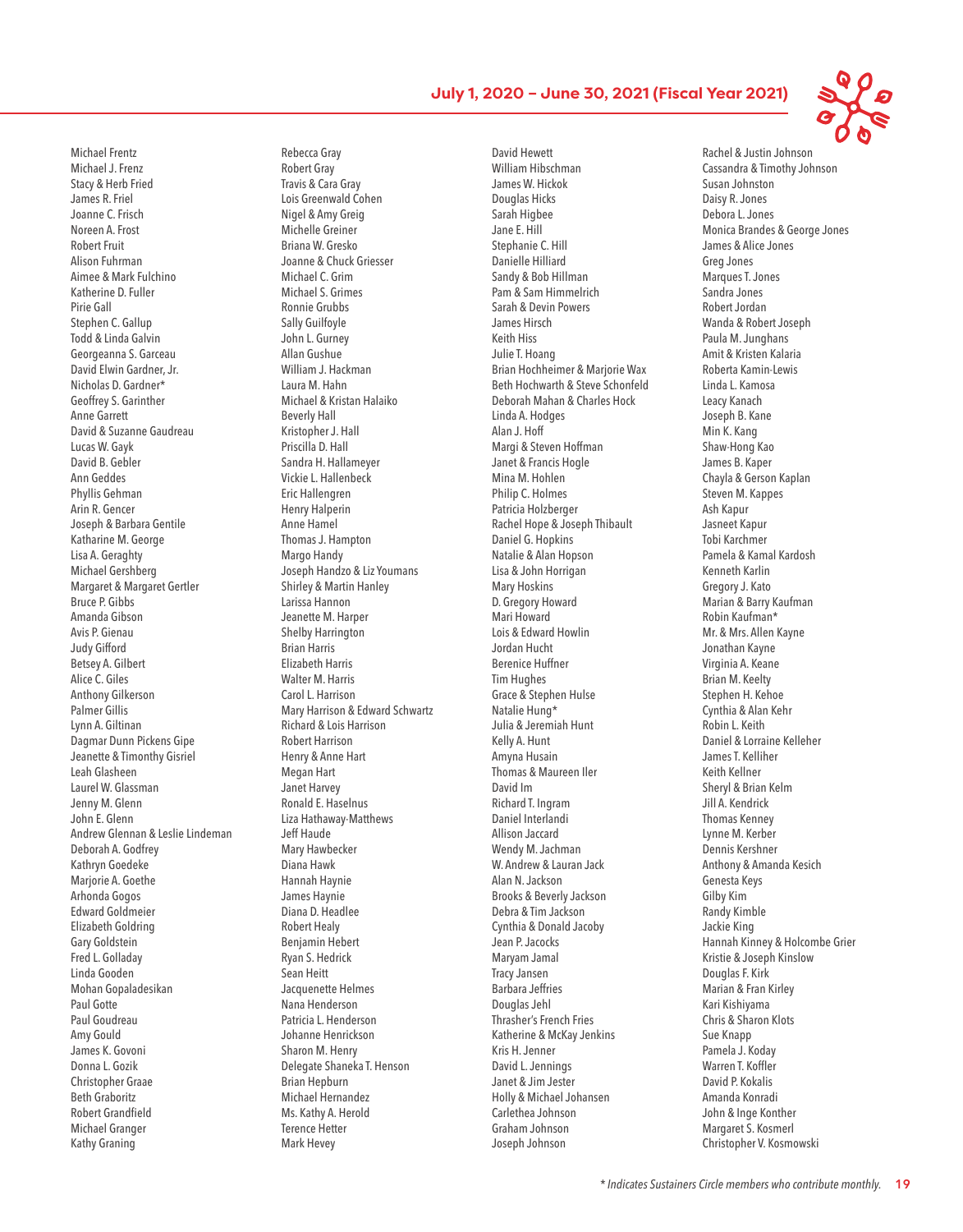Michael Frentz
Michael J. Frenz
Stacy & Herb Fried
James R. Friel
Joanne C. Frisch
Noreen A. Frost
Robert Fruit
Alison Fuhrman
Aimee & Mark Fulchino
Katherine D. Fuller
Pirie Gall
Stephen C. Gallup
Todd & Linda Galvin
Georgeanna S. Garceau
David Elwin Gardner, Jr.
Nicholas D. Gardner*
Geoffrey S. Garinther
Anne Garrett
David & Suzanne Gaudreau
Lucas W. Gayk
David B. Gebler
Ann Geddes
Phyllis Gehman
Arin R. Gencer
Joseph & Barbara Gentile
Katharine M. George
Lisa A. Geraghty
Michael Gershberg
Margaret & Margaret Gertler
Bruce P. Gibbs
Amanda Gibson
Avis P. Gienau
Judy Gifford
Betsey A. Gilbert
Alice C. Giles
Anthony Gilkerson
Palmer Gillis
Lynn A. Giltinan
Dagmar Dunn Pickens Gipe
Jeanette & Timothy Gisriel
Leah Glasheen
Laurel W. Glassman
Jenny M. Glenn
John E. Glenn
Andrew Glennan & Leslie Lindeman
Deborah A. Godfrey
Kathryn Goedeke
Marjorie A. Goethe
Arhonda Gogos
Edward Goldmeier
Elizabeth Goldring
Gary Goldstein
Fred L. Golladay
Linda Gooden
Mohan Gopaladesikan
Paul Gotte
Paul Goudreau
Amy Gould
James K. Govoni
Donna L. Gozik
Christopher Graae
Beth Graboritz
Robert Grandfield
Michael Granger
Kathy Graning
Rebecca Gray
Robert Gray
Travis & Cara Gray
Lois Greenwald Cohen
Nigel & Amy Greig
Michelle Greiner
Briana W. Gresko
Joanne & Chuck Griesser
Michael C. Grim
Michael S. Grimes
Ronnie Grubbs
Sally Guilfoyle
John L. Gurney
Allan Gushue
William J. Hackman
Laura M. Hahn
Michael & Kristan Halaiko
Beverly Hall
Kristopher J. Hall
Priscilla D. Hall
Sandra H. Hallameyer
Vickie L. Hallenbeck
Eric Hallengren
Henry Halperin
Anne Hamel
Thomas J. Hampton
Margo Handy
Joseph Handzo & Liz Youmans
Shirley & Martin Hanley
Larissa Hannon
Jeanette M. Harper
Shelby Harrington
Brian Harris
Elizabeth Harris
Walter M. Harris
Carol L. Harrison
Mary Harrison & Edward Schwartz
Richard & Lois Harrison
Robert Harrison
Henry & Anne Hart
Megan Hart
Janet Harvey
Ronald E. Haselnus
Liza Hathaway-Matthews
Jeff Haude
Mary Hawbecker
Diana Hawk
Hannah Haynie
James Haynie
Diana D. Headlee
Robert Healy
Benjamin Hebert
Ryan S. Hedrick
Sean Heitt
Jacquenette Helmes
Nana Henderson
Patricia L. Henderson
Johanne Henrickson
Sharon M. Henry
Delegate Shaneka T. Henson
Brian Hepburn
Michael Hernandez
Ms. Kathy A. Herold
Terence Hetter
Mark Hevey
David Hewett
William Hibschman
James W. Hickok
Douglas Hicks
Sarah Higbee
Jane E. Hill
Stephanie C. Hill
Danielle Hilliard
Sandy & Bob Hillman
Pam & Sam Himmelrich
Sarah & Devin Powers
James Hirsch
Keith Hiss
Julie T. Hoang
Brian Hochheimer & Marjorie Wax
Beth Hochwarth & Steve Schonfeld
Deborah Mahan & Charles Hock
Linda A. Hodges
Alan J. Hoff
Margi & Steven Hoffman
Janet & Francis Hogle
Mina M. Hohlen
Philip C. Holmes
Patricia Holzberger
Rachel Hope & Joseph Thibault
Daniel G. Hopkins
Natalie & Alan Hopson
Lisa & John Horrigan
Mary Hoskins
D. Gregory Howard
Mari Howard
Lois & Edward Howlin
Jordan Hucht
Berenice Huffner
Tim Hughes
Grace & Stephen Hulse
Natalie Hung*
Julia & Jeremiah Hunt
Kelly A. Hunt
Amyna Husain
Thomas & Maureen Iler
David Im
Richard T. Ingram
Daniel Interlandi
Allison Jaccard
Wendy M. Jachman
W. Andrew & Lauran Jack
Alan N. Jackson
Brooks & Beverly Jackson
Debra & Tim Jackson
Cynthia & Donald Jacoby
Jean P. Jacocks
Maryam Jamal
Tracy Jansen
Barbara Jeffries
Douglas Jehl
Thrasher's French Fries
Katherine & McKay Jenkins
Kris H. Jenner
David L. Jennings
Janet & Jim Jester
Holly & Michael Johansen
Carlethea Johnson
Graham Johnson
Joseph Johnson
Rachel & Justin Johnson
Cassandra & Timothy Johnson
Susan Johnston
Daisy R. Jones
Debora L. Jones
Monica Brandes & George Jones
James & Alice Jones
Greg Jones
Marques T. Jones
Sandra Jones
Robert Jordan
Wanda & Robert Joseph
Paula M. Junghans
Amit & Kristen Kalaria
Roberta Kamin-Lewis
Linda L. Kamosa
Leacy Kanach
Joseph B. Kane
Min K. Kang
Shaw-Hong Kao
James B. Kaper
Chayla & Gerson Kaplan
Steven M. Kappes
Ash Kapur
Jasneet Kapur
Tobi Karchmer
Pamela & Kamal Kardosh
Kenneth Karlin
Gregory J. Kato
Marian & Barry Kaufman
Robin Kaufman*
Mr. & Mrs. Allen Kayne
Jonathan Kayne
Virginia A. Keane
Brian M. Keelty
Stephen H. Kehoe
Cynthia & Alan Kehr
Robin L. Keith
Daniel & Lorraine Kelleher
James T. Kelliher
Keith Kellner
Sheryl & Brian Kelm
Jill A. Kendrick
Thomas Kenney
Lynne M. Kerber
Dennis Kershner
Anthony & Amanda Kesich
Genesta Keys
Gilby Kim
Randy Kimble
Jackie King
Hannah Kinney & Holcombe Grier
Kristie & Joseph Kinslow
Douglas F. Kirk
Marian & Fran Kirley
Kari Kishiyama
Chris & Sharon Klots
Sue Knapp
Pamela J. Koday
Warren T. Koffler
David P. Kokalis
Amanda Konradi
John & Inge Konther
Margaret S. Kosmerl
Christopher V. Kosmowski

*\* Indicates Sustainers Circle members who contribute monthly.*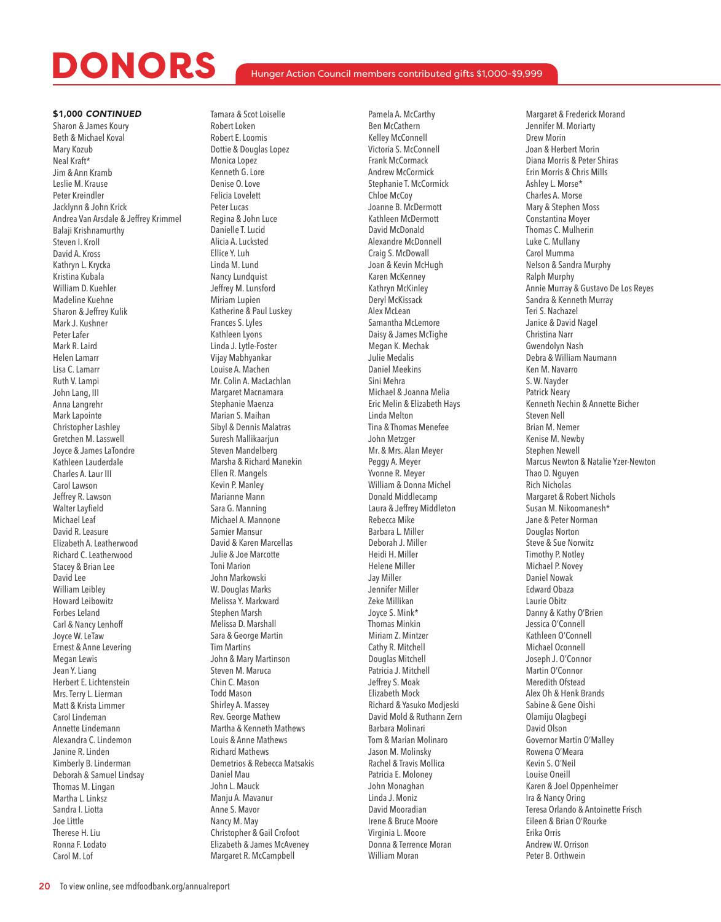# DONORS

Hunger Action Council members contributed gifts $1,000-$9,999

**$1,000 *CONTINUED***

Sharon & James Koury
Beth & Michael Koval
Mary Kozub
Neal Kraft*
Jim & Ann Kramb
Leslie M. Krause
Peter Kreindler
Jacklynn & John Krick
Andrea Van Arsdale & Jeffrey Krimmel
Balaji Krishnamurthy
Steven I. Kroll
David A. Kross
Kathryn L. Krycka
Kristina Kubala
William D. Kuehler
Madeline Kuehne
Sharon & Jeffrey Kulik
Mark J. Kushner
Peter Lafer
Mark R. Laird
Helen Lamarr
Lisa C. Lamarr
Ruth V. Lampi
John Lang, III
Anna Langrehr
Mark Lapointe
Christopher Lashley
Gretchen M. Lasswell
Joyce & James LaTondre
Kathleen Lauderdale
Charles A. Laur III
Carol Lawson
Jeffrey R. Lawson
Walter Layfield
Michael Leaf
David R. Leasure
Elizabeth A. Leatherwood
Richard C. Leatherwood
Stacey & Brian Lee
David Lee
William Leibley
Howard Leibowitz
Forbes Leland
Carl & Nancy Lenhoff
Joyce W. LeTaw
Ernest & Anne Levering
Megan Lewis
Jean Y. Liang
Herbert E. Lichtenstein
Mrs. Terry L. Lierman
Matt & Krista Limmer
Carol Lindeman
Annette Lindemann
Alexandra C. Lindemon
Janine R. Linden
Kimberly B. Linderman
Deborah & Samuel Lindsay
Thomas M. Lingan
Martha L. Linksz
Sandra I. Liotta
Joe Little
Therese H. Liu
Ronna F. Lodato
Carol M. Lof
Tamara & Scot Loiselle
Robert Loken
Robert E. Loomis
Dottie & Douglas Lopez
Monica Lopez
Kenneth G. Lore
Denise O. Love
Felicia Lovelett
Peter Lucas
Regina & John Luce
Danielle T. Lucid
Alicia A. Lucksted
Ellice Y. Luh
Linda M. Lund
Nancy Lundquist
Jeffrey M. Lunsford
Miriam Lupien
Katherine & Paul Luskey
Frances S. Lyles
Kathleen Lyons
Linda J. Lytle-Foster
Vijay Mabhyankar
Louise A. Machen
Mr. Colin A. MacLachlan
Margaret Macnamara
Stephanie Maenza
Marian S. Maihan
Sibyl & Dennis Malatras
Suresh Mallikaarjun
Steven Mandelberg
Marsha & Richard Manekin
Ellen R. Mangels
Kevin P. Manley
Marianne Mann
Sara G. Manning
Michael A. Mannone
Samier Mansur
David & Karen Marcellas
Julie & Joe Marcotte
Toni Marion
John Markowski
W. Douglas Marks
Melissa Y. Markward
Stephen Marsh
Melissa D. Marshall
Sara & George Martin
Tim Martins
John & Mary Martinson
Steven M. Maruca
Chin C. Mason
Todd Mason
Shirley A. Massey
Rev. George Mathew
Martha & Kenneth Mathews
Louis & Anne Mathews
Richard Mathews
Demetrios & Rebecca Matsakis
Daniel Mau
John L. Mauck
Manju A. Mavanur
Anne S. Mavor
Nancy M. May
Christopher & Gail Crofoot
Elizabeth & James McAveney
Margaret R. McCampbell
Pamela A. McCarthy
Ben McCathern
Kelley McConnell
Victoria S. McConnell
Frank McCormack
Andrew McCormick
Stephanie T. McCormick
Chloe McCoy
Joanne B. McDermott
Kathleen McDermott
David McDonald
Alexandre McDonnell
Craig S. McDowall
Joan & Kevin McHugh
Karen McKenney
Kathryn McKinley
Deryl McKissack
Alex McLean
Samantha McLemore
Daisy & James McTighe
Megan K. Mechak
Julie Medalis
Daniel Meekins
Sini Mehra
Michael & Joanna Melia
Eric Melin & Elizabeth Hays
Linda Melton
Tina & Thomas Menefee
John Metzger
Mr. & Mrs. Alan Meyer
Peggy A. Meyer
Yvonne R. Meyer
William & Donna Michel
Donald Middlecamp
Laura & Jeffrey Middleton
Rebecca Mike
Barbara L. Miller
Deborah J. Miller
Heidi H. Miller
Helene Miller
Jay Miller
Jennifer Miller
Zeke Millikan
Joyce S. Mink*
Thomas Minkin
Miriam Z. Mintzer
Cathy R. Mitchell
Douglas Mitchell
Patricia J. Mitchell
Jeffrey S. Moak
Elizabeth Mock
Richard & Yasuko Modjeski
David Mold & Ruthann Zern
Barbara Molinari
Tom & Marian Molinaro
Jason M. Molinsky
Rachel & Travis Mollica
Patricia E. Moloney
John Monaghan
Linda J. Moniz
David Mooradian
Irene & Bruce Moore
Virginia L. Moore
Donna & Terrence Moran
William Moran
Margaret & Frederick Morand
Jennifer M. Moriarty
Drew Morin
Joan & Herbert Morin
Diana Morris & Peter Shiras
Erin Morris & Chris Mills
Ashley L. Morse*
Charles A. Morse
Mary & Stephen Moss
Constantina Moyer
Thomas C. Mulherin
Luke C. Mullany
Carol Mumma
Nelson & Sandra Murphy
Ralph Murphy
Annie Murray & Gustavo De Los Reyes
Sandra & Kenneth Murray
Teri S. Nachazel
Janice & David Nagel
Christina Narr
Gwendolyn Nash
Debra & William Naumann
Ken M. Navarro
S. W. Nayder
Patrick Neary
Kenneth Nechin & Annette Bicher
Steven Nell
Brian M. Nemer
Kenise M. Newby
Stephen Newell
Marcus Newton & Natalie Yzer-Newton
Thao D. Nguyen
Rich Nicholas
Margaret & Robert Nichols
Susan M. Nikoomanesh*
Jane & Peter Norman
Douglas Norton
Steve & Sue Norwitz
Timothy P. Notley
Michael P. Novey
Daniel Nowak
Edward Obaza
Laurie Obitz
Danny & Kathy O'Brien
Jessica O'Connell
Kathleen O'Connell
Michael Oconnell
Joseph J. O'Connor
Martin O'Connor
Meredith Ofstead
Alex Oh & Henk Brands
Sabine & Gene Oishi
Olamiju Olagbegi
David Olson
Governor Martin O'Malley
Rowena O'Meara
Kevin S. O'Neil
Louise Oneill
Karen & Joel Oppenheimer
Ira & Nancy Oring
Teresa Orlando & Antoinette Frisch
Eileen & Brian O'Rourke
Erika Orris
Andrew W. Orrison
Peter B. Orthwein

To view online, see mdfoodbank.org/annualreport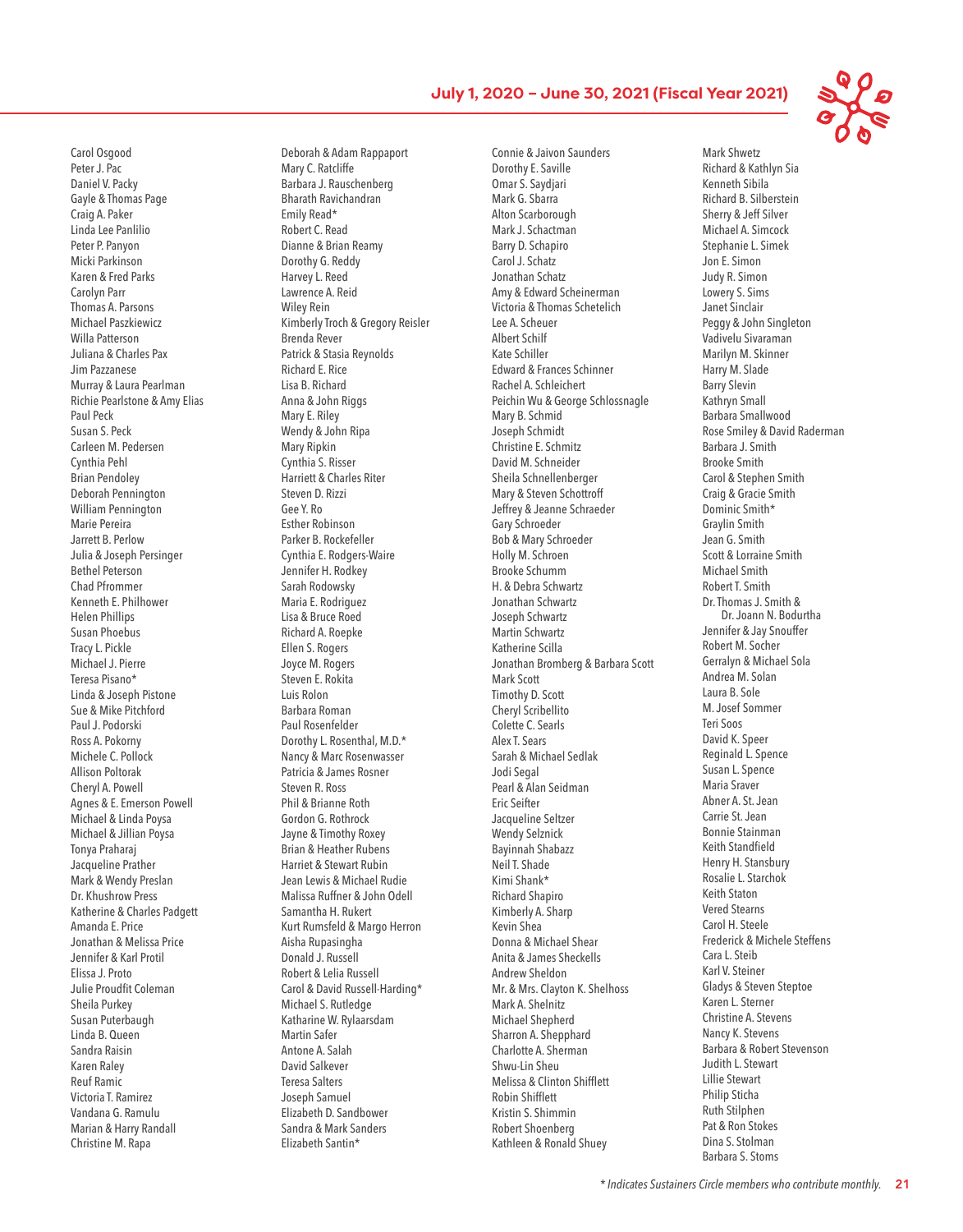Carol Osgood
Peter J. Pac
Daniel V. Packy
Gayle & Thomas Page
Craig A. Paker
Linda Lee Panlilio
Peter P. Panyon
Micki Parkinson
Karen & Fred Parks
Carolyn Parr
Thomas A. Parsons
Michael Paszkiewicz
Willa Patterson
Juliana & Charles Pax
Jim Pazzanese
Murray & Laura Pearlman
Richie Pearlstone & Amy Elias
Paul Peck
Susan S. Peck
Carleen M. Pedersen
Cynthia Pehl
Brian Pendoley
Deborah Pennington
William Pennington
Marie Pereira
Jarrett B. Perlow
Julia & Joseph Persinger
Bethel Peterson
Chad Pfrommer
Kenneth E. Philhower
Helen Phillips
Susan Phoebus
Tracy L. Pickle
Michael J. Pierre
Teresa Pisano*
Linda & Joseph Pistone
Sue & Mike Pitchford
Paul J. Podorski
Ross A. Pokorny
Michele C. Pollock
Allison Poltorak
Cheryl A. Powell
Agnes & E. Emerson Powell
Michael & Linda Poysa
Michael & Jillian Poysa
Tonya Praharaj
Jacqueline Prather
Mark & Wendy Preslan
Dr. Khushrow Press
Katherine & Charles Padgett
Amanda E. Price
Jonathan & Melissa Price
Jennifer & Karl Protil
Elissa J. Proto
Julie Proudfit Coleman
Sheila Purkey
Susan Puterbaugh
Linda B. Queen
Sandra Raisin
Karen Raley
Reuf Ramic
Victoria T. Ramirez
Vandana G. Ramulu
Marian & Harry Randall
Christine M. Rapa

Deborah & Adam Rappaport
Mary C. Ratcliffe
Barbara J. Rauschenberg
Bharath Ravichandran
Emily Read*
Robert C. Read
Dianne & Brian Reamy
Dorothy G. Reddy
Harvey L. Reed
Lawrence A. Reid
Wiley Rein
Kimberly Troch & Gregory Reisler
Brenda Rever
Patrick & Stasia Reynolds
Richard E. Rice
Lisa B. Richard
Anna & John Riggs
Mary E. Riley
Wendy & John Ripa
Mary Ripkin
Cynthia S. Risser
Harriett & Charles Riter
Steven D. Rizzi
Gee Y. Ro
Esther Robinson
Parker B. Rockefeller
Cynthia E. Rodgers-Waire
Jennifer H. Rodkey
Sarah Rodowsky
Maria E. Rodriguez
Lisa & Bruce Roed
Richard A. Roepke
Ellen S. Rogers
Joyce M. Rogers
Steven E. Rokita
Luis Rolon
Barbara Roman
Paul Rosenfelder
Dorothy L. Rosenthal, M.D.*
Nancy & Marc Rosenwasser
Patricia & James Rosner
Steven R. Ross
Phil & Brianne Roth
Gordon G. Rothrock
Jayne & Timothy Roxey
Brian & Heather Rubens
Harriet & Stewart Rubin
Jean Lewis & Michael Rudie
Malissa Ruffner & John Odell
Samantha H. Rukert
Kurt Rumsfeld & Margo Herron
Aisha Rupasingha
Donald J. Russell
Robert & Lelia Russell
Carol & David Russell-Harding*
Michael S. Rutledge
Katharine W. Rylaarsdam
Martin Safer
Antone A. Salah
David Salkever
Teresa Salters
Joseph Samuel
Elizabeth D. Sandbower
Sandra & Mark Sanders
Elizabeth Santin*

Connie & Jaivon Saunders
Dorothy E. Saville
Omar S. Saydjari
Mark G. Sbarra
Alton Scarborough
Mark J. Schactman
Barry D. Schapiro
Carol J. Schatz
Jonathan Schatz
Amy & Edward Scheinerman
Victoria & Thomas Schetelich
Lee A. Scheuer
Albert Schif
Kate Schiller
Edward & Frances Schinner
Rachel A. Schleichert
Peichin Wu & George Schlossnagle
Mary B. Schmid
Joseph Schmidt
Christine E. Schmitz
David M. Schneider
Sheila Schnellenberger
Mary & Steven Schottroff
Jeffrey & Jeanne Schraeder
Gary Schroeder
Bob & Mary Schroeder
Holly M. Schroen
Brooke Schumm
H. & Debra Schwartz
Jonathan Schwartz
Joseph Schwartz
Martin Schwartz
Katherine Scilla
Jonathan Bromberg & Barbara Scott
Mark Scott
Timothy D. Scott
Cheryl Scribellito
Colette C. Searls
Alex T. Sears
Sarah & Michael Sedlak
Jodi Segal
Pearl & Alan Seidman
Eric Seifter
Jacqueline Seltzer
Wendy Selznick
Bayinnah Shabazz
Neil T. Shade
Kimi Shank*
Richard Shapiro
Kimberly A. Sharp
Kevin Shea
Donna & Michael Shear
Anita & James Sheckells
Andrew Sheldon
Mr. & Mrs. Clayton K. Shelhoss
Mark A. Shelnitz
Michael Shepherd
Sharron A. Shepphard
Charlotte A. Sherman
Shwu-Lin Sheu
Melissa & Clinton Shifflett
Robin Shifflett
Kristin S. Shimmin
Robert Shoenberg
Kathleen & Ronald Shuey

Mark Shwetz
Richard & Kathlyn Sia
Kenneth Sibila
Richard B. Silberstein
Sherry & Jeff Silver
Michael A. Simcock
Stephanie L. Simek
Jon E. Simon
Judy R. Simon
Lowery S. Sims
Janet Sinclair
Peggy & John Singleton
Vadivelu Sivaraman
Marilyn M. Skinner
Harry M. Slade
Barry Slevin
Kathryn Small
Barbara Smallwood
Rose Smiley & David Raderman
Barbara J. Smith
Brooke Smith
Carol & Stephen Smith
Craig & Gracie Smith
Dominic Smith*
Graylin Smith
Jean G. Smith
Scott & Lorraine Smith
Michael Smith
Robert T. Smith
Dr. Thomas J. Smith & Dr. Joann N. Bodurtha
Jennifer & Jay Snouffer
Robert M. Socher
Gerralyn & Michael Sola
Andrea M. Solan
Laura B. Sole
M. Josef Sommer
Teri Soos
David K. Speer
Reginald L. Spence
Susan L. Spence
Maria Sraver
Abner A. St. Jean
Carrie St. Jean
Bonnie Stainman
Keith Standfield
Henry H. Stansbury
Rosalie L. Starchok
Keith Staton
Vered Stearns
Carol H. Steele
Frederick & Michele Steffens
Cara L. Steib
Karl V. Steiner
Gladys & Steven Steptoe
Karen L. Sterner
Christine A. Stevens
Nancy K. Stevens
Barbara & Robert Stevenson
Judith L. Stewart
Lillie Stewart
Philip Sticha
Ruth Stilphen
Pat & Ron Stokes
Dina S. Stolman
Barbara S. Stoms

*\* Indicates Sustainers Circle members who contribute monthly.*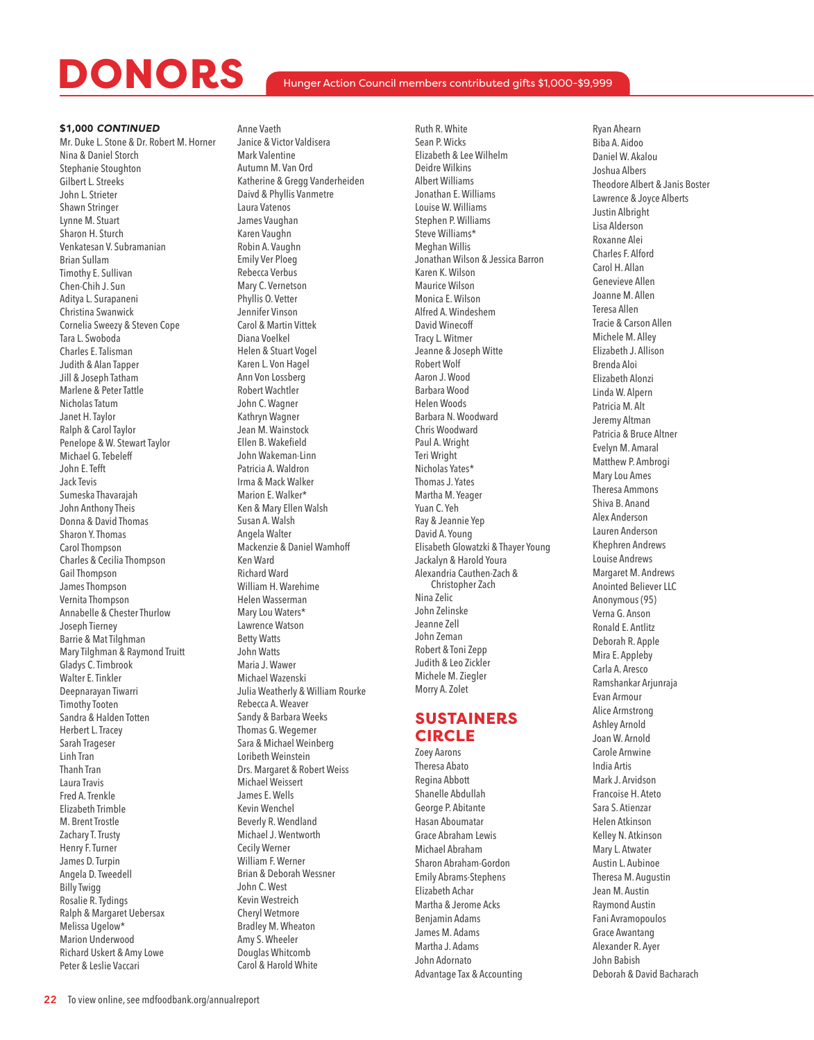# DONORS

Hunger Action Council members contributed gifts $1,000-$9,999

**$1,000 *CONTINUED***

Mr. Duke L. Stone & Dr. Robert M. Horner
Nina & Daniel Storch
Stephanie Stoughton
Gilbert L. Streeks
John L. Strieter
Shawn Stringer
Lynne M. Stuart
Sharon H. Sturch
Venkatesan V. Subramanian
Brian Sullam
Timothy E. Sullivan
Chen-Chih J. Sun
Aditya L. Surapaneni
Christina Swanwick
Cornelia Sweezy & Steven Cope
Tara L. Swoboda
Charles E. Talisman
Judith & Alan Tapper
Jill & Joseph Tatham
Marlene & Peter Tattle
Nicholas Tatum
Janet H. Taylor
Ralph & Carol Taylor
Penelope & W. Stewart Taylor
Michael G. Tebeleff
John E. Tefft
Jack Tevis
Sumeska Thavarajah
John Anthony Theis
Donna & David Thomas
Sharon Y. Thomas
Carol Thompson
Charles & Cecilia Thompson
Gail Thompson
James Thompson
Vernita Thompson
Annabelle & Chester Thurlow
Joseph Tierney
Barrie & Mat Tilghman
Mary Tilghman & Raymond Truitt
Gladys C. Timbrook
Walter E. Tinkler
Deepnarayan Tiwarri
Timothy Tooten
Sandra & Halden Totten
Herbert L. Tracey
Sarah Trageser
Linh Tran
Thanh Tran
Laura Travis
Fred A. Trenkle
Elizabeth Trimble
M. Brent Trostle
Zachary T. Trusty
Henry F. Turner
James D. Turpin
Angela D. Tweedell
Billy Twigg
Rosalie R. Tydings
Ralph & Margaret Uebersax
Melissa Ugelow*
Marion Underwood
Richard Uskert & Amy Lowe
Peter & Leslie Vaccari
Anne Vaeth
Janice & Victor Valdisera
Mark Valentine
Autumn M. Van Ord
Katherine & Gregg Vanderheiden
Daivd & Phyllis Vanmetre
Laura Vatenos
James Vaughan
Karen Vaughn
Robin A. Vaughn
Emily Ver Ploeg
Rebecca Verbus
Mary C. Vernetson
Phyllis O. Vetter
Jennifer Vinson
Carol & Martin Vittek
Diana Voelkel
Helen & Stuart Vogel
Karen L. Von Hagel
Ann Von Lossberg
Robert Wachtler
John C. Wagner
Kathryn Wagner
Jean M. Wainstock
Ellen B. Wakefield
John Wakeman-Linn
Patricia A. Waldron
Irma & Mack Walker
Marion E. Walker*
Ken & Mary Ellen Walsh
Susan A. Walsh
Angela Walter
Mackenzie & Daniel Wamhoff
Ken Ward
Richard Ward
William H. Warehime
Helen Wasserman
Mary Lou Waters*
Lawrence Watson
Betty Watts
John Watts
Maria J. Wawer
Michael Wazenski
Julia Weatherly & William Rourke
Rebecca A. Weaver
Sandy & Barbara Weeks
Thomas G. Wegemer
Sara & Michael Weinberg
Loribeth Weinstein
Drs. Margaret & Robert Weiss
Michael Weissert
James E. Wells
Kevin Wenchel
Beverly R. Wendland
Michael J. Wentworth
Cecily Werner
William F. Werner
Brian & Deborah Wessner
John C. West
Kevin Westreich
Cheryl Wetmore
Bradley M. Wheaton
Amy S. Wheeler
Douglas Whitcomb
Carol & Harold White
Ruth R. White
Sean P. Wicks
Elizabeth & Lee Wilhelm
Deidre Wilkins
Albert Williams
Jonathan E. Williams
Louise W. Williams
Stephen P. Williams
Steve Williams*
Meghan Willis
Jonathan Wilson & Jessica Barron
Karen K. Wilson
Maurice Wilson
Monica E. Wilson
Alfred A. Windeshem
David Winecoff
Tracy L. Witmer
Jeanne & Joseph Witte
Robert Wolf
Aaron J. Wood
Barbara Wood
Helen Woods
Barbara N. Woodward
Chris Woodward
Paul A. Wright
Teri Wright
Nicholas Yates*
Thomas J. Yates
Martha M. Yeager
Yuan C. Yeh
Ray & Jeannie Yep
David A. Young
Elisabeth Glowatzki & Thayer Young
Jackalyn & Harold Youra
Alexandria Cauthen-Zach & Christopher Zach
Nina Zelic
John Zelinske
Jeanne Zell
John Zeman
Robert & Toni Zepp
Judith & Leo Zickler
Michele M. Ziegler
Morry A. Zolet

## SUSTAINERS CIRCLE

Zoey Aarons
Theresa Abato
Regina Abbott
Shanelle Abdullah
George P. Abitante
Hasan Aboumatar
Grace Abraham Lewis
Michael Abraham
Sharon Abraham-Gordon
Emily Abrams-Stephens
Elizabeth Achar
Martha & Jerome Acks
Benjamin Adams
James M. Adams
Martha J. Adams
John Adornato
Advantage Tax & Accounting
Ryan Ahearn
Biba A. Aidoo
Daniel W. Akalou
Joshua Albers
Theodore Albert & Janis Boster
Lawrence & Joyce Alberts
Justin Albright
Lisa Alderson
Roxanne Alei
Charles F. Alford
Carol H. Allan
Genevieve Allen
Joanne M. Allen
Teresa Allen
Tracie & Carson Allen
Michele M. Alley
Elizabeth J. Allison
Brenda Aloi
Elizabeth Alonzi
Linda W. Alpern
Patricia M. Alt
Jeremy Altman
Patricia & Bruce Altner
Evelyn M. Amaral
Matthew P. Ambrogi
Mary Lou Ames
Theresa Ammons
Shiva B. Anand
Alex Anderson
Lauren Anderson
Khephren Andrews
Louise Andrews
Margaret M. Andrews
Anointed Believer LLC
Anonymous (95)
Verna G. Anson
Ronald E. Antlitz
Deborah R. Apple
Mira E. Appleby
Carla A. Aresco
Ramshankar Arjunraja
Evan Armour
Alice Armstrong
Ashley Arnold
Joan W. Arnold
Carole Arnwine
India Artis
Mark J. Arvidson
Francoise H. Ateto
Sara S. Atienzar
Helen Atkinson
Kelley N. Atkinson
Mary L. Atwater
Austin L. Aubinoe
Theresa M. Augustin
Jean M. Austin
Raymond Austin
Fani Avramopoulos
Grace Awantang
Alexander R. Ayer
John Babish
Deborah & David Bacharach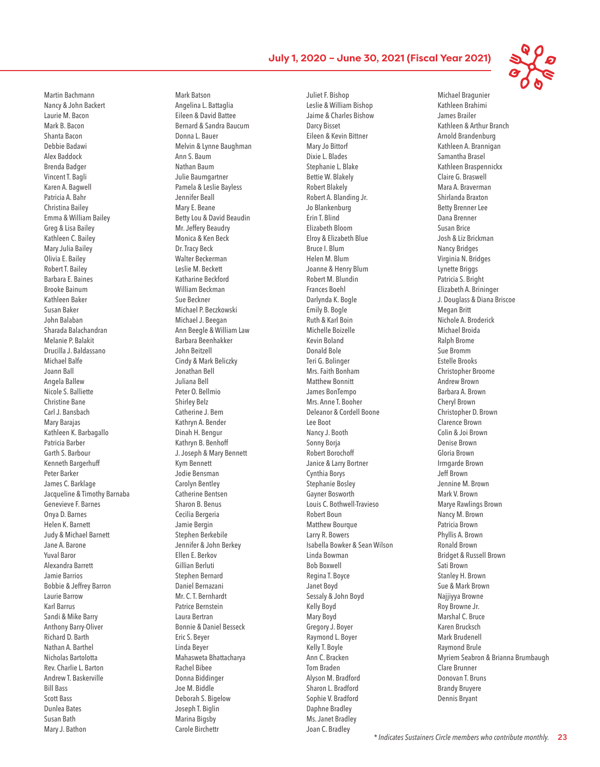Martin Bachmann
Nancy & John Backert
Laurie M. Bacon
Mark B. Bacon
Shanta Bacon
Debbie Badawi
Alex Baddock
Brenda Badger
Vincent T. Bagli
Karen A. Bagwell
Patricia A. Bahr
Christina Bailey
Emma & William Bailey
Greg & Lisa Bailey
Kathleen C. Bailey
Mary Julia Bailey
Olivia E. Bailey
Robert T. Bailey
Barbara E. Baines
Brooke Bainum
Kathleen Baker
Susan Baker
John Balaban
Sharada Balachandran
Melanie P. Balakit
Drucilla J. Baldassano
Michael Balfe
Joann Ball
Angela Ballew
Nicole S. Balliette
Christine Bane
Carl J. Bansbach
Mary Barajas
Kathleen K. Barbagallo
Patricia Barber
Garth S. Barbour
Kenneth Bargerhuff
Peter Barker
James C. Barklage
Jacqueline & Timothy Barnaba
Genevieve F. Barnes
Onya D. Barnes
Helen K. Barnett
Judy & Michael Barnett
Jane A. Barone
Yuval Baror
Alexandra Barrett
Jamie Barrios
Bobbie & Jeffrey Barron
Laurie Barrow
Karl Barrus
Sandi & Mike Barry
Anthony Barry-Oliver
Richard D. Barth
Nathan A. Barthel
Nicholas Bartolotta
Rev. Charlie L. Barton
Andrew T. Baskerville
Bill Bass
Scott Bass
Dunlea Bates
Susan Bath
Mary J. Bathon
Mark Batson
Angelina L. Battaglia
Eileen & David Battee
Bernard & Sandra Baucum
Donna L. Bauer
Melvin & Lynne Baughman
Ann S. Baum
Nathan Baum
Julie Baumgartner
Pamela & Leslie Bayless
Jennifer Beall
Mary E. Beane
Betty Lou & David Beaudin
Mr. Jeffery Beaudry
Monica & Ken Beck
Dr. Tracy Beck
Walter Beckerman
Leslie M. Beckett
Katharine Beckford
William Beckman
Sue Beckner
Michael P. Beczkowski
Michael J. Beegan
Ann Beegle & William Law
Barbara Beenhakker
John Beitzell
Cindy & Mark Beliczky
Jonathan Bell
Juliana Bell
Peter O. Bellmio
Shirley Belz
Catherine J. Bem
Kathryn A. Bender
Dinah H. Bengur
Kathryn B. Benhoff
J. Joseph & Mary Bennett
Kym Bennett
Jodie Bensman
Carolyn Bentley
Catherine Bentsen
Sharon B. Benus
Cecilia Bergeria
Jamie Bergin
Stephen Berkebile
Jennifer & John Berkey
Ellen E. Berkov
Gillian Berluti
Stephen Bernard
Daniel Bernazani
Mr. C. T. Bernhardt
Patrice Bernstein
Laura Bertran
Bonnie & Daniel Besseck
Eric S. Beyer
Linda Beyer
Mahasweta Bhattacharya
Rachel Bibee
Donna Biddinger
Joe M. Biddle
Deborah S. Bigelow
Joseph T. Biglin
Marina Bigsby
Carole Birchettr
Juliet F. Bishop
Leslie & William Bishop
Jaime & Charles Bishow
Darcy Bisset
Eileen & Kevin Bittner
Mary Jo Bittorf
Dixie L. Blades
Stephanie L. Blake
Bettie W. Blakely
Robert Blakely
Robert A. Blanding Jr.
Jo Blankenburg
Erin T. Blind
Elizabeth Bloom
Elroy & Elizabeth Blue
Bruce I. Blum
Helen M. Blum
Joanne & Henry Blum
Robert M. Blundin
Frances Boehl
Darlynda K. Bogle
Emily B. Bogle
Ruth & Karl Boin
Michelle Boizelle
Kevin Boland
Donald Bole
Teri G. Bolinger
Mrs. Faith Bonham
Matthew Bonnitt
James BonTempo
Mrs. Anne T. Booher
Deleanor & Cordell Boone
Lee Boot
Nancy J. Booth
Sonny Borja
Robert Borochoff
Janice & Larry Bortner
Cynthia Borys
Stephanie Bosley
Gayner Bosworth
Louis C. Bothwell-Travieso
Robert Boun
Matthew Bourque
Larry R. Bowers
Isabella Bowker & Sean Wilson
Linda Bowman
Bob Boxwell
Regina T. Boyce
Janet Boyd
Sessaly & John Boyd
Kelly Boyd
Mary Boyd
Gregory J. Boyer
Raymond L. Boyer
Kelly T. Boyle
Ann C. Bracken
Tom Braden
Alyson M. Bradford
Sharon L. Bradford
Sophie V. Bradford
Daphne Bradley
Ms. Janet Bradley
Joan C. Bradley
Michael Bragunier
Kathleen Brahimi
James Brailer
Kathleen & Arthur Branch
Arnold Brandenburg
Kathleen A. Brannigan
Samantha Brasel
Kathleen Braspennickx
Claire G. Braswell
Mara A. Braverman
Shirlanda Braxton
Betty Brenner Lee
Dana Brenner
Susan Brice
Josh & Liz Brickman
Nancy Bridges
Virginia N. Bridges
Lynette Briggs
Patricia S. Bright
Elizabeth A. Brininger
J. Douglass & Diana Briscoe
Megan Britt
Nichole A. Broderick
Michael Broida
Ralph Brome
Sue Bromm
Estelle Brooks
Christopher Broome
Andrew Brown
Barbara A. Brown
Cheryl Brown
Christopher D. Brown
Clarence Brown
Colin & Joi Brown
Denise Brown
Gloria Brown
Irmgarde Brown
Jeff Brown
Jennine M. Brown
Mark V. Brown
Marye Rawlings Brown
Nancy M. Brown
Patricia Brown
Phyllis A. Brown
Ronald Brown
Bridget & Russell Brown
Sati Brown
Stanley H. Brown
Sue & Mark Brown
Najjiyya Browne
Roy Browne Jr.
Marshal C. Bruce
Karen Brucksch
Mark Brudenell
Raymond Brule
Myriem Seabron & Brianna Brumbaugh
Clare Brunner
Donovan T. Bruns
Brandy Bruyere
Dennis Bryant

*\* Indicates Sustainers Circle members who contribute monthly.*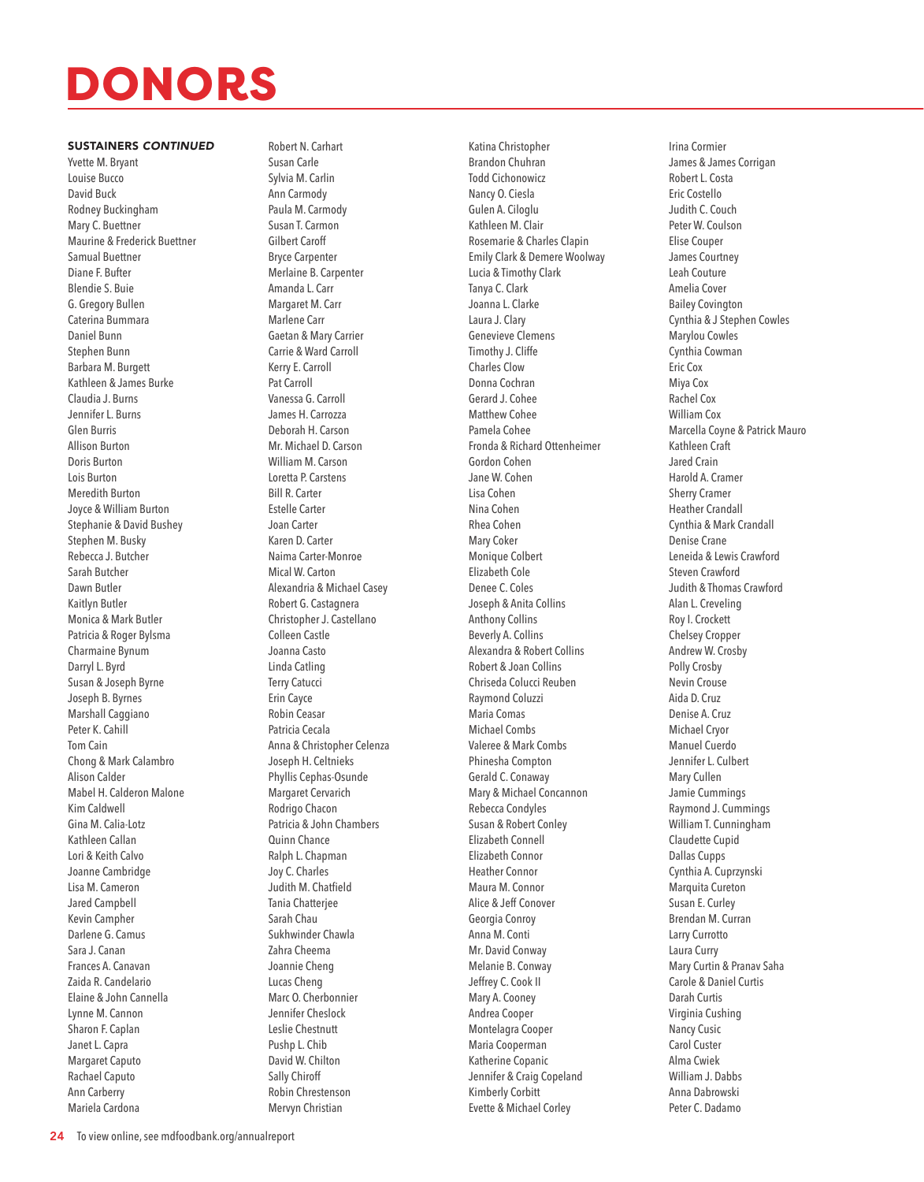# DONORS

**SUSTAINERS *CONTINUED***

Yvette M. Bryant
Louise Bucco
David Buck
Rodney Buckingham
Mary C. Buettner
Maurine & Frederick Buettner
Samual Buettner
Diane F. Bufter
Blendie S. Buie
G. Gregory Bullen
Caterina Bummara
Daniel Bunn
Stephen Bunn
Barbara M. Burgett
Kathleen & James Burke
Claudia J. Burns
Jennifer L. Burns
Glen Burris
Allison Burton
Doris Burton
Lois Burton
Meredith Burton
Joyce & William Burton
Stephanie & David Bushey
Stephen M. Busky
Rebecca J. Butcher
Sarah Butcher
Dawn Butler
Kaitlyn Butler
Monica & Mark Butler
Patricia & Roger Bylsma
Charmaine Bynum
Darryl L. Byrd
Susan & Joseph Byrne
Joseph B. Byrnes
Marshall Caggiano
Peter K. Cahill
Tom Cain
Chong & Mark Calambro
Alison Calder
Mabel H. Calderon Malone
Kim Caldwell
Gina M. Calia-Lotz
Kathleen Callan
Lori & Keith Calvo
Joanne Cambridge
Lisa M. Cameron
Jared Campbell
Kevin Campher
Darlene G. Camus
Sara J. Canan
Frances A. Canavan
Zaida R. Candelario
Elaine & John Cannella
Lynne M. Cannon
Sharon F. Caplan
Janet L. Capra
Margaret Caputo
Rachael Caputo
Ann Carberry
Mariela Cardona
Robert N. Carhart
Susan Carle
Sylvia M. Carlin
Ann Carmody
Paula M. Carmody
Susan T. Carmon
Gilbert Caroff
Bryce Carpenter
Merlaine B. Carpenter
Amanda L. Carr
Margaret M. Carr
Marlene Carr
Gaetan & Mary Carrier
Carrie & Ward Carroll
Kerry E. Carroll
Pat Carroll
Vanessa G. Carroll
James H. Carrozza
Deborah H. Carson
Mr. Michael D. Carson
William M. Carson
Loretta P. Carstens
Bill R. Carter
Estelle Carter
Joan Carter
Karen D. Carter
Naima Carter-Monroe
Mical W. Carton
Alexandria & Michael Casey
Robert G. Castagnera
Christopher J. Castellano
Colleen Castle
Joanna Casto
Linda Catling
Terry Catucci
Erin Cayce
Robin Ceasar
Patricia Cecala
Anna & Christopher Celenza
Joseph H. Celtnieks
Phyllis Cephas-Osunde
Margaret Cervarich
Rodrigo Chacon
Patricia & John Chambers
Quinn Chance
Ralph L. Chapman
Joy C. Charles
Judith M. Chatfield
Tania Chatterjee
Sarah Chau
Sukhwinder Chawla
Zahra Cheema
Joannie Cheng
Lucas Cheng
Marc O. Cherbonnier
Jennifer Cheslock
Leslie Chestnutt
Pushp L. Chib
David W. Chilton
Sally Chiroff
Robin Chrestenson
Mervyn Christian
Katina Christopher
Brandon Chuhran
Todd Cichonowicz
Nancy O. Ciesla
Gulen A. Ciloglu
Kathleen M. Clair
Rosemarie & Charles Clapin
Emily Clark & Demere Woolway
Lucia & Timothy Clark
Tanya C. Clark
Joanna L. Clarke
Laura J. Clary
Genevieve Clemens
Timothy J. Cliffe
Charles Clow
Donna Cochran
Gerard J. Cohee
Matthew Cohee
Pamela Cohee
Fronda & Richard Ottenheimer
Gordon Cohen
Jane W. Cohen
Lisa Cohen
Nina Cohen
Rhea Cohen
Mary Coker
Monique Colbert
Elizabeth Cole
Denee C. Coles
Joseph & Anita Collins
Anthony Collins
Beverly A. Collins
Alexandra & Robert Collins
Robert & Joan Collins
Chriseda Colucci Reuben
Raymond Coluzzi
Maria Comas
Michael Combs
Valeree & Mark Combs
Phinesha Compton
Gerald C. Conaway
Mary & Michael Concannon
Rebecca Condyles
Susan & Robert Conley
Elizabeth Connell
Elizabeth Connor
Heather Connor
Maura M. Connor
Alice & Jeff Conover
Georgia Conroy
Anna M. Conti
Mr. David Conway
Melanie B. Conway
Jeffrey C. Cook II
Mary A. Cooney
Andrea Cooper
Montelagra Cooper
Maria Cooperman
Katherine Copanic
Jennifer & Craig Copeland
Kimberly Corbitt
Evette & Michael Corley
Irina Cormier
James & James Corrigan
Robert L. Costa
Eric Costello
Judith C. Couch
Peter W. Coulson
Elise Couper
James Courtney
Leah Couture
Amelia Cover
Bailey Covington
Cynthia & J Stephen Cowles
Marylou Cowles
Cynthia Cowman
Eric Cox
Miya Cox
Rachel Cox
William Cox
Marcella Coyne & Patrick Mauro
Kathleen Craft
Jared Crain
Harold A. Cramer
Sherry Cramer
Heather Crandall
Cynthia & Mark Crandall
Denise Crane
Leneida & Lewis Crawford
Steven Crawford
Judith & Thomas Crawford
Alan L. Creveling
Roy I. Crockett
Chelsey Cropper
Andrew W. Crosby
Polly Crosby
Nevin Crouse
Aida D. Cruz
Denise A. Cruz
Michael Cryor
Manuel Cuerdo
Jennifer L. Culbert
Mary Cullen
Jamie Cummings
Raymond J. Cummings
William T. Cunningham
Claudette Cupid
Dallas Cupps
Cynthia A. Cuprzynski
Marquita Cureton
Susan E. Curley
Brendan M. Curran
Larry Currotto
Laura Curry
Mary Curtin & Pranav Saha
Carole & Daniel Curtis
Darah Curtis
Virginia Cushing
Nancy Cusic
Carol Custer
Alma Cwiek
William J. Dabbs
Anna Dabrowski
Peter C. Dadamo

To view online, see mdfoodbank.org/annualreport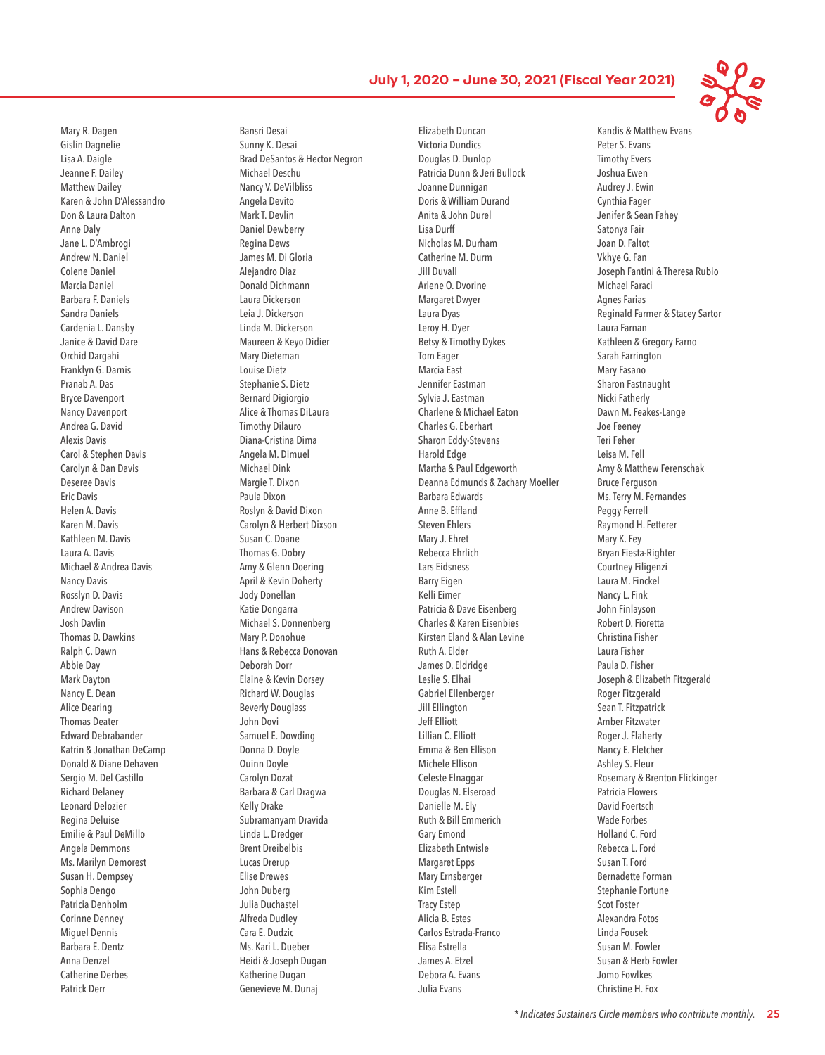Mary R. Dagen
Gislin Dagnelie
Lisa A. Daigle
Jeanne F. Dailey
Matthew Dailey
Karen & John D'Alessandro
Don & Laura Dalton
Anne Daly
Jane L. D'Ambrogi
Andrew N. Daniel
Colene Daniel
Marcia Daniel
Barbara F. Daniels
Sandra Daniels
Cardenia L. Dansby
Janice & David Dare
Orchid Dargahi
Franklyn G. Darnis
Pranab A. Das
Bryce Davenport
Nancy Davenport
Andrea G. David
Alexis Davis
Carol & Stephen Davis
Carolyn & Dan Davis
Deseree Davis
Eric Davis
Helen A. Davis
Karen M. Davis
Kathleen M. Davis
Laura A. Davis
Michael & Andrea Davis
Nancy Davis
Rosslyn D. Davis
Andrew Davison
Josh Davlin
Thomas D. Dawkins
Ralph C. Dawn
Abbie Day
Mark Dayton
Nancy E. Dean
Alice Dearing
Thomas Deater
Edward Debrabander
Katrin & Jonathan DeCamp
Donald & Diane Dehaven
Sergio M. Del Castillo
Richard Delaney
Leonard Delozier
Regina Deluise
Emilie & Paul DeMillo
Angela Demmons
Ms. Marilyn Demorest
Susan H. Dempsey
Sophia Dengo
Patricia Denholm
Corinne Denney
Miguel Dennis
Barbara E. Dentz
Anna Denzel
Catherine Derbes
Patrick Derr

Bansri Desai
Sunny K. Desai
Brad DeSantos & Hector Negron
Michael Deschu
Nancy V. DeVilbliss
Angela Devito
Mark T. Devlin
Daniel Dewberry
Regina Dews
James M. Di Gloria
Alejandro Diaz
Donald Dichmann
Laura Dickerson
Leia J. Dickerson
Linda M. Dickerson
Maureen & Keyo Didier
Mary Dieteman
Louise Dietz
Stephanie S. Dietz
Bernard Digiorgio
Alice & Thomas DiLaura
Timothy Dilauro
Diana-Cristina Dima
Angela M. Dimuel
Michael Dink
Margie T. Dixon
Paula Dixon
Roslyn & David Dixon
Carolyn & Herbert Dixson
Susan C. Doane
Thomas G. Dobry
Amy & Glenn Doering
April & Kevin Doherty
Jody Donellan
Katie Dongarra
Michael S. Donnenberg
Mary P. Donohue
Hans & Rebecca Donovan
Deborah Dorr
Elaine & Kevin Dorsey
Richard W. Douglas
Beverly Douglass
John Dovi
Samuel E. Dowding
Donna D. Doyle
Quinn Doyle
Carolyn Dozat
Barbara & Carl Dragwa
Kelly Drake
Subramanyam Dravida
Linda L. Dredger
Brent Dreibelbis
Lucas Drerup
Elise Drewes
John Duberg
Julia Duchastel
Alfreda Dudley
Cara E. Dudzic
Ms. Kari L. Dueber
Heidi & Joseph Dugan
Katherine Dugan
Genevieve M. Dunaj

Elizabeth Duncan
Victoria Dundics
Douglas D. Dunlop
Patricia Dunn & Jeri Bullock
Joanne Dunnigan
Doris & William Durand
Anita & John Durel
Lisa Durff
Nicholas M. Durham
Catherine M. Durm
Jill Duvall
Arlene O. Dvorine
Margaret Dwyer
Laura Dyas
Leroy H. Dyer
Betsy & Timothy Dykes
Tom Eager
Marcia East
Jennifer Eastman
Sylvia J. Eastman
Charlene & Michael Eaton
Charles G. Eberhart
Sharon Eddy-Stevens
Harold Edge
Martha & Paul Edgeworth
Deanna Edmunds & Zachary Moeller
Barbara Edwards
Anne B. Effland
Steven Ehlers
Mary J. Ehret
Rebecca Ehrlich
Lars Eidsness
Barry Eigen
Kelli Eimer
Patricia & Dave Eisenberg
Charles & Karen Eisenbies
Kirsten Eland & Alan Levine
Ruth A. Elder
James D. Eldridge
Leslie S. Elhai
Gabriel Ellenberger
Jill Ellington
Jeff Elliott
Lillian C. Elliott
Emma & Ben Ellison
Michele Ellison
Celeste Elnaggar
Douglas N. Elseroad
Danielle M. Ely
Ruth & Bill Emmerich
Gary Emond
Elizabeth Entwisle
Margaret Epps
Mary Ernsberger
Kim Estell
Tracy Estep
Alicia B. Estes
Carlos Estrada-Franco
Elisa Estrella
James A. Etzel
Debora A. Evans
Julia Evans

Kandis & Matthew Evans
Peter S. Evans
Timothy Evers
Joshua Ewen
Audrey J. Ewin
Cynthia Fager
Jenifer & Sean Fahey
Satonya Fair
Joan D. Faltot
Vkhye G. Fan
Joseph Fantini & Theresa Rubio
Michael Faraci
Agnes Farias
Reginald Farmer & Stacey Sartor
Laura Farnan
Kathleen & Gregory Farno
Sarah Farrington
Mary Fasano
Sharon Fastnaught
Nicki Fatherly
Dawn M. Feakes-Lange
Joe Feeney
Teri Feher
Leisa M. Fell
Amy & Matthew Ferenschak
Bruce Ferguson
Ms. Terry M. Fernandes
Peggy Ferrell
Raymond H. Fetterer
Mary K. Fey
Bryan Fiesta-Righter
Courtney Filigenzi
Laura M. Finckel
Nancy L. Fink
John Finlayson
Robert D. Fioretta
Christina Fisher
Laura Fisher
Paula D. Fisher
Joseph & Elizabeth Fitzgerald
Roger Fitzgerald
Sean T. Fitzpatrick
Amber Fitzwater
Roger J. Flaherty
Nancy E. Fletcher
Ashley S. Fleur
Rosemary & Brenton Flickinger
Patricia Flowers
David Foertsch
Wade Forbes
Holland C. Ford
Rebecca L. Ford
Susan T. Ford
Bernadette Forman
Stephanie Fortune
Scot Foster
Alexandra Fotos
Linda Fousek
Susan M. Fowler
Susan & Herb Fowler
Jomo Fowlkes
Christine H. Fox

*\* Indicates Sustainers Circle members who contribute monthly.*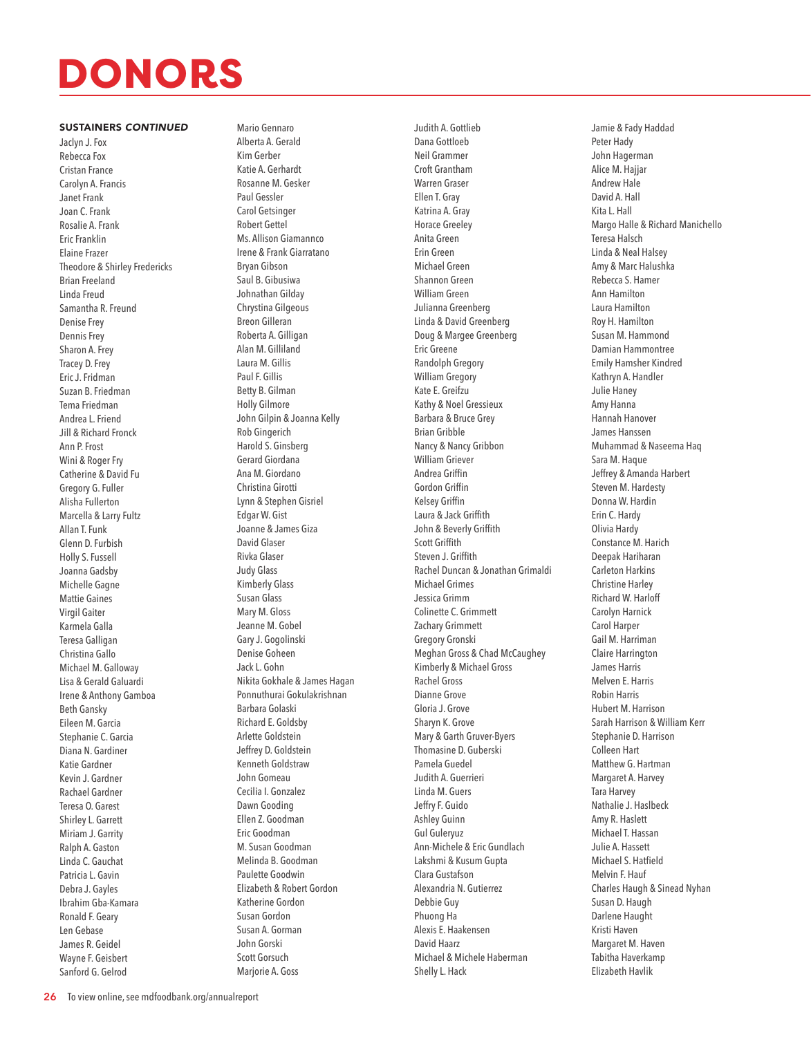# DONORS

**SUSTAINERS *CONTINUED***

Jaclyn J. Fox
Rebecca Fox
Cristan France
Carolyn A. Francis
Janet Frank
Joan C. Frank
Rosalie A. Frank
Eric Franklin
Elaine Frazer
Theodore & Shirley Fredericks
Brian Freeland
Linda Freud
Samantha R. Freund
Denise Frey
Dennis Frey
Sharon A. Frey
Tracey D. Frey
Eric J. Fridman
Suzan B. Friedman
Tema Friedman
Andrea L. Friend
Jill & Richard Fronck
Ann P. Frost
Wini & Roger Fry
Catherine & David Fu
Gregory G. Fuller
Alisha Fullerton
Marcella & Larry Fultz
Allan T. Funk
Glenn D. Furbish
Holly S. Fussell
Joanna Gadsby
Michelle Gagne
Mattie Gaines
Virgil Gaiter
Karmela Galla
Teresa Galligan
Christina Gallo
Michael M. Galloway
Lisa & Gerald Galuardi
Irene & Anthony Gamboa
Beth Gansky
Eileen M. Garcia
Stephanie C. Garcia
Diana N. Gardiner
Katie Gardner
Kevin J. Gardner
Rachael Gardner
Teresa O. Garest
Shirley L. Garrett
Miriam J. Garrity
Ralph A. Gaston
Linda C. Gauchat
Patricia L. Gavin
Debra J. Gayles
Ibrahim Gba-Kamara
Ronald F. Geary
Len Gebase
James R. Geidel
Wayne F. Geisbert
Sanford G. Gelrod
Mario Gennaro
Alberta A. Gerald
Kim Gerber
Katie A. Gerhardt
Rosanne M. Gesker
Paul Gessler
Carol Getsinger
Robert Gettel
Ms. Allison Giamannco
Irene & Frank Giarratano
Bryan Gibson
Saul B. Gibusiwa
Johnathan Gilday
Chrystina Gilgeous
Breon Gilleran
Roberta A. Gilligan
Alan M. Gilliland
Laura M. Gillis
Paul F. Gillis
Betty B. Gilman
Holly Gilmore
John Gilpin & Joanna Kelly
Rob Gingerich
Harold S. Ginsberg
Gerard Giordana
Ana M. Giordano
Christina Girotti
Lynn & Stephen Gisriel
Edgar W. Gist
Joanne & James Giza
David Glaser
Rivka Glaser
Judy Glass
Kimberly Glass
Susan Glass
Mary M. Gloss
Jeanne M. Gobel
Gary J. Gogolinski
Denise Goheen
Jack L. Gohn
Nikita Gokhale & James Hagan
Ponnuthurai Gokulakrishnan
Barbara Golaski
Richard E. Goldsby
Arlette Goldstein
Jeffrey D. Goldstein
Kenneth Goldstraw
John Gomeau
Cecilia I. Gonzalez
Dawn Gooding
Ellen Z. Goodman
Eric Goodman
M. Susan Goodman
Melinda B. Goodman
Paulette Goodwin
Elizabeth & Robert Gordon
Katherine Gordon
Susan Gordon
Susan A. Gorman
John Gorski
Scott Gorsuch
Marjorie A. Goss
Judith A. Gottlieb
Dana Gottloeb
Neil Grammer
Croft Grantham
Warren Graser
Ellen T. Gray
Katrina A. Gray
Horace Greeley
Anita Green
Erin Green
Michael Green
Shannon Green
William Green
Julianna Greenberg
Linda & David Greenberg
Doug & Margee Greenberg
Eric Greene
Randolph Gregory
William Gregory
Kate E. Greifzu
Kathy & Noel Gressieux
Barbara & Bruce Grey
Brian Gribble
Nancy & Nancy Gribbon
William Griever
Andrea Griffin
Gordon Griffin
Kelsey Griffin
Laura & Jack Griffith
John & Beverly Griffith
Scott Griffith
Steven J. Griffith
Rachel Duncan & Jonathan Grimaldi
Michael Grimes
Jessica Grimm
Colinette C. Grimmett
Zachary Grimmett
Gregory Gronski
Meghan Gross & Chad McCaughey
Kimberly & Michael Gross
Rachel Gross
Dianne Grove
Gloria J. Grove
Sharyn K. Grove
Mary & Garth Gruver-Byers
Thomasine D. Guberski
Pamela Guedel
Judith A. Guerrieri
Linda M. Guers
Jeffry F. Guido
Ashley Guinn
Gul Guleryuz
Ann-Michele & Eric Gundlach
Lakshmi & Kusum Gupta
Clara Gustafson
Alexandria N. Gutierrez
Debbie Guy
Phuong Ha
Alexis E. Haakensen
David Haarz
Michael & Michele Haberman
Shelly L. Hack
Jamie & Fady Haddad
Peter Hady
John Hagerman
Alice M. Hajjar
Andrew Hale
David A. Hall
Kita L. Hall
Margo Halle & Richard Manichello
Teresa Halsch
Linda & Neal Halsey
Amy & Marc Halushka
Rebecca S. Hamer
Ann Hamilton
Laura Hamilton
Roy H. Hamilton
Susan M. Hammond
Damian Hammontree
Emily Hamsher Kindred
Kathryn A. Handler
Julie Haney
Amy Hanna
Hannah Hanover
James Hanssen
Muhammad & Naseema Haq
Sara M. Haque
Jeffrey & Amanda Harbert
Steven M. Hardesty
Donna W. Hardin
Erin C. Hardy
Olivia Hardy
Constance M. Harich
Deepak Hariharan
Carleton Harkins
Christine Harley
Richard W. Harloff
Carolyn Harnick
Carol Harper
Gail M. Harriman
Claire Harrington
James Harris
Melven E. Harris
Robin Harris
Hubert M. Harrison
Sarah Harrison & William Kerr
Stephanie D. Harrison
Colleen Hart
Matthew G. Hartman
Margaret A. Harvey
Tara Harvey
Nathalie J. Haslbeck
Amy R. Haslett
Michael T. Hassan
Julie A. Hassett
Michael S. Hatfield
Melvin F. Hauf
Charles Haugh & Sinead Nyhan
Susan D. Haugh
Darlene Haught
Kristi Haven
Margaret M. Haven
Tabitha Haverkamp
Elizabeth Havlik

To view online, see mdfoodbank.org/annualreport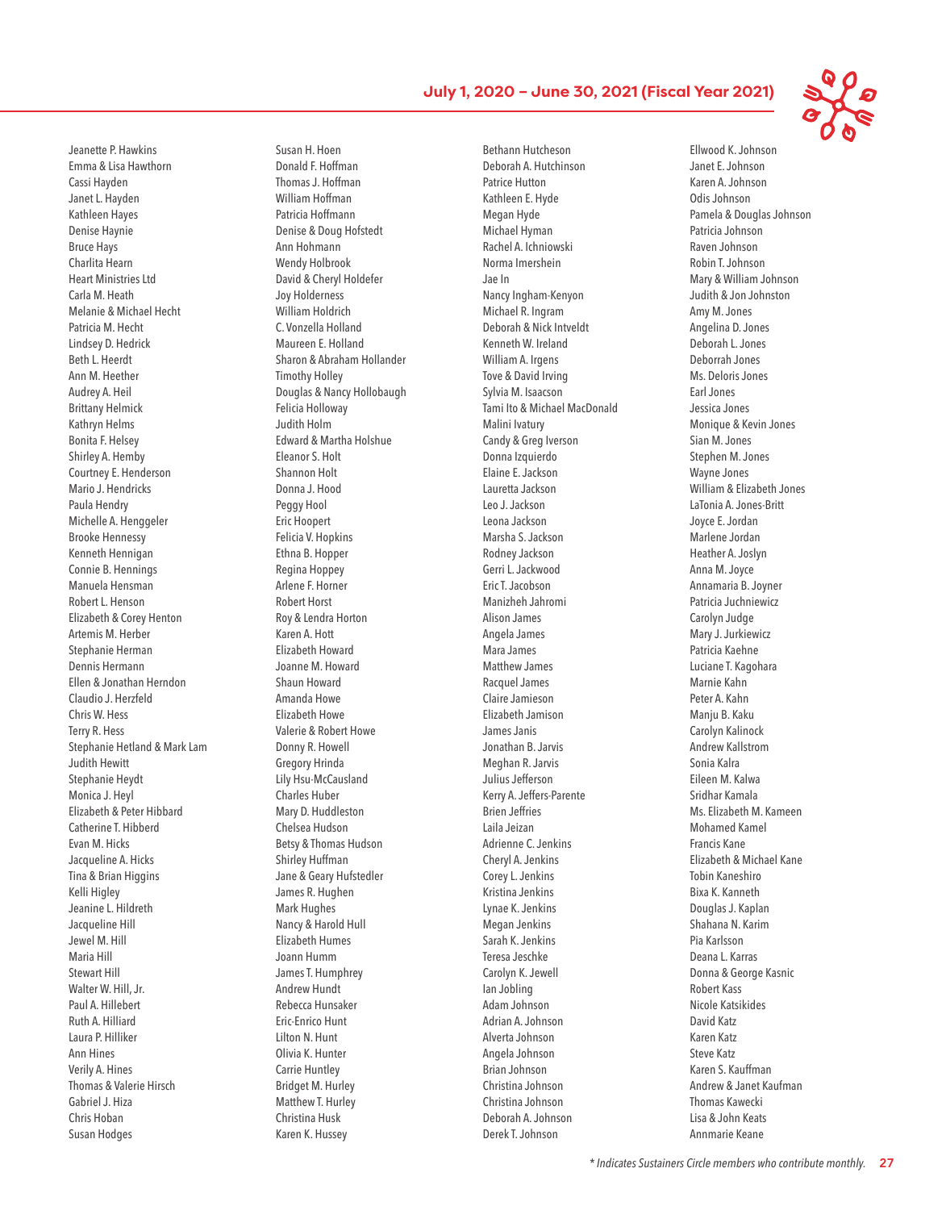Jeanette P. Hawkins
Emma & Lisa Hawthorn
Cassi Hayden
Janet L. Hayden
Kathleen Hayes
Denise Haynie
Bruce Hays
Charlita Hearn
Heart Ministries Ltd
Carla M. Heath
Melanie & Michael Hecht
Patricia M. Hecht
Lindsey D. Hedrick
Beth L. Heerdt
Ann M. Heether
Audrey A. Heil
Brittany Helmick
Kathryn Helms
Bonita F. Helsey
Shirley A. Hemby
Courtney E. Henderson
Mario J. Hendricks
Paula Hendry
Michelle A. Henggeler
Brooke Hennessy
Kenneth Hennigan
Connie B. Hennings
Manuela Hensman
Robert L. Henson
Elizabeth & Corey Henton
Artemis M. Herber
Stephanie Herman
Dennis Hermann
Ellen & Jonathan Herndon
Claudio J. Herzfeld
Chris W. Hess
Terry R. Hess
Stephanie Hetland & Mark Lam
Judith Hewitt
Stephanie Heydt
Monica J. Heyl
Elizabeth & Peter Hibbard
Catherine T. Hibberd
Evan M. Hicks
Jacqueline A. Hicks
Tina & Brian Higgins
Kelli Higley
Jeanine L. Hildreth
Jacqueline Hill
Jewel M. Hill
Maria Hill
Stewart Hill
Walter W. Hill, Jr.
Paul A. Hillebert
Ruth A. Hilliard
Laura P. Hilliker
Ann Hines
Verily A. Hines
Thomas & Valerie Hirsch
Gabriel J. Hiza
Chris Hoban
Susan Hodges
Susan H. Hoen
Donald F. Hoffman
Thomas J. Hoffman
William Hoffman
Patricia Hoffmann
Denise & Doug Hofstedt
Ann Hohmann
Wendy Holbrook
David & Cheryl Holdefer
Joy Holderness
William Holdrich
C. Vonzella Holland
Maureen E. Holland
Sharon & Abraham Hollander
Timothy Holley
Douglas & Nancy Hollobaugh
Felicia Holloway
Judith Holm
Edward & Martha Holshue
Eleanor S. Holt
Shannon Holt
Donna J. Hood
Peggy Hool
Eric Hoopert
Felicia V. Hopkins
Ethna B. Hopper
Regina Hoppey
Arlene F. Horner
Robert Horst
Roy & Lendra Horton
Karen A. Hott
Elizabeth Howard
Joanne M. Howard
Shaun Howard
Amanda Howe
Elizabeth Howe
Valerie & Robert Howe
Donny R. Howell
Gregory Hrinda
Lily Hsu-McCausland
Charles Huber
Mary D. Huddleston
Chelsea Hudson
Betsy & Thomas Hudson
Shirley Huffman
Jane & Geary Hufstedler
James R. Hughen
Mark Hughes
Nancy & Harold Hull
Elizabeth Humes
Joann Humm
James T. Humphrey
Andrew Hundt
Rebecca Hunsaker
Eric-Enrico Hunt
Lilton N. Hunt
Olivia K. Hunter
Carrie Huntley
Bridget M. Hurley
Matthew T. Hurley
Christina Husk
Karen K. Hussey
Bethann Hutcheson
Deborah A. Hutchinson
Patrice Hutton
Kathleen E. Hyde
Megan Hyde
Michael Hyman
Rachel A. Ichniowski
Norma Imershein
Jae In
Nancy Ingham-Kenyon
Michael R. Ingram
Deborah & Nick Intveldt
Kenneth W. Ireland
William A. Irgens
Tove & David Irving
Sylvia M. Isaacson
Tami Ito & Michael MacDonald
Malini Ivatury
Candy & Greg Iverson
Donna Izquierdo
Elaine E. Jackson
Lauretta Jackson
Leo J. Jackson
Leona Jackson
Marsha S. Jackson
Rodney Jackson
Gerri L. Jackwood
Eric T. Jacobson
Manizheh Jahromi
Alison James
Angela James
Mara James
Matthew James
Racquel James
Claire Jamieson
Elizabeth Jamison
James Janis
Jonathan B. Jarvis
Meghan R. Jarvis
Julius Jefferson
Kerry A. Jeffers-Parente
Brien Jeffries
Laila Jeizan
Adrienne C. Jenkins
Cheryl A. Jenkins
Corey L. Jenkins
Kristina Jenkins
Lynae K. Jenkins
Megan Jenkins
Sarah K. Jenkins
Teresa Jeschke
Carolyn K. Jewell
Ian Jobling
Adam Johnson
Adrian A. Johnson
Alverta Johnson
Angela Johnson
Brian Johnson
Christina Johnson
Christina Johnson
Deborah A. Johnson
Derek T. Johnson
Ellwood K. Johnson
Janet E. Johnson
Karen A. Johnson
Odis Johnson
Pamela & Douglas Johnson
Patricia Johnson
Raven Johnson
Robin T. Johnson
Mary & William Johnson
Judith & Jon Johnston
Amy M. Jones
Angelina D. Jones
Deborah L. Jones
Deborrah Jones
Ms. Deloris Jones
Earl Jones
Jessica Jones
Monique & Kevin Jones
Sian M. Jones
Stephen M. Jones
Wayne Jones
William & Elizabeth Jones
LaTonia A. Jones-Britt
Joyce E. Jordan
Marlene Jordan
Heather A. Joslyn
Anna M. Joyce
Annamaria B. Joyner
Patricia Juchniewicz
Carolyn Judge
Mary J. Jurkiewicz
Patricia Kaehne
Luciane T. Kagohara
Marnie Kahn
Peter A. Kahn
Manju B. Kaku
Carolyn Kalinock
Andrew Kallstrom
Sonia Kalra
Eileen M. Kalwa
Sridhar Kamala
Ms. Elizabeth M. Kameen
Mohamed Kamel
Francis Kane
Elizabeth & Michael Kane
Tobin Kaneshiro
Bixa K. Kanneth
Douglas J. Kaplan
Shahana N. Karim
Pia Karlsson
Deana L. Karras
Donna & George Kasnic
Robert Kass
Nicole Katsikides
David Katz
Karen Katz
Steve Katz
Karen S. Kauffman
Andrew & Janet Kaufman
Thomas Kawecki
Lisa & John Keats
Annmarie Keane

*\* Indicates Sustainers Circle members who contribute monthly.*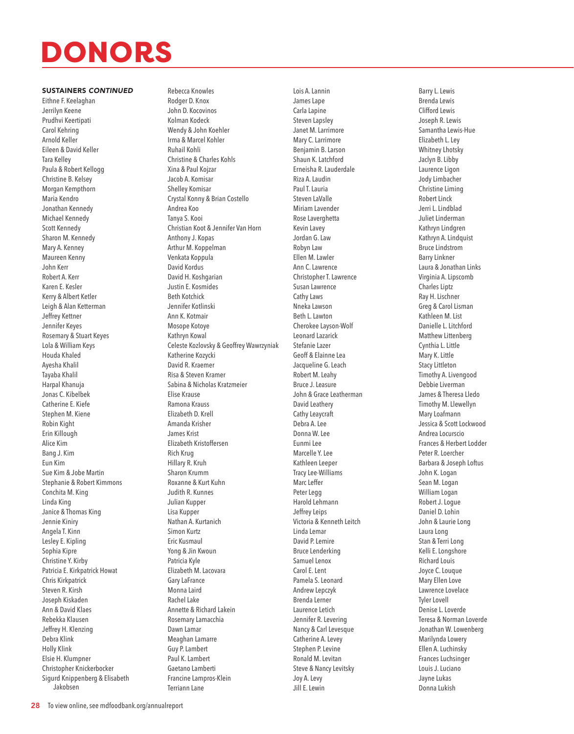# DONORS

**SUSTAINERS *CONTINUED***

Eithne F. Keelaghan
Jerrilyn Keene
Prudhvi Keertipati
Carol Kehring
Arnold Keller
Eileen & David Keller
Tara Kelley
Paula & Robert Kellogg
Christine B. Kelsey
Morgan Kempthorn
Maria Kendro
Jonathan Kennedy
Michael Kennedy
Scott Kennedy
Sharon M. Kennedy
Mary A. Kenney
Maureen Kenny
John Kerr
Robert A. Kerr
Karen E. Kesler
Kerry & Albert Ketler
Leigh & Alan Ketterman
Jeffrey Kettner
Jennifer Keyes
Rosemary & Stuart Keyes
Lola & William Keys
Houda Khaled
Ayesha Khalil
Tayaba Khalil
Harpal Khanuja
Jonas C. Kibelbek
Catherine E. Kiefe
Stephen M. Kiene
Robin Kight
Erin Killough
Alice Kim
Bang J. Kim
Eun Kim
Sue Kim & Jobe Martin
Stephanie & Robert Kimmons
Conchita M. King
Linda King
Janice & Thomas King
Jennie Kiniry
Angela T. Kinn
Lesley E. Kipling
Sophia Kipre
Christine Y. Kirby
Patricia E. Kirkpatrick Howat
Chris Kirkpatrick
Steven R. Kirsh
Joseph Kiskaden
Ann & David Klaes
Rebekka Klausen
Jeffrey H. Klenzing
Debra Klink
Holly Klink
Elsie H. Klumpner
Christopher Knickerbocker
Sigurd Knippenberg & Elisabeth Jakobsen
Rebecca Knowles
Rodger D. Knox
John D. Kocovinos
Kolman Kodeck
Wendy & John Koehler
Irma & Marcel Kohler
Ruhail Kohli
Christine & Charles Kohls
Xina & Paul Kojzar
Jacob A. Komisar
Shelley Komisar
Crystal Konny & Brian Costello
Andrea Koo
Tanya S. Kooi
Christian Koot & Jennifer Van Horn
Anthony J. Kopas
Arthur M. Koppelman
Venkata Koppula
David Kordus
David H. Koshgarian
Justin E. Kosmides
Beth Kotchick
Jennifer Kotlinski
Ann K. Kotmair
Mosope Kotoye
Kathryn Kowal
Celeste Kozlovsky & Geoffrey Wawrzyniak
Katherine Kozycki
David R. Kraemer
Risa & Steven Kramer
Sabina & Nicholas Kratzmeier
Elise Krause
Ramona Krauss
Elizabeth D. Krell
Amanda Krisher
James Krist
Elizabeth Kristoffersen
Rich Krug
Hillary R. Kruh
Sharon Krumm
Roxanne & Kurt Kuhn
Judith R. Kunnes
Julian Kupper
Lisa Kupper
Nathan A. Kurtanich
Simon Kurtz
Eric Kusmaul
Yong & Jin Kwoun
Patricia Kyle
Elizabeth M. Lacovara
Gary LaFrance
Monna Laird
Rachel Lake
Annette & Richard Lakein
Rosemary Lamacchia
Dawn Lamar
Meaghan Lamarre
Guy P. Lambert
Paul K. Lambert
Gaetano Lamberti
Francine Lampros-Klein
Terriann Lane
Lois A. Lannin
James Lape
Carla Lapine
Steven Lapsley
Janet M. Larrimore
Mary C. Larrimore
Benjamin B. Larson
Shaun K. Latchford
Erneisha R. Lauderdale
Riza A. Laudin
Paul T. Lauria
Steven LaValle
Miriam Lavender
Rose Laverghetta
Kevin Lavey
Jordan G. Law
Robyn Law
Ellen M. Lawler
Ann C. Lawrence
Christopher T. Lawrence
Susan Lawrence
Cathy Laws
Nneka Lawson
Beth L. Lawton
Cherokee Layson-Wolf
Leonard Lazarick
Stefanie Lazer
Geoff & Elainne Lea
Jacqueline G. Leach
Robert M. Leahy
Bruce J. Leasure
John & Grace Leatherman
David Leathery
Cathy Leaycraft
Debra A. Lee
Donna W. Lee
Eunmi Lee
Marcelle Y. Lee
Kathleen Leeper
Tracy Lee-Williams
Marc Leffer
Peter Legg
Harold Lehmann
Jeffrey Leips
Victoria & Kenneth Leitch
Linda Lemar
David P. Lemire
Bruce Lenderking
Samuel Lenox
Carol E. Lent
Pamela S. Leonard
Andrew Lepczyk
Brenda Lerner
Laurence Letich
Jennifer R. Levering
Nancy & Carl Levesque
Catherine A. Levey
Stephen P. Levine
Ronald M. Levitan
Steve & Nancy Levitsky
Joy A. Levy
Jill E. Lewin
Barry L. Lewis
Brenda Lewis
Clifford Lewis
Joseph R. Lewis
Samantha Lewis-Hue
Elizabeth L. Ley
Whitney Lhotsky
Jaclyn B. Libby
Laurence Ligon
Jody Limbacher
Christine Liming
Robert Linck
Jerri L. Lindblad
Juliet Linderman
Kathryn Lindgren
Kathryn A. Lindquist
Bruce Lindstrom
Barry Linkner
Laura & Jonathan Links
Virginia A. Lipscomb
Charles Liptz
Ray H. Lischner
Greg & Carol Lisman
Kathleen M. List
Danielle L. Litchford
Matthew Littenberg
Cynthia L. Little
Mary K. Little
Stacy Littleton
Timothy A. Livengood
Debbie Liverman
James & Theresa Lledo
Timothy M. Llewellyn
Mary Loafmann
Jessica & Scott Lockwood
Andrea Locurscio
Frances & Herbert Lodder
Peter R. Loercher
Barbara & Joseph Loftus
John K. Logan
Sean M. Logan
William Logan
Robert J. Logue
Daniel D. Lohin
John & Laurie Long
Laura Long
Stan & Terri Long
Kelli E. Longshore
Richard Louis
Joyce C. Louque
Mary Ellen Love
Lawrence Lovelace
Tyler Lovell
Denise L. Loverde
Teresa & Norman Loverde
Jonathan W. Lowenberg
Marilynda Lowery
Ellen A. Luchinsky
Frances Luchsinger
Louis J. Luciano
Jayne Lukas
Donna Lukish

To view online, see mdfoodbank.org/annualreport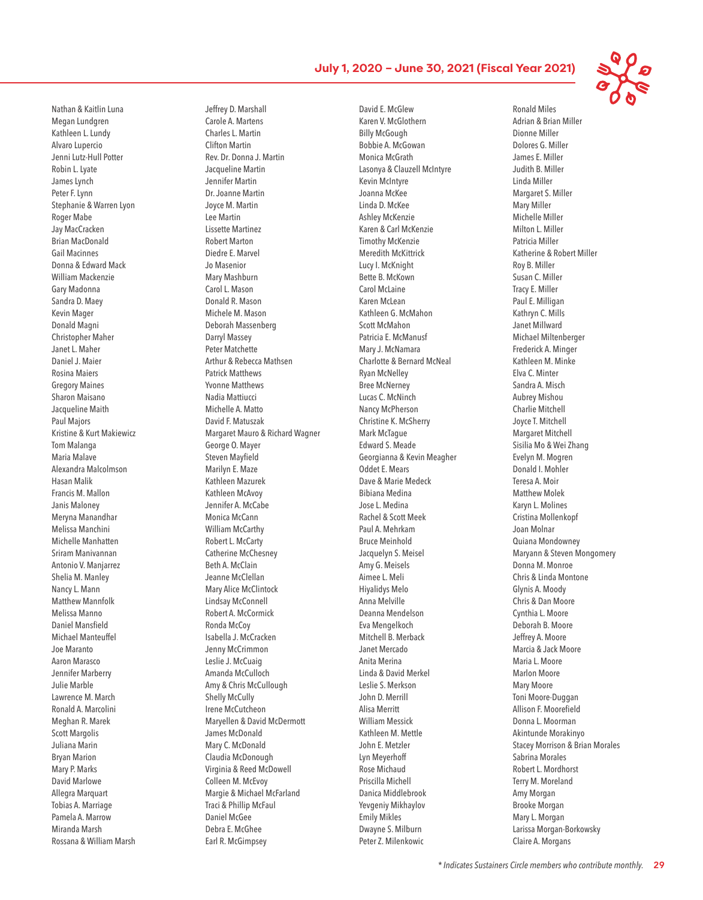Nathan & Kaitlin Luna
Megan Lundgren
Kathleen L. Lundy
Alvaro Lupercio
Jenni Lutz-Hull Potter
Robin L. Lyate
James Lynch
Peter F. Lynn
Stephanie & Warren Lyon
Roger Mabe
Jay MacCracken
Brian MacDonald
Gail Macinnes
Donna & Edward Mack
William Mackenzie
Gary Madonna
Sandra D. Maey
Kevin Mager
Donald Magni
Christopher Maher
Janet L. Maher
Daniel J. Maier
Rosina Maiers
Gregory Maines
Sharon Maisano
Jacqueline Maith
Paul Majors
Kristine & Kurt Makiewicz
Tom Malanga
Maria Malave
Alexandra Malcolmson
Hasan Malik
Francis M. Mallon
Janis Maloney
Meryna Manandhar
Melissa Manchini
Michelle Manhatten
Sriram Manivannan
Antonio V. Manjarrez
Shelia M. Manley
Nancy L. Mann
Matthew Mannfolk
Melissa Manno
Daniel Mansfield
Michael Manteuffel
Joe Maranto
Aaron Marasco
Jennifer Marberry
Julie Marble
Lawrence M. March
Ronald A. Marcolini
Meghan R. Marek
Scott Margolis
Juliana Marin
Bryan Marion
Mary P. Marks
David Marlowe
Allegra Marquart
Tobias A. Marriage
Pamela A. Marrow
Miranda Marsh
Rossana & William Marsh
Jeffrey D. Marshall
Carole A. Martens
Charles L. Martin
Clifton Martin
Rev. Dr. Donna J. Martin
Jacqueline Martin
Jennifer Martin
Dr. Joanne Martin
Joyce M. Martin
Lee Martin
Lissette Martinez
Robert Marton
Diedre E. Marvel
Jo Masenior
Mary Mashburn
Carol L. Mason
Donald R. Mason
Michele M. Mason
Deborah Massenberg
Darryl Massey
Peter Matchette
Arthur & Rebecca Mathsen
Patrick Matthews
Yvonne Matthews
Nadia Mattiucci
Michelle A. Matto
David F. Matuszak
Margaret Mauro & Richard Wagner
George O. Mayer
Steven Mayfield
Marilyn E. Maze
Kathleen Mazurek
Kathleen McAvoy
Jennifer A. McCabe
Monica McCann
William McCarthy
Robert L. McCarty
Catherine McChesney
Beth A. McClain
Jeanne McClellan
Mary Alice McClintock
Lindsay McConnell
Robert A. McCormick
Ronda McCoy
Isabella J. McCracken
Jenny McCrimmon
Leslie J. McCuaig
Amanda McCulloch
Amy & Chris McCullough
Shelly McCully
Irene McCutcheon
Maryellen & David McDermott
James McDonald
Mary C. McDonald
Claudia McDonough
Virginia & Reed McDowell
Colleen M. McEvoy
Margie & Michael McFarland
Traci & Phillip McFaul
Daniel McGee
Debra E. McGhee
Earl R. McGimpsey
David E. McGlew
Karen V. McGlothern
Billy McGough
Bobbie A. McGowan
Monica McGrath
Lasonya & Clauzell McIntyre
Kevin McIntyre
Joanna McKee
Linda D. McKee
Ashley McKenzie
Karen & Carl McKenzie
Timothy McKenzie
Meredith McKittrick
Lucy I. McKnight
Bette B. McKown
Carol McLaine
Karen McLean
Kathleen G. McMahon
Scott McMahon
Patricia E. McManusf
Mary J. McNamara
Charlotte & Bernard McNeal
Ryan McNelley
Bree McNerney
Lucas C. McNinch
Nancy McPherson
Christine K. McSherry
Mark McTague
Edward S. Meade
Georgianna & Kevin Meagher
Oddet E. Mears
Dave & Marie Medeck
Bibiana Medina
Jose L. Medina
Rachel & Scott Meek
Paul A. Mehrkam
Bruce Meinhold
Jacquelyn S. Meisel
Amy G. Meisels
Aimee L. Meli
Hiyalidys Melo
Anna Melville
Deanna Mendelson
Eva Mengelkoch
Mitchell B. Merback
Janet Mercado
Anita Merina
Linda & David Merkel
Leslie S. Merkson
John D. Merrill
Alisa Merritt
William Messick
Kathleen M. Mettle
John E. Metzler
Lyn Meyerhoff
Rose Michaud
Priscilla Michell
Danica Middlebrook
Yevgeniy Mikhaylov
Emily Mikles
Dwayne S. Milburn
Peter Z. Milenkowic
Ronald Miles
Adrian & Brian Miller
Dionne Miller
Dolores G. Miller
James E. Miller
Judith B. Miller
Linda Miller
Margaret S. Miller
Mary Miller
Michelle Miller
Milton L. Miller
Patricia Miller
Katherine & Robert Miller
Roy B. Miller
Susan C. Miller
Tracy E. Miller
Paul E. Milligan
Kathryn C. Mills
Janet Millward
Michael Miltenberger
Frederick A. Minger
Kathleen M. Minke
Elva C. Minter
Sandra A. Misch
Aubrey Mishou
Charlie Mitchell
Joyce T. Mitchell
Margaret Mitchell
Sisilia Mo & Wei Zhang
Evelyn M. Mogren
Donald I. Mohler
Teresa A. Moir
Matthew Molek
Karyn L. Molines
Cristina Mollenkopf
Joan Molnar
Quiana Mondowney
Maryann & Steven Mongomery
Donna M. Monroe
Chris & Linda Montone
Glynis A. Moody
Chris & Dan Moore
Cynthia L. Moore
Deborah B. Moore
Jeffrey A. Moore
Marcia & Jack Moore
Maria L. Moore
Marlon Moore
Mary Moore
Toni Moore-Duggan
Allison F. Moorefield
Donna L. Moorman
Akintunde Morakinyo
Stacey Morrison & Brian Morales
Sabrina Morales
Robert L. Mordhorst
Terry M. Moreland
Amy Morgan
Brooke Morgan
Mary L. Morgan
Larissa Morgan-Borkowsky
Claire A. Morgans

*\* Indicates Sustainers Circle members who contribute monthly.*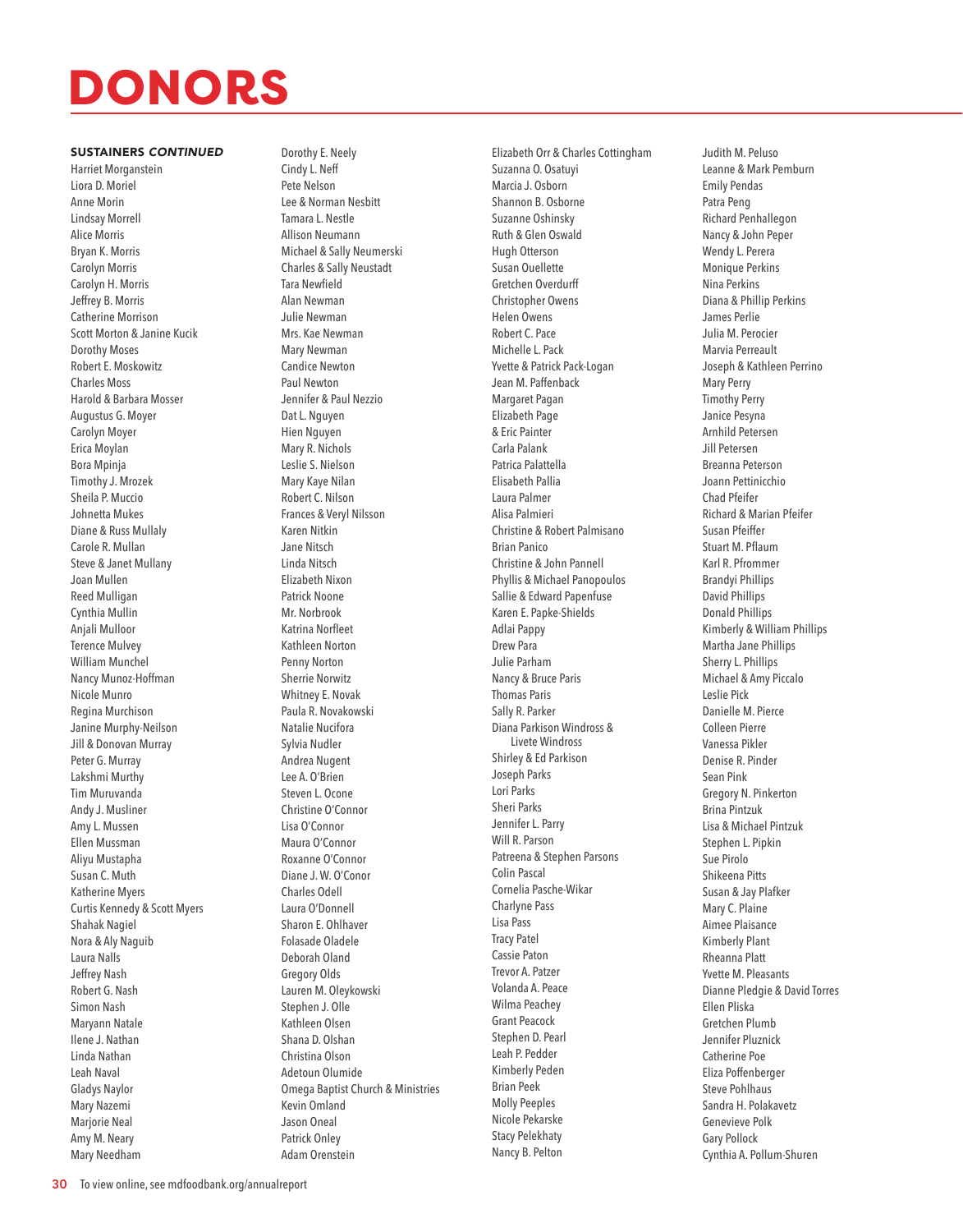# DONORS

**SUSTAINERS *CONTINUED***

Harriet Morganstein
Liora D. Moriel
Anne Morin
Lindsay Morrell
Alice Morris
Bryan K. Morris
Carolyn Morris
Carolyn H. Morris
Jeffrey B. Morris
Catherine Morrison
Scott Morton & Janine Kucik
Dorothy Moses
Robert E. Moskowitz
Charles Moss
Harold & Barbara Mosser
Augustus G. Moyer
Carolyn Moyer
Erica Moylan
Bora Mpinja
Timothy J. Mrozek
Sheila P. Muccio
Johnetta Mukes
Diane & Russ Mullaly
Carole R. Mullan
Steve & Janet Mullany
Joan Mullen
Reed Mulligan
Cynthia Mullin
Anjali Mulloor
Terence Mulvey
William Munchel
Nancy Munoz-Hoffman
Nicole Munro
Regina Murchison
Janine Murphy-Neilson
Jill & Donovan Murray
Peter G. Murray
Lakshmi Murthy
Tim Muruvanda
Andy J. Musliner
Amy L. Mussen
Ellen Mussman
Aliyu Mustapha
Susan C. Muth
Katherine Myers
Curtis Kennedy & Scott Myers
Shahak Nagiel
Nora & Aly Naguib
Laura Nalls
Jeffrey Nash
Robert G. Nash
Simon Nash
Maryann Natale
Ilene J. Nathan
Linda Nathan
Leah Naval
Gladys Naylor
Mary Nazemi
Marjorie Neal
Amy M. Neary
Mary Needham
Dorothy E. Neely
Cindy L. Neff
Pete Nelson
Lee & Norman Nesbitt
Tamara L. Nestle
Allison Neumann
Michael & Sally Neumerski
Charles & Sally Neustadt
Tara Newfield
Alan Newman
Julie Newman
Mrs. Kae Newman
Mary Newman
Candice Newton
Paul Newton
Jennifer & Paul Nezzio
Dat L. Nguyen
Hien Nguyen
Mary R. Nichols
Leslie S. Nielson
Mary Kaye Nilan
Robert C. Nilson
Frances & Veryl Nilsson
Karen Nitkin
Jane Nitsch
Linda Nitsch
Elizabeth Nixon
Patrick Noone
Mr. Norbrook
Katrina Norfleet
Kathleen Norton
Penny Norton
Sherrie Norwitz
Whitney E. Novak
Paula R. Novakowski
Natalie Nucifora
Sylvia Nudler
Andrea Nugent
Lee A. O'Brien
Steven L. Ocone
Christine O'Connor
Lisa O'Connor
Maura O'Connor
Roxanne O'Connor
Diane J. W. O'Conor
Charles Odell
Laura O'Donnell
Sharon E. Ohlhaver
Folasade Oladele
Deborah Oland
Gregory Olds
Lauren M. Oleykowski
Stephen J. Olle
Kathleen Olsen
Shana D. Olshan
Christina Olson
Adetoun Olumide
Omega Baptist Church & Ministries
Kevin Omland
Jason Oneal
Patrick Onley
Adam Orenstein
Elizabeth Orr & Charles Cottingham
Suzanna O. Osatuyi
Marcia J. Osborn
Shannon B. Osborne
Suzanne Oshinsky
Ruth & Glen Oswald
Hugh Otterson
Susan Ouellette
Gretchen Overdurff
Christopher Owens
Helen Owens
Robert C. Pace
Michelle L. Pack
Yvette & Patrick Pack-Logan
Jean M. Paffenback
Margaret Pagan
Elizabeth Page & Eric Painter
Carla Palank
Patrica Palattella
Elisabeth Pallia
Laura Palmer
Alisa Palmieri
Christine & Robert Palmisano
Brian Panico
Christine & John Pannell
Phyllis & Michael Panopoulos
Sallie & Edward Papenfuse
Karen E. Papke-Shields
Adlai Pappy
Drew Para
Julie Parham
Nancy & Bruce Paris
Thomas Paris
Sally R. Parker
Diana Parkison Windross & Livete Windross
Shirley & Ed Parkison
Joseph Parks
Lori Parks
Sheri Parks
Jennifer L. Parry
Will R. Parson
Patreena & Stephen Parsons
Colin Pascal
Cornelia Pasche-Wikar
Charlyne Pass
Lisa Pass
Tracy Patel
Cassie Paton
Trevor A. Patzer
Volanda A. Peace
Wilma Peachey
Grant Peacock
Stephen D. Pearl
Leah P. Pedder
Kimberly Peden
Brian Peek
Molly Peeples
Nicole Pekarske
Stacy Pelekhaty
Nancy B. Pelton
Judith M. Peluso
Leanne & Mark Pemburn
Emily Pendas
Patra Peng
Richard Penhallegon
Nancy & John Peper
Wendy L. Perera
Monique Perkins
Nina Perkins
Diana & Phillip Perkins
James Perlie
Julia M. Perocier
Marvia Perreault
Joseph & Kathleen Perrino
Mary Perry
Timothy Perry
Janice Pesyna
Arnhild Petersen
Jill Petersen
Breanna Peterson
Joann Pettinicchio
Chad Pfeifer
Richard & Marian Pfeifer
Susan Pfeiffer
Stuart M. Pflaum
Karl R. Pfrommer
Brandyi Phillips
David Phillips
Donald Phillips
Kimberly & William Phillips
Martha Jane Phillips
Sherry L. Phillips
Michael & Amy Piccalo
Leslie Pick
Danielle M. Pierce
Colleen Pierre
Vanessa Pikler
Denise R. Pinder
Sean Pink
Gregory N. Pinkerton
Brina Pintzuk
Lisa & Michael Pintzuk
Stephen L. Pipkin
Sue Pirolo
Shikeena Pitts
Susan & Jay Plafker
Mary C. Plaine
Aimee Plaisance
Kimberly Plant
Rheanna Platt
Yvette M. Pleasants
Dianne Pledgie & David Torres
Ellen Pliska
Gretchen Plumb
Jennifer Pluznick
Catherine Poe
Eliza Poffenberger
Steve Pohlhaus
Sandra H. Polakavetz
Genevieve Polk
Gary Pollock
Cynthia A. Pollum-Shuren

To view online, see mdfoodbank.org/annualreport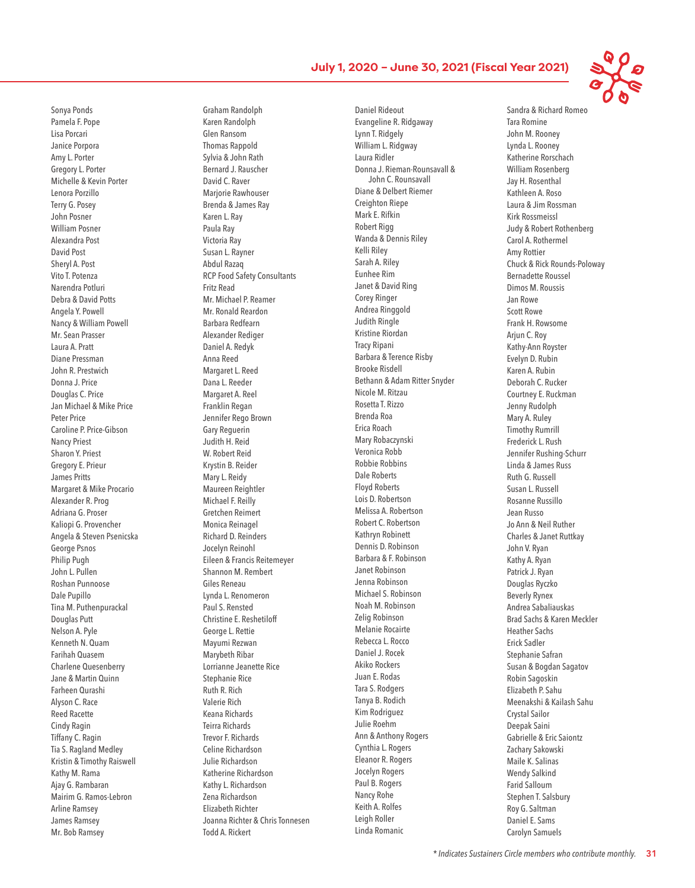Sonya Ponds
Pamela F. Pope
Lisa Porcari
Janice Porpora
Amy L. Porter
Gregory L. Porter
Michelle & Kevin Porter
Lenora Porzillo
Terry G. Posey
John Posner
William Posner
Alexandra Post
David Post
Sheryl A. Post
Vito T. Potenza
Narendra Potluri
Debra & David Potts
Angela Y. Powell
Nancy & William Powell
Mr. Sean Prasser
Laura A. Pratt
Diane Pressman
John R. Prestwich
Donna J. Price
Douglas C. Price
Jan Michael & Mike Price
Peter Price
Caroline P. Price-Gibson
Nancy Priest
Sharon Y. Priest
Gregory E. Prieur
James Pritts
Margaret & Mike Procario
Alexander R. Prog
Adriana G. Proser
Kaliopi G. Provencher
Angela & Steven Psenicska
George Psnos
Philip Pugh
John L. Pullen
Roshan Punnoose
Dale Pupillo
Tina M. Puthenpurackal
Douglas Putt
Nelson A. Pyle
Kenneth N. Quam
Farihah Quasem
Charlene Quesenberry
Jane & Martin Quinn
Farheen Qurashi
Alyson C. Race
Reed Racette
Cindy Ragin
Tiffany C. Ragin
Tia S. Ragland Medley
Kristin & Timothy Raiswell
Kathy M. Rama
Ajay G. Rambaran
Mairim G. Ramos-Lebron
Arline Ramsey
James Ramsey
Mr. Bob Ramsey

Graham Randolph
Karen Randolph
Glen Ransom
Thomas Rappold
Sylvia & John Rath
Bernard J. Rauscher
David C. Raver
Marjorie Rawhouser
Brenda & James Ray
Karen L. Ray
Paula Ray
Victoria Ray
Susan L. Rayner
Abdul Razaq
RCP Food Safety Consultants
Fritz Read
Mr. Michael P. Reamer
Mr. Ronald Reardon
Barbara Redfearn
Alexander Rediger
Daniel A. Redyk
Anna Reed
Margaret L. Reed
Dana L. Reeder
Margaret A. Reel
Franklin Regan
Jennifer Rego Brown
Gary Reguerin
Judith H. Reid
W. Robert Reid
Krystin B. Reider
Mary L. Reidy
Maureen Reightler
Michael F. Reilly
Gretchen Reimert
Monica Reinagel
Richard D. Reinders
Jocelyn Reinohl
Eileen & Francis Reitemeyer
Shannon M. Rembert
Giles Reneau
Lynda L. Renomeron
Paul S. Rensted
Christine E. Reshetiloff
George L. Rettie
Mayumi Rezwan
Marybeth Ribar
Lorrianne Jeanette Rice
Stephanie Rice
Ruth R. Rich
Valerie Rich
Keana Richards
Teirra Richards
Trevor F. Richards
Celine Richardson
Julie Richardson
Katherine Richardson
Kathy L. Richardson
Zena Richardson
Elizabeth Richter
Joanna Richter & Chris Tonnesen
Todd A. Rickert

Daniel Rideout
Evangeline R. Ridgaway
Lynn T. Ridgely
William L. Ridgway
Laura Ridler
Donna J. Rieman-Rounsavall & John C. Rounsavall
Diane & Delbert Riemer
Creighton Riepe
Mark E. Rifkin
Robert Rigg
Wanda & Dennis Riley
Kelli Riley
Sarah A. Riley
Eunhee Rim
Janet & David Ring
Corey Ringer
Andrea Ringgold
Judith Ringle
Kristine Riordan
Tracy Ripani
Barbara & Terence Risby
Brooke Risdell
Bethann & Adam Ritter Snyder
Nicole M. Ritzau
Rosetta T. Rizzo
Brenda Roa
Erica Roach
Mary Robaczynski
Veronica Robb
Robbie Robbins
Dale Roberts
Floyd Roberts
Lois D. Robertson
Melissa A. Robertson
Robert C. Robertson
Kathryn Robinett
Dennis D. Robinson
Barbara & F. Robinson
Janet Robinson
Jenna Robinson
Michael S. Robinson
Noah M. Robinson
Zelig Robinson
Melanie Rocairte
Rebecca L. Rocco
Daniel J. Rocek
Akiko Rockers
Juan E. Rodas
Tara S. Rodgers
Tanya B. Rodich
Kim Rodriguez
Julie Roehm
Ann & Anthony Rogers
Cynthia L. Rogers
Eleanor R. Rogers
Jocelyn Rogers
Paul B. Rogers
Nancy Rohe
Keith A. Rolfes
Leigh Roller
Linda Romanic

Sandra & Richard Romeo
Tara Romine
John M. Rooney
Lynda L. Rooney
Katherine Rorschach
William Rosenberg
Jay H. Rosenthal
Kathleen A. Roso
Laura & Jim Rossman
Kirk Rossmeissl
Judy & Robert Rothenberg
Carol A. Rothermel
Amy Rottier
Chuck & Rick Rounds-Poloway
Bernadette Roussel
Dimos M. Roussis
Jan Rowe
Scott Rowe
Frank H. Rowsome
Arjun C. Roy
Kathy-Ann Royster
Evelyn D. Rubin
Karen A. Rubin
Deborah C. Rucker
Courtney E. Ruckman
Jenny Rudolph
Mary A. Ruley
Timothy Rumrill
Frederick L. Rush
Jennifer Rushing-Schurr
Linda & James Russ
Ruth G. Russell
Susan L. Russell
Rosanne Russillo
Jean Russo
Jo Ann & Neil Ruther
Charles & Janet Ruttkay
John V. Ryan
Kathy A. Ryan
Patrick J. Ryan
Douglas Ryczko
Beverly Rynex
Andrea Sabaliauskas
Brad Sachs & Karen Meckler
Heather Sachs
Erick Sadler
Stephanie Safran
Susan & Bogdan Sagatov
Robin Sagoskin
Elizabeth P. Sahu
Meenakshi & Kailash Sahu
Crystal Sailor
Deepak Saini
Gabrielle & Eric Saiontz
Zachary Sakowski
Maile K. Salinas
Wendy Salkind
Farid Salloum
Stephen T. Salsbury
Roy G. Saltman
Daniel E. Sams
Carolyn Samuels

*\* Indicates Sustainers Circle members who contribute monthly.*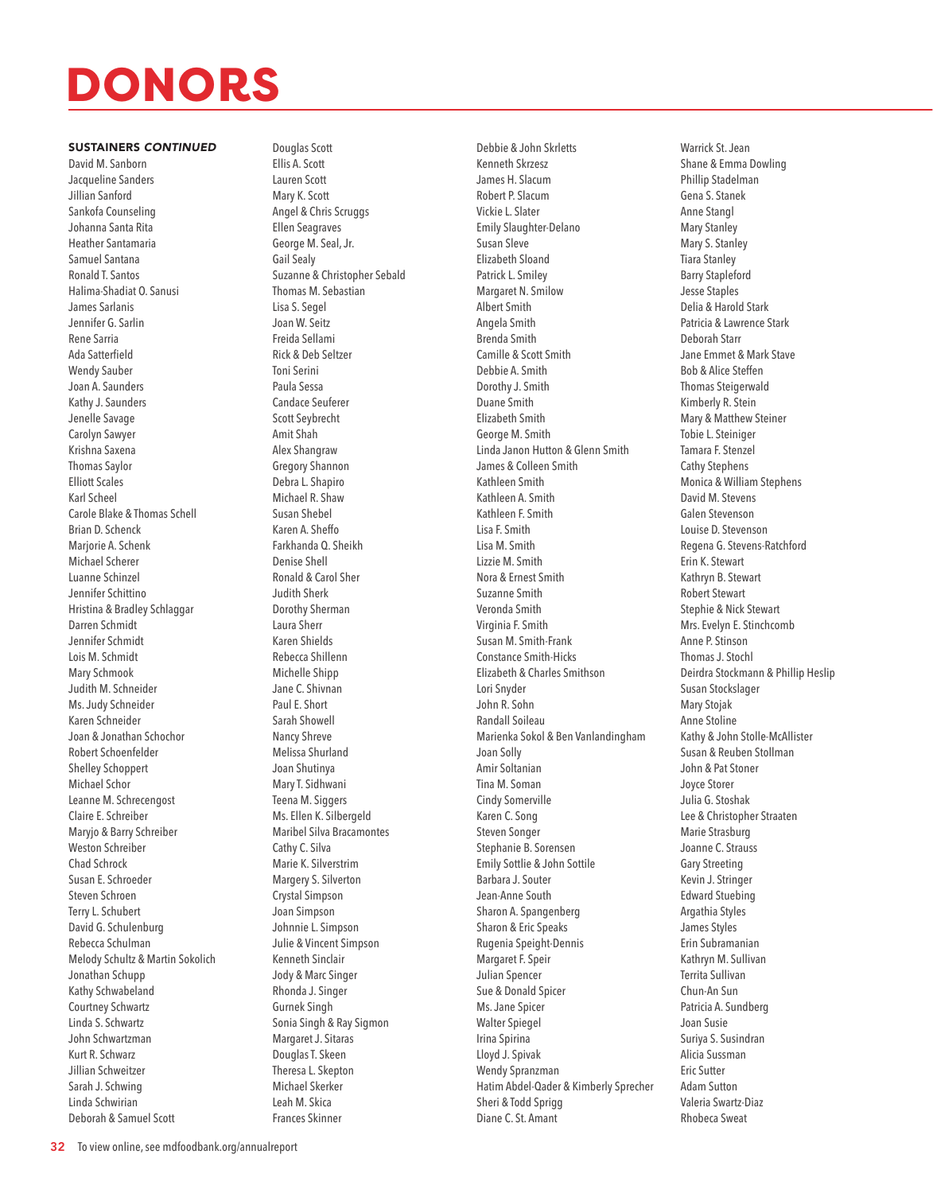# DONORS

**SUSTAINERS *CONTINUED***

David M. Sanborn
Jacqueline Sanders
Jillian Sanford
Sankofa Counseling
Johanna Santa Rita
Heather Santamaria
Samuel Santana
Ronald T. Santos
Halima-Shadiat O. Sanusi
James Sarlanis
Jennifer G. Sarlin
Rene Sarria
Ada Satterfield
Wendy Sauber
Joan A. Saunders
Kathy J. Saunders
Jenelle Savage
Carolyn Sawyer
Krishna Saxena
Thomas Saylor
Elliott Scales
Karl Scheel
Carole Blake & Thomas Schell
Brian D. Schenck
Marjorie A. Schenk
Michael Scherer
Luanne Schinzel
Jennifer Schittino
Hristina & Bradley Schlaggar
Darren Schmidt
Jennifer Schmidt
Lois M. Schmidt
Mary Schmook
Judith M. Schneider
Ms. Judy Schneider
Karen Schneider
Joan & Jonathan Schochor
Robert Schoenfelder
Shelley Schoppert
Michael Schor
Leanne M. Schrecengost
Claire E. Schreiber
Maryjo & Barry Schreiber
Weston Schreiber
Chad Schrock
Susan E. Schroeder
Steven Schroen
Terry L. Schubert
David G. Schulenburg
Rebecca Schulman
Melody Schultz & Martin Sokolich
Jonathan Schupp
Kathy Schwabeland
Courtney Schwartz
Linda S. Schwartz
John Schwartzman
Kurt R. Schwarz
Jillian Schweitzer
Sarah J. Schwing
Linda Schwirian
Deborah & Samuel Scott
Douglas Scott
Ellis A. Scott
Lauren Scott
Mary K. Scott
Angel & Chris Scruggs
Ellen Seagraves
George M. Seal, Jr.
Gail Sealy
Suzanne & Christopher Sebald
Thomas M. Sebastian
Lisa S. Segel
Joan W. Seitz
Freida Sellami
Rick & Deb Seltzer
Toni Serini
Paula Sessa
Candace Seuferer
Scott Seybrecht
Amit Shah
Alex Shangraw
Gregory Shannon
Debra L. Shapiro
Michael R. Shaw
Susan Shebel
Karen A. Sheffo
Farkhanda Q. Sheikh
Denise Shell
Ronald & Carol Sher
Judith Sherk
Dorothy Sherman
Laura Sherr
Karen Shields
Rebecca Shillenn
Michelle Shipp
Jane C. Shivnan
Paul E. Short
Sarah Showell
Nancy Shreve
Melissa Shurland
Joan Shutinya
Mary T. Sidhwani
Teena M. Siggers
Ms. Ellen K. Silbergeld
Maribel Silva Bracamontes
Cathy C. Silva
Marie K. Silverstrim
Margery S. Silverton
Crystal Simpson
Joan Simpson
Johnnie L. Simpson
Julie & Vincent Simpson
Kenneth Sinclair
Jody & Marc Singer
Rhonda J. Singer
Gurnek Singh
Sonia Singh & Ray Sigmon
Margaret J. Sitaras
Douglas T. Skeen
Theresa L. Skepton
Michael Skerker
Leah M. Skica
Frances Skinner
Debbie & John Skrletts
Kenneth Skrzesz
James H. Slacum
Robert P. Slacum
Vickie L. Slater
Emily Slaughter-Delano
Susan Sleve
Elizabeth Sloand
Patrick L. Smiley
Margaret N. Smilow
Albert Smith
Angela Smith
Brenda Smith
Camille & Scott Smith
Debbie A. Smith
Dorothy J. Smith
Duane Smith
Elizabeth Smith
George M. Smith
Linda Janon Hutton & Glenn Smith
James & Colleen Smith
Kathleen Smith
Kathleen A. Smith
Kathleen F. Smith
Lisa F. Smith
Lisa M. Smith
Lizzie M. Smith
Nora & Ernest Smith
Suzanne Smith
Veronda Smith
Virginia F. Smith
Susan M. Smith-Frank
Constance Smith-Hicks
Elizabeth & Charles Smithson
Lori Snyder
John R. Sohn
Randall Soileau
Marienka Sokol & Ben Vanlandingham
Joan Solly
Amir Soltanian
Tina M. Soman
Cindy Somerville
Karen C. Song
Steven Songer
Stephanie B. Sorensen
Emily Sottile & John Sottile
Barbara J. Souter
Jean-Anne South
Sharon A. Spangenberg
Sharon & Eric Speaks
Rugenia Speight-Dennis
Margaret F. Speir
Julian Spencer
Sue & Donald Spicer
Ms. Jane Spicer
Walter Spiegel
Irina Spirina
Lloyd J. Spivak
Wendy Spranzman
Hatim Abdel-Qader & Kimberly Sprecher
Sheri & Todd Sprigg
Diane C. St. Amant
Warrick St. Jean
Shane & Emma Dowling
Phillip Stadelman
Gena S. Stanek
Anne Stangl
Mary Stanley
Mary S. Stanley
Tiara Stanley
Barry Stapleford
Jesse Staples
Delia & Harold Stark
Patricia & Lawrence Stark
Deborah Starr
Jane Emmet & Mark Stave
Bob & Alice Steffen
Thomas Steigerwald
Kimberly R. Stein
Mary & Matthew Steiner
Tobie L. Steiniger
Tamara F. Stenzel
Cathy Stephens
Monica & William Stephens
David M. Stevens
Galen Stevenson
Louise D. Stevenson
Regena G. Stevens-Ratchford
Erin K. Stewart
Kathryn B. Stewart
Robert Stewart
Stephie & Nick Stewart
Mrs. Evelyn E. Stinchcomb
Anne P. Stinson
Thomas J. Stochl
Deirdra Stockmann & Phillip Heslip
Susan Stockslager
Mary Stojak
Anne Stoline
Kathy & John Stolle-McAllister
Susan & Reuben Stollman
John & Pat Stoner
Joyce Storer
Julia G. Stoshak
Lee & Christopher Straaten
Marie Strasburg
Joanne C. Strauss
Gary Streeting
Kevin J. Stringer
Edward Stuebing
Argathia Styles
James Styles
Erin Subramanian
Kathryn M. Sullivan
Territa Sullivan
Chun-An Sun
Patricia A. Sundberg
Joan Susie
Suriya S. Susindran
Alicia Sussman
Eric Sutter
Adam Sutton
Valeria Swartz-Diaz
Rhobeca Sweat

To view online, see mdfoodbank.org/annualreport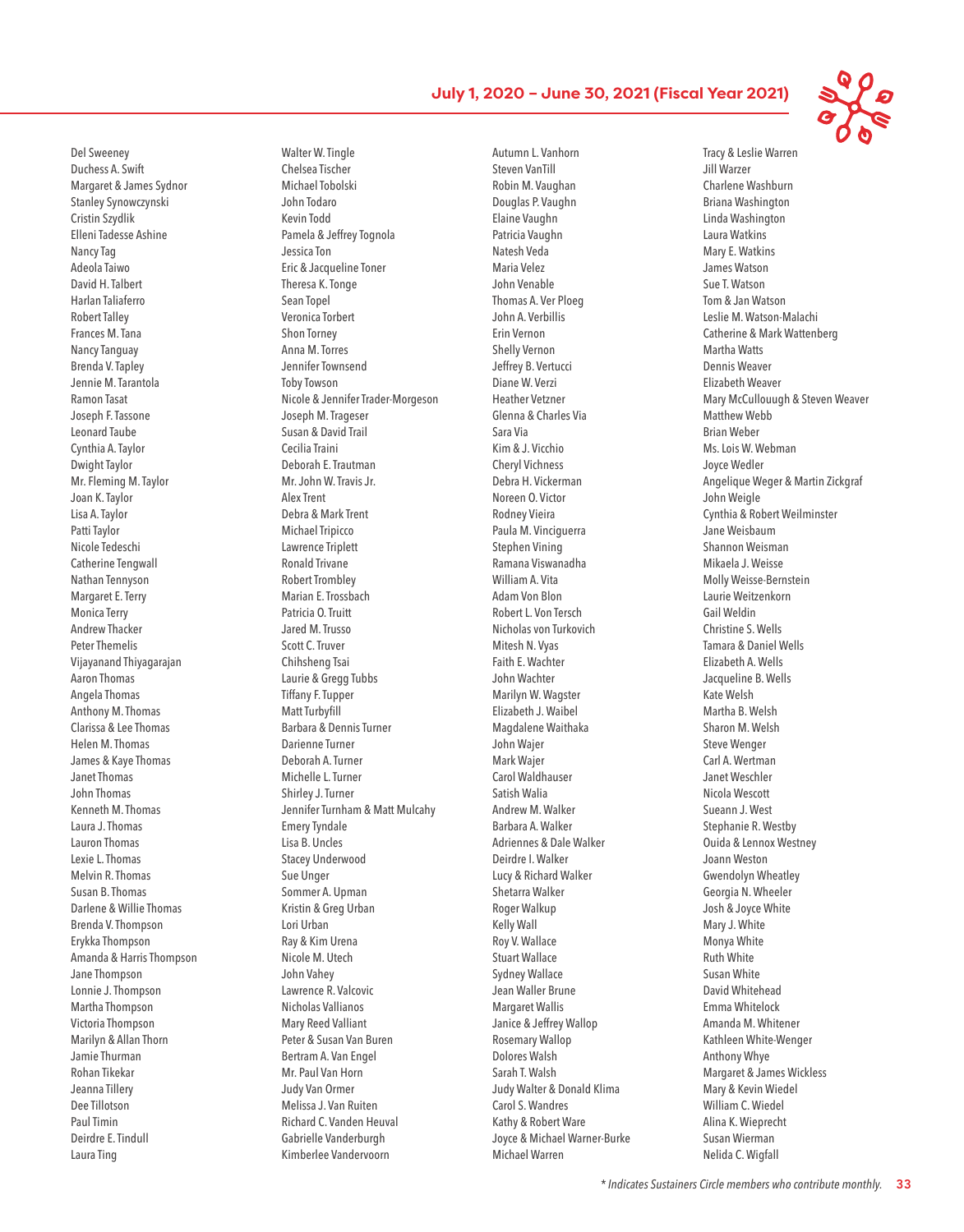Del Sweeney
Duchess A. Swift
Margaret & James Sydnor
Stanley Synowczynski
Cristin Szydlik
Elleni Tadesse Ashine
Nancy Tag
Adeola Taiwo
David H. Talbert
Harlan Taliaferro
Robert Talley
Frances M. Tana
Nancy Tanguay
Brenda V. Tapley
Jennie M. Tarantola
Ramon Tasat
Joseph F. Tassone
Leonard Taube
Cynthia A. Taylor
Dwight Taylor
Mr. Fleming M. Taylor
Joan K. Taylor
Lisa A. Taylor
Patti Taylor
Nicole Tedeschi
Catherine Tengwall
Nathan Tennyson
Margaret E. Terry
Monica Terry
Andrew Thacker
Peter Themelis
Vijayanand Thiyagarajan
Aaron Thomas
Angela Thomas
Anthony M. Thomas
Clarissa & Lee Thomas
Helen M. Thomas
James & Kaye Thomas
Janet Thomas
John Thomas
Kenneth M. Thomas
Laura J. Thomas
Lauron Thomas
Lexie L. Thomas
Melvin R. Thomas
Susan B. Thomas
Darlene & Willie Thomas
Brenda V. Thompson
Erykka Thompson
Amanda & Harris Thompson
Jane Thompson
Lonnie J. Thompson
Martha Thompson
Victoria Thompson
Marilyn & Allan Thorn
Jamie Thurman
Rohan Tikekar
Jeanna Tillery
Dee Tillotson
Paul Timin
Deirdre E. Tindull
Laura Ting
Walter W. Tingle
Chelsea Tischer
Michael Tobolski
John Todaro
Kevin Todd
Pamela & Jeffrey Tognola
Jessica Ton
Eric & Jacqueline Toner
Theresa K. Tonge
Sean Topel
Veronica Torbert
Shon Torney
Anna M. Torres
Jennifer Townsend
Toby Towson
Nicole & Jennifer Trader-Morgeson
Joseph M. Trageser
Susan & David Trail
Cecilia Traini
Deborah E. Trautman
Mr. John W. Travis Jr.
Alex Trent
Debra & Mark Trent
Michael Tripicco
Lawrence Triplett
Ronald Trivane
Robert Trombley
Marian E. Trossbach
Patricia O. Truitt
Jared M. Trusso
Scott C. Truver
Chihsheng Tsai
Laurie & Gregg Tubbs
Tiffany F. Tupper
Matt Turbyfill
Barbara & Dennis Turner
Darienne Turner
Deborah A. Turner
Michelle L. Turner
Shirley J. Turner
Jennifer Turnham & Matt Mulcahy
Emery Tyndale
Lisa B. Uncles
Stacey Underwood
Sue Unger
Sommer A. Upman
Kristin & Greg Urban
Lori Urban
Ray & Kim Urena
Nicole M. Utech
John Vahey
Lawrence R. Valcovic
Nicholas Vallianos
Mary Reed Valliant
Peter & Susan Van Buren
Bertram A. Van Engel
Mr. Paul Van Horn
Judy Van Ormer
Melissa J. Van Ruiten
Richard C. Vanden Heuval
Gabrielle Vanderburgh
Kimberlee Vandervoorn
Autumn L. Vanhorn
Steven VanTill
Robin M. Vaughan
Douglas P. Vaughn
Elaine Vaughn
Patricia Vaughn
Natesh Veda
Maria Velez
John Venable
Thomas A. Ver Ploeg
John A. Verbillis
Erin Vernon
Shelly Vernon
Jeffrey B. Vertucci
Diane W. Verzi
Heather Vetzner
Glenna & Charles Via
Sara Via
Kim & J. Vicchio
Cheryl Vichness
Debra H. Vickerman
Noreen O. Victor
Rodney Vieira
Paula M. Vinciguerra
Stephen Vining
Ramana Viswanadha
William A. Vita
Adam Von Blon
Robert L. Von Tersch
Nicholas von Turkovich
Mitesh N. Vyas
Faith E. Wachter
John Wachter
Marilyn W. Wagster
Elizabeth J. Waibel
Magdalene Waithaka
John Wajer
Mark Wajer
Carol Waldhauser
Satish Walia
Andrew M. Walker
Barbara A. Walker
Adriennes & Dale Walker
Deirdre I. Walker
Lucy & Richard Walker
Shetarra Walker
Roger Walkup
Kelly Wall
Roy V. Wallace
Stuart Wallace
Sydney Wallace
Jean Waller Brune
Margaret Wallis
Janice & Jeffrey Wallop
Rosemary Wallop
Dolores Walsh
Sarah T. Walsh
Judy Walter & Donald Klima
Carol S. Wandres
Kathy & Robert Ware
Joyce & Michael Warner-Burke
Michael Warren
Tracy & Leslie Warren
Jill Warzer
Charlene Washburn
Briana Washington
Linda Washington
Laura Watkins
Mary E. Watkins
James Watson
Sue T. Watson
Tom & Jan Watson
Leslie M. Watson-Malachi
Catherine & Mark Wattenberg
Martha Watts
Dennis Weaver
Elizabeth Weaver
Mary McCullouugh & Steven Weaver
Matthew Webb
Brian Weber
Ms. Lois W. Webman
Joyce Wedler
Angelique Weger & Martin Zickgraf
John Weigle
Cynthia & Robert Weilminster
Jane Weisbaum
Shannon Weisman
Mikaela J. Weisse
Molly Weisse-Bernstein
Laurie Weitzenkorn
Gail Weldin
Christine S. Wells
Tamara & Daniel Wells
Elizabeth A. Wells
Jacqueline B. Wells
Kate Welsh
Martha B. Welsh
Sharon M. Welsh
Steve Wenger
Carl A. Wertman
Janet Weschler
Nicola Wescott
Sueann J. West
Stephanie R. Westby
Ouida & Lennox Westney
Joann Weston
Gwendolyn Wheatley
Georgia N. Wheeler
Josh & Joyce White
Mary J. White
Monya White
Ruth White
Susan White
David Whitehead
Emma Whitelock
Amanda M. Whitener
Kathleen White-Wenger
Anthony Whye
Margaret & James Wickless
Mary & Kevin Wiedel
William C. Wiedel
Alina K. Wieprecht
Susan Wierman
Nelida C. Wigfall

*\* Indicates Sustainers Circle members who contribute monthly.*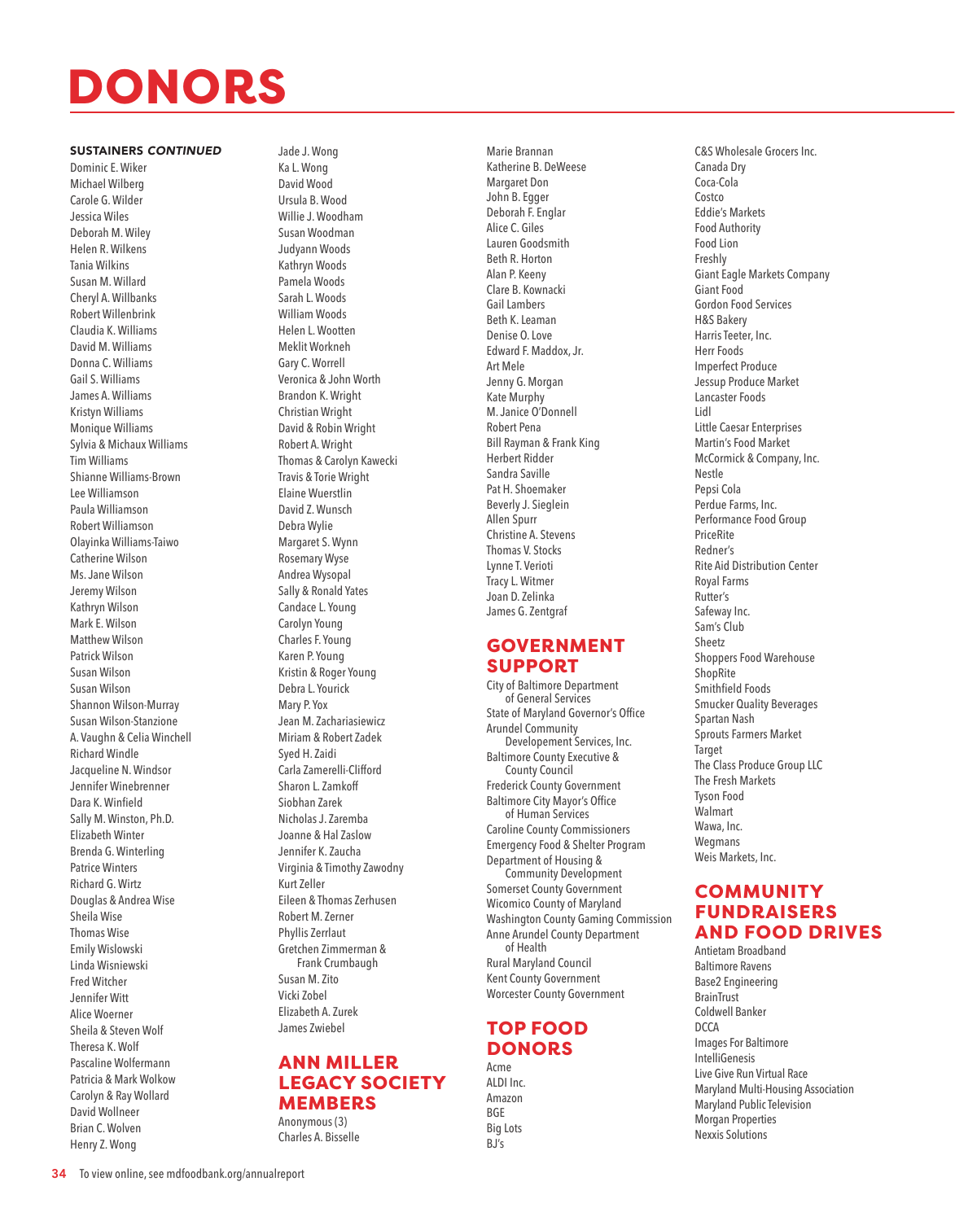# DONORS

**SUSTAINERS *CONTINUED***

Dominic E. Wiker
Michael Wilberg
Carole G. Wilder
Jessica Wiles
Deborah M. Wiley
Helen R. Wilkens
Tania Wilkins
Susan M. Willard
Cheryl A. Willbanks
Robert Willenbrink
Claudia K. Williams
David M. Williams
Donna C. Williams
Gail S. Williams
James A. Williams
Kristyn Williams
Monique Williams
Sylvia & Michaux Williams
Tim Williams
Shianne Williams-Brown
Lee Williamson
Paula Williamson
Robert Williamson
Olayinka Williams-Taiwo
Catherine Wilson
Ms. Jane Wilson
Jeremy Wilson
Kathryn Wilson
Mark E. Wilson
Matthew Wilson
Patrick Wilson
Susan Wilson
Susan Wilson
Shannon Wilson-Murray
Susan Wilson-Stanzione
A. Vaughn & Celia Winchell
Richard Windle
Jacqueline N. Windsor
Jennifer Winebrenner
Dara K. Winfield
Sally M. Winston, Ph.D.
Elizabeth Winter
Brenda G. Winterling
Patrice Winters
Richard G. Wirtz
Douglas & Andrea Wise
Sheila Wise
Thomas Wise
Emily Wislowski
Linda Wisniewski
Fred Witcher
Jennifer Witt
Alice Woerner
Sheila & Steven Wolf
Theresa K. Wolf
Pascaline Wolfermann
Patricia & Mark Wolkow
Carolyn & Ray Wollard
David Wollneer
Brian C. Wolven
Henry Z. Wong
Jade J. Wong
Ka L. Wong
David Wood
Ursula B. Wood
Willie J. Woodham
Susan Woodman
Judyann Woods
Kathryn Woods
Pamela Woods
Sarah L. Woods
William Woods
Helen L. Wootten
Meklit Workneh
Gary C. Worrell
Veronica & John Worth
Brandon K. Wright
Christian Wright
David & Robin Wright
Robert A. Wright
Thomas & Carolyn Kawecki
Travis & Torie Wright
Elaine Wuerstlin
David J. Wunsch
Debra Wylie
Margaret S. Wynn
Rosemary Wyse
Andrea Wysopal
Sally & Ronald Yates
Candace L. Young
Carolyn Young
Charles F. Young
Karen P. Young
Kristin & Roger Young
Debra L. Yourick
Mary P. Yox
Jean M. Zachariasiewicz
Miriam & Robert Zadek
Syed H. Zaidi
Carla Zamerelli-Clifford
Sharon L. Zamkoff
Siobhan Zarek
Nicholas J. Zaremba
Joanne & Hal Zaslow
Jennifer K. Zaucha
Virginia & Timothy Zawodny
Kurt Zeller
Eileen & Thomas Zerhusen
Robert M. Zerner
Phyllis Zerrlaut
Gretchen Zimmerman & Frank Crumbaugh
Susan M. Zito
Vicki Zobel
Elizabeth A. Zurek
James Zwiebel

## ANN MILLER LEGACY SOCIETY MEMBERS

Anonymous (3)
Charles A. Bisselle
Marie Brannan
Katherine B. DeWeese
Margaret Don
John B. Egger
Deborah F. Englar
Alice C. Giles
Lauren Goodsmith
Beth R. Horton
Alan P. Keeny
Clare B. Kownacki
Gail Lambers
Beth K. Leaman
Denise O. Love
Edward F. Maddox, Jr.
Art Mele
Jenny G. Morgan
Kate Murphy
M. Janice O'Donnell
Robert Pena
Bill Rayman & Frank King
Herbert Ridder
Sandra Saville
Pat H. Shoemaker
Beverly J. Sieglein
Allen Spurr
Christine A. Stevens
Thomas V. Stocks
Lynne T. Verioti
Tracy L. Witmer
Joan D. Zelinka
James G. Zentgraf

## GOVERNMENT SUPPORT

City of Baltimore Department of General Services
State of Maryland Governor's Office
Arundel Community Developement Services, Inc.
Baltimore County Executive & County Council
Frederick County Government
Baltimore City Mayor's Office of Human Services
Caroline County Commissioners
Emergency Food & Shelter Program
Department of Housing & Community Development
Somerset County Government
Wicomico County of Maryland
Washington County Gaming Commission
Anne Arundel County Department of Health
Rural Maryland Council
Kent County Government
Worcester County Government

## TOP FOOD DONORS

Acme
ALDI Inc.
Amazon
BGE
Big Lots
BJ's
C&S Wholesale Grocers Inc.
Canada Dry
Coca-Cola
Costco
Eddie's Markets
Food Authority
Food Lion
Freshly
Giant Eagle Markets Company
Giant Food
Gordon Food Services
H&S Bakery
Harris Teeter, Inc.
Herr Foods
Imperfect Produce
Jessup Produce Market
Lancaster Foods
Lidl
Little Caesar Enterprises
Martin's Food Market
McCormick & Company, Inc.
Nestle
Pepsi Cola
Perdue Farms, Inc.
Performance Food Group
PriceRite
Redner's
Rite Aid Distribution Center
Royal Farms
Rutter's
Safeway Inc.
Sam's Club
Sheetz
Shoppers Food Warehouse
ShopRite
Smithfield Foods
Smucker Quality Beverages
Spartan Nash
Sprouts Farmers Market
Target
The Class Produce Group LLC
The Fresh Markets
Tyson Food
Walmart
Wawa, Inc.
Wegmans
Weis Markets, Inc.

## COMMUNITY FUNDRAISERS AND FOOD DRIVES

Antietam Broadband
Baltimore Ravens
Base2 Engineering
BrainTrust
Coldwell Banker
DCCA
Images For Baltimore
IntelliGenesis
Live Give Run Virtual Race
Maryland Multi-Housing Association
Maryland Public Television
Morgan Properties
Nexxis Solutions

To view online, see mdfoodbank.org/annualreport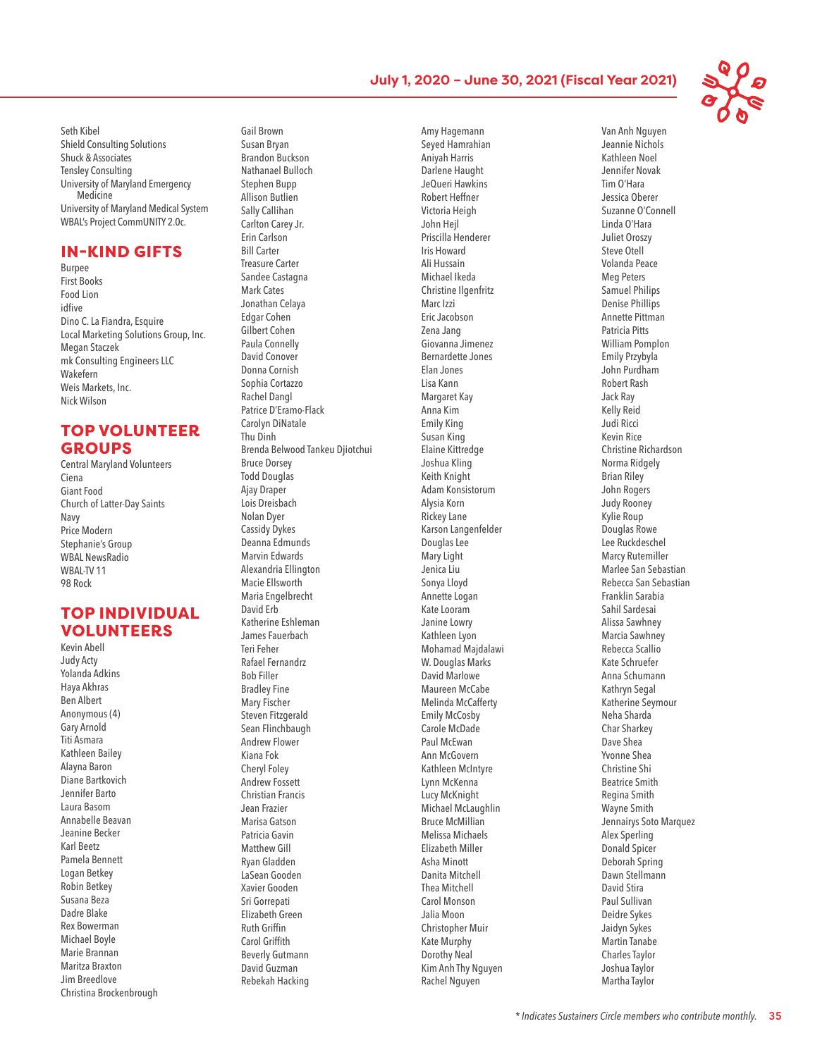Seth Kibel
Shield Consulting Solutions
Shuck & Associates
Tensley Consulting
University of Maryland Emergency Medicine
University of Maryland Medical System
WBAL's Project CommUNITY 2.0c.

## IN-KIND GIFTS

Burpee
First Books
Food Lion
idfive
Dino C. La Fiandra, Esquire
Local Marketing Solutions Group, Inc.
Megan Staczek
mk Consulting Engineers LLC
Wakefern
Weis Markets, Inc.
Nick Wilson

## TOP VOLUNTEER GROUPS

Central Maryland Volunteers
Ciena
Giant Food
Church of Latter-Day Saints
Navy
Price Modern
Stephanie's Group
WBAL NewsRadio
WBAL-TV 11
98 Rock

## TOP INDIVIDUAL VOLUNTEERS

Kevin Abell
Judy Acty
Yolanda Adkins
Haya Akhras
Ben Albert
Anonymous (4)
Gary Arnold
Titi Asmara
Kathleen Bailey
Alayna Baron
Diane Bartkovich
Jennifer Barto
Laura Basom
Annabelle Beavan
Jeanine Becker
Karl Beetz
Pamela Bennett
Logan Betkey
Robin Betkey
Susana Beza
Dadre Blake
Rex Bowerman
Michael Boyle
Marie Brannan
Maritza Braxton
Jim Breedlove
Christina Brockenbrough
Gail Brown
Susan Bryan
Brandon Buckson
Nathanael Bulloch
Stephen Bupp
Allison Butlien
Sally Callihan
Carlton Carey Jr.
Erin Carlson
Bill Carter
Treasure Carter
Sandee Castagna
Mark Cates
Jonathan Celaya
Edgar Cohen
Gilbert Cohen
Paula Connelly
David Conover
Donna Cornish
Sophia Cortazzo
Rachel Dangl
Patrice D'Eramo-Flack
Carolyn DiNatale
Thu Dinh
Brenda Belwood Tankeu Djiotchui
Bruce Dorsey
Todd Douglas
Ajay Draper
Lois Dreisbach
Nolan Dyer
Cassidy Dykes
Deanna Edmunds
Marvin Edwards
Alexandria Ellington
Macie Ellsworth
Maria Engelbrecht
David Erb
Katherine Eshleman
James Fauerbach
Teri Feher
Rafael Fernandrz
Bob Filler
Bradley Fine
Mary Fischer
Steven Fitzgerald
Sean Flinchbaugh
Andrew Flower
Kiana Fok
Cheryl Foley
Andrew Fossett
Christian Francis
Jean Frazier
Marisa Gatson
Patricia Gavin
Matthew Gill
Ryan Gladden
LaSean Gooden
Xavier Gooden
Sri Gorrepati
Elizabeth Green
Ruth Griffin
Carol Griffith
Beverly Gutmann
David Guzman
Rebekah Hacking
Amy Hagemann
Seyed Hamrahian
Aniyah Harris
Darlene Haught
JeQueri Hawkins
Robert Heffner
Victoria Heigh
John Hejl
Priscilla Henderer
Iris Howard
Ali Hussain
Michael Ikeda
Christine Ilgenfritz
Marc Izzi
Eric Jacobson
Zena Jang
Giovanna Jimenez
Bernardette Jones
Elan Jones
Lisa Kann
Margaret Kay
Anna Kim
Emily King
Susan King
Elaine Kittredge
Joshua Kling
Keith Knight
Adam Konsistorum
Alysia Korn
Rickey Lane
Karson Langenfelder
Douglas Lee
Mary Light
Jenica Liu
Sonya Lloyd
Annette Logan
Kate Looram
Janine Lowry
Kathleen Lyon
Mohamad Majdalawi
W. Douglas Marks
David Marlowe
Maureen McCabe
Melinda McCafferty
Emily McCosby
Carole McDade
Paul McEwan
Ann McGovern
Kathleen McIntyre
Lynn McKenna
Lucy McKnight
Michael McLaughlin
Bruce McMillian
Melissa Michaels
Elizabeth Miller
Asha Minott
Danita Mitchell
Thea Mitchell
Carol Monson
Jalia Moon
Christopher Muir
Kate Murphy
Dorothy Neal
Kim Anh Thy Nguyen
Rachel Nguyen
Van Anh Nguyen
Jeannie Nichols
Kathleen Noel
Jennifer Novak
Tim O'Hara
Jessica Oberer
Suzanne O'Connell
Linda O'Hara
Juliet Oroszy
Steve Otell
Volanda Peace
Meg Peters
Samuel Philips
Denise Phillips
Annette Pittman
Patricia Pitts
William Pomplon
Emily Przybyla
John Purdham
Robert Rash
Jack Ray
Kelly Reid
Judi Ricci
Kevin Rice
Christine Richardson
Norma Ridgely
Brian Riley
John Rogers
Judy Rooney
Kylie Roup
Douglas Rowe
Lee Ruckdeschel
Marcy Rutemiller
Marlee San Sebastian
Rebecca San Sebastian
Franklin Sarabia
Sahil Sardesai
Alissa Sawhney
Marcia Sawhney
Rebecca Scallio
Kate Schruefer
Anna Schumann
Kathryn Segal
Katherine Seymour
Neha Sharda
Char Sharkey
Dave Shea
Yvonne Shea
Christine Shi
Beatrice Smith
Regina Smith
Wayne Smith
Jennairys Soto Marquez
Alex Sperling
Donald Spicer
Deborah Spring
Dawn Stellmann
David Stira
Paul Sullivan
Deidre Sykes
Jaidyn Sykes
Martin Tanabe
Charles Taylor
Joshua Taylor
Martha Taylor

*\* Indicates Sustainers Circle members who contribute monthly.*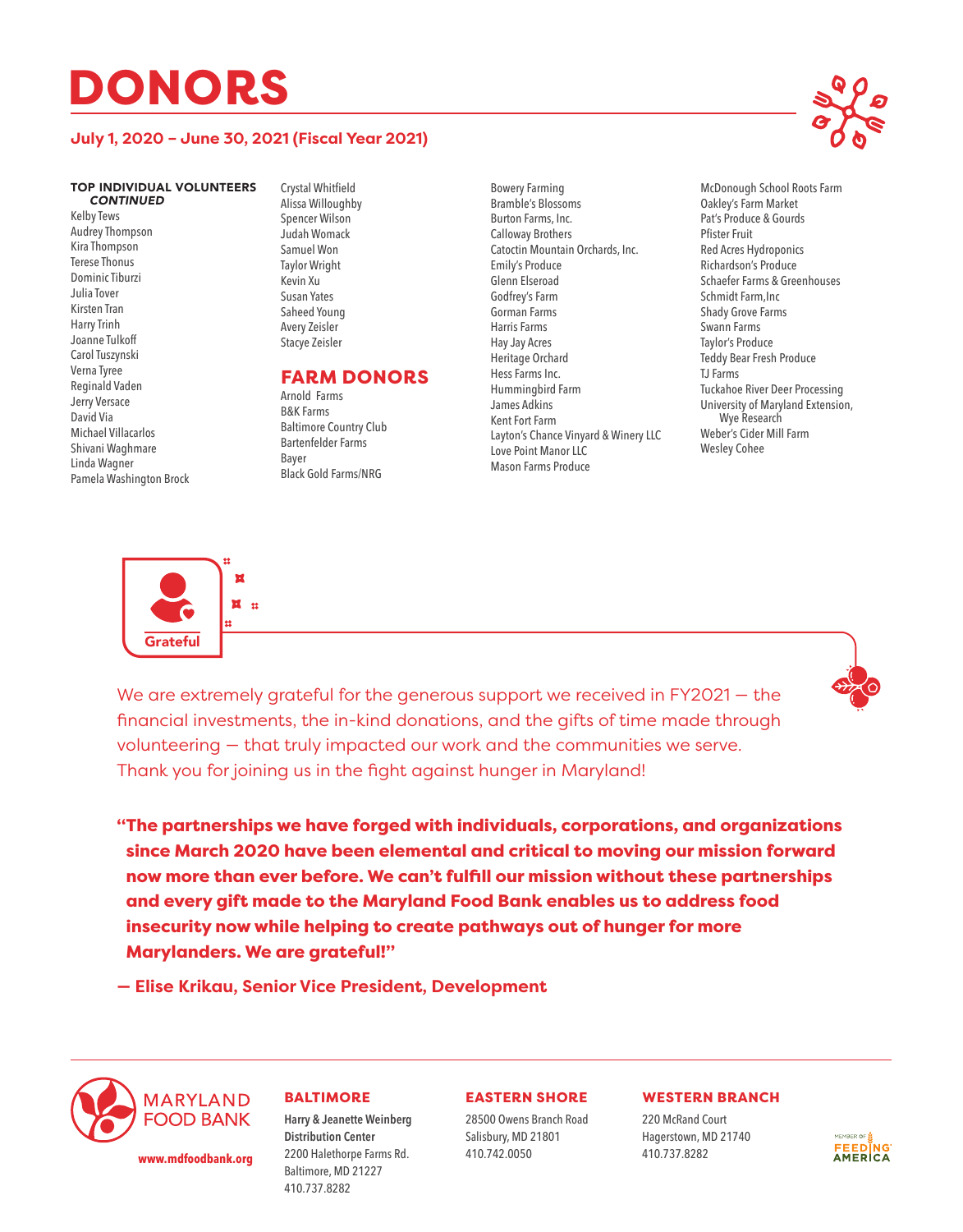# DONORS

## July 1, 2020 – June 30, 2021 (Fiscal Year 2021)

### TOP INDIVIDUAL VOLUNTEERS *CONTINUED*

Kelby Tews
Audrey Thompson
Kira Thompson
Terese Thonus
Dominic Tiburzi
Julia Tover
Kirsten Tran
Harry Trinh
Joanne Tulkoff
Carol Tuszynski
Verna Tyree
Reginald Vaden
Jerry Versace
David Via
Michael Villacarlos
Shivani Waghmare
Linda Wagner
Pamela Washington Brock
Crystal Whitfield
Alissa Willoughby
Spencer Wilson
Judah Womack
Samuel Won
Taylor Wright
Kevin Xu
Susan Yates
Saheed Young
Avery Zeisler
Stacye Zeisler

### FARM DONORS

Arnold Farms
B&K Farms
Baltimore Country Club
Bartenfelder Farms
Bayer
Black Gold Farms/NRG
Bowery Farming
Bramble's Blossoms
Burton Farms, Inc.
Calloway Brothers
Catoctin Mountain Orchards, Inc.
Emily's Produce
Glenn Elseroad
Godfrey's Farm
Gorman Farms
Harris Farms
Hay Jay Acres
Heritage Orchard
Hess Farms Inc.
Hummingbird Farm
James Adkins
Kent Fort Farm
Layton's Chance Vinyard & Winery LLC
Love Point Manor LLC
Mason Farms Produce
McDonough School Roots Farm
Oakley's Farm Market
Pat's Produce & Gourds
Pfister Fruit
Red Acres Hydroponics
Richardson's Produce
Schaefer Farms & Greenhouses
Schmidt Farm,Inc
Shady Grove Farms
Swann Farms
Taylor's Produce
Teddy Bear Fresh Produce
TJ Farms
Tuckahoe River Deer Processing
University of Maryland Extension, Wye Research
Weber's Cider Mill Farm
Wesley Cohee

Grateful

We are extremely grateful for the generous support we received in FY2021 — the financial investments, the in-kind donations, and the gifts of time made through volunteering — that truly impacted our work and the communities we serve. Thank you for joining us in the fight against hunger in Maryland!

**"The partnerships we have forged with individuals, corporations, and organizations since March 2020 have been elemental and critical to moving our mission forward now more than ever before. We can't fulfill our mission without these partnerships and every gift made to the Maryland Food Bank enables us to address food insecurity now while helping to create pathways out of hunger for more Marylanders. We are grateful!"**

**— Elise Krikau, Senior Vice President, Development**

MARYLAND FOOD BANK
www.mdfoodbank.org

**BALTIMORE**
**Harry & Jeanette Weinberg Distribution Center**
2200 Halethorpe Farms Rd.
Baltimore, MD 21227
410.737.8282

**EASTERN SHORE**
28500 Owens Branch Road
Salisbury, MD 21801
410.742.0050

**WESTERN BRANCH**
220 McRand Court
Hagerstown, MD 21740
410.737.8282

MEMBER OF FEEDING AMERICA